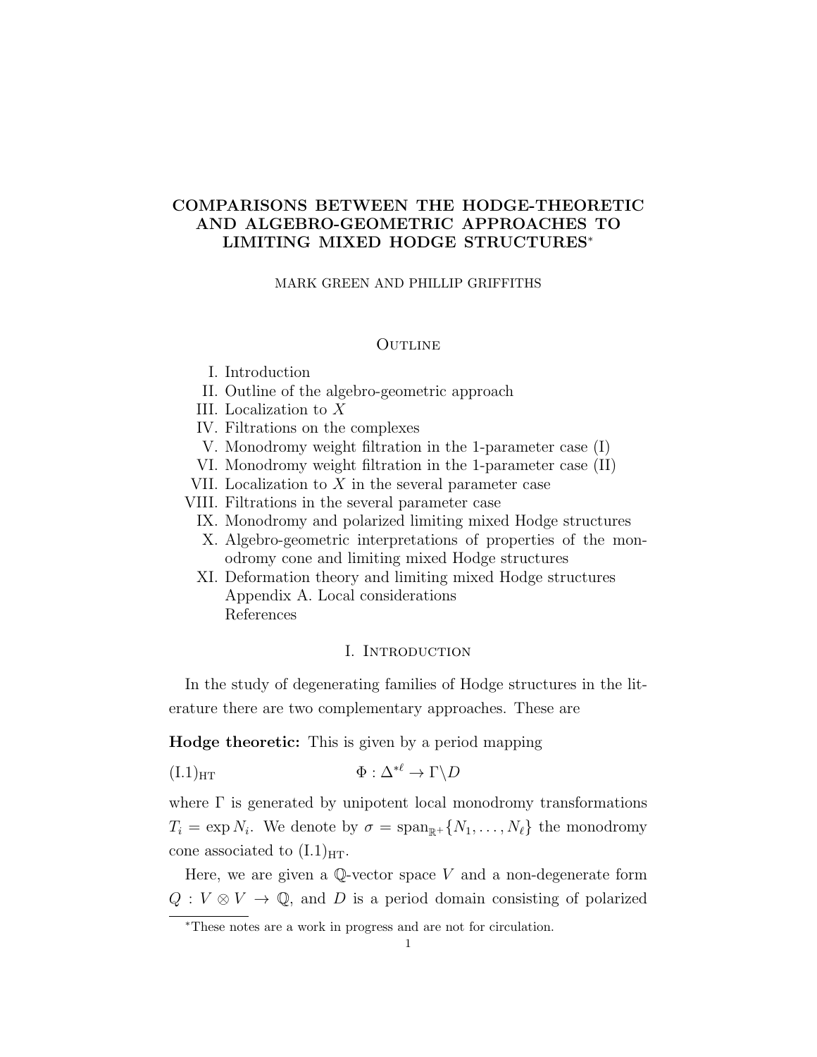# COMPARISONS BETWEEN THE HODGE-THEORETIC AND ALGEBRO-GEOMETRIC APPROACHES TO LIMITING MIXED HODGE STRUCTURES*

MARK GREEN AND PHILLIP GRIFFITHS

## Outline

I. Introduction
II. Outline of the algebro-geometric approach
III. Localization to $X$
IV. Filtrations on the complexes
V. Monodromy weight filtration in the 1-parameter case (I)
VI. Monodromy weight filtration in the 1-parameter case (II)
VII. Localization to $X$ in the several parameter case
VIII. Filtrations in the several parameter case
IX. Monodromy and polarized limiting mixed Hodge structures
X. Algebro-geometric interpretations of properties of the monodromy cone and limiting mixed Hodge structures
XI. Deformation theory and limiting mixed Hodge structures
Appendix A. Local considerations
References

## I. Introduction

In the study of degenerating families of Hodge structures in the literature there are two complementary approaches. These are

**Hodge theoretic:** This is given by a period mapping

$$\Phi : \Delta^{*\ell} \to \Gamma\backslash D \tag{I.1$_{\mathrm{HT}}$}$$

where $\Gamma$ is generated by unipotent local monodromy transformations $T_i = \exp N_i$. We denote by $\sigma = \mathrm{span}_{\mathbb{R}^+}\{N_1, \ldots, N_\ell\}$ the monodromy cone associated to $(\mathrm{I.1})_{\mathrm{HT}}$.

Here, we are given a $\mathbb{Q}$-vector space $V$ and a non-degenerate form $Q : V \otimes V \to \mathbb{Q}$, and $D$ is a period domain consisting of polarized

*These notes are a work in progress and are not for circulation.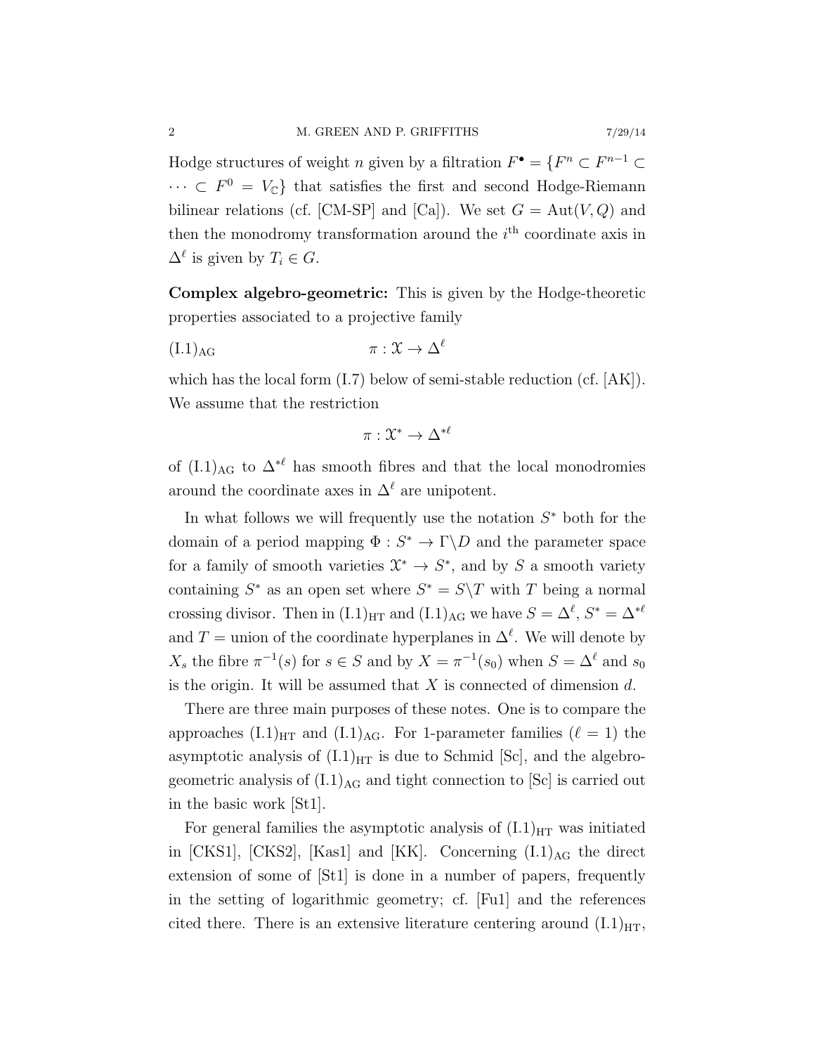Hodge structures of weight $n$ given by a filtration $F^\bullet = \{F^n \subset F^{n-1} \subset \cdots \subset F^0 = V_\mathbb{C}\}$ that satisfies the first and second Hodge-Riemann bilinear relations (cf. [CM-SP] and [Ca]). We set $G = \mathrm{Aut}(V, Q)$ and then the monodromy transformation around the $i^{\text{th}}$ coordinate axis in $\Delta^\ell$ is given by $T_i \in G$.

**Complex algebro-geometric:** This is given by the Hodge-theoretic properties associated to a projective family

$$\text{(I.1)}_{\text{AG}} \qquad \pi : \mathcal{X} \to \Delta^\ell$$

which has the local form (I.7) below of semi-stable reduction (cf. [AK]). We assume that the restriction

$$\pi : \mathcal{X}^* \to \Delta^{*\ell}$$

of $\text{(I.1)}_{\text{AG}}$ to $\Delta^{*\ell}$ has smooth fibres and that the local monodromies around the coordinate axes in $\Delta^\ell$ are unipotent.

In what follows we will frequently use the notation $S^*$ both for the domain of a period mapping $\Phi : S^* \to \Gamma\backslash D$ and the parameter space for a family of smooth varieties $\mathcal{X}^* \to S^*$, and by $S$ a smooth variety containing $S^*$ as an open set where $S^* = S\backslash T$ with $T$ being a normal crossing divisor. Then in $\text{(I.1)}_{\text{HT}}$ and $\text{(I.1)}_{\text{AG}}$ we have $S = \Delta^\ell$, $S^* = \Delta^{*\ell}$ and $T$ = union of the coordinate hyperplanes in $\Delta^\ell$. We will denote by $X_s$ the fibre $\pi^{-1}(s)$ for $s \in S$ and by $X = \pi^{-1}(s_0)$ when $S = \Delta^\ell$ and $s_0$ is the origin. It will be assumed that $X$ is connected of dimension $d$.

There are three main purposes of these notes. One is to compare the approaches $\text{(I.1)}_{\text{HT}}$ and $\text{(I.1)}_{\text{AG}}$. For 1-parameter families ($\ell = 1$) the asymptotic analysis of $\text{(I.1)}_{\text{HT}}$ is due to Schmid [Sc], and the algebro-geometric analysis of $\text{(I.1)}_{\text{AG}}$ and tight connection to [Sc] is carried out in the basic work [St1].

For general families the asymptotic analysis of $\text{(I.1)}_{\text{HT}}$ was initiated in [CKS1], [CKS2], [Kas1] and [KK]. Concerning $\text{(I.1)}_{\text{AG}}$ the direct extension of some of [St1] is done in a number of papers, frequently in the setting of logarithmic geometry; cf. [Fu1] and the references cited there. There is an extensive literature centering around $\text{(I.1)}_{\text{HT}}$,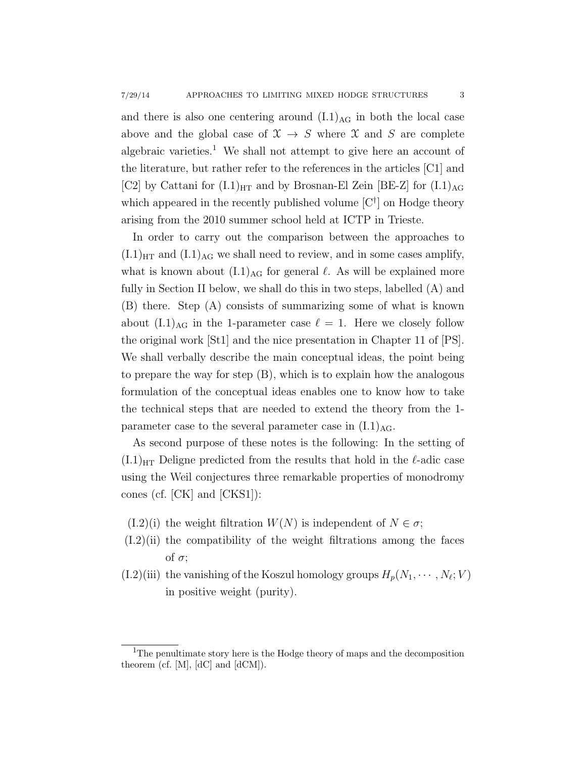and there is also one centering around $(\mathrm{I.1})_{\mathrm{AG}}$ in both the local case above and the global case of $\mathfrak{X} \to S$ where $\mathfrak{X}$ and $S$ are complete algebraic varieties.[1] We shall not attempt to give here an account of the literature, but rather refer to the references in the articles [C1] and [C2] by Cattani for $(\mathrm{I.1})_{\mathrm{HT}}$ and by Brosnan-El Zein [BE-Z] for $(\mathrm{I.1})_{\mathrm{AG}}$ which appeared in the recently published volume [C$^\dagger$] on Hodge theory arising from the 2010 summer school held at ICTP in Trieste.

In order to carry out the comparison between the approaches to $(\mathrm{I.1})_{\mathrm{HT}}$ and $(\mathrm{I.1})_{\mathrm{AG}}$ we shall need to review, and in some cases amplify, what is known about $(\mathrm{I.1})_{\mathrm{AG}}$ for general $\ell$. As will be explained more fully in Section II below, we shall do this in two steps, labelled (A) and (B) there. Step (A) consists of summarizing some of what is known about $(\mathrm{I.1})_{\mathrm{AG}}$ in the 1-parameter case $\ell = 1$. Here we closely follow the original work [St1] and the nice presentation in Chapter 11 of [PS]. We shall verbally describe the main conceptual ideas, the point being to prepare the way for step (B), which is to explain how the analogous formulation of the conceptual ideas enables one to know how to take the technical steps that are needed to extend the theory from the 1-parameter case to the several parameter case in $(\mathrm{I.1})_{\mathrm{AG}}$.

As second purpose of these notes is the following: In the setting of $(\mathrm{I.1})_{\mathrm{HT}}$ Deligne predicted from the results that hold in the $\ell$-adic case using the Weil conjectures three remarkable properties of monodromy cones (cf. [CK] and [CKS1]):

- (I.2)(i) the weight filtration $W(N)$ is independent of $N \in \sigma$;
- (I.2)(ii) the compatibility of the weight filtrations among the faces of $\sigma$;
- (I.2)(iii) the vanishing of the Koszul homology groups $H_p(N_1, \cdots, N_\ell; V)$ in positive weight (purity).

---

[1] The penultimate story here is the Hodge theory of maps and the decomposition theorem (cf. [M], [dC] and [dCM]).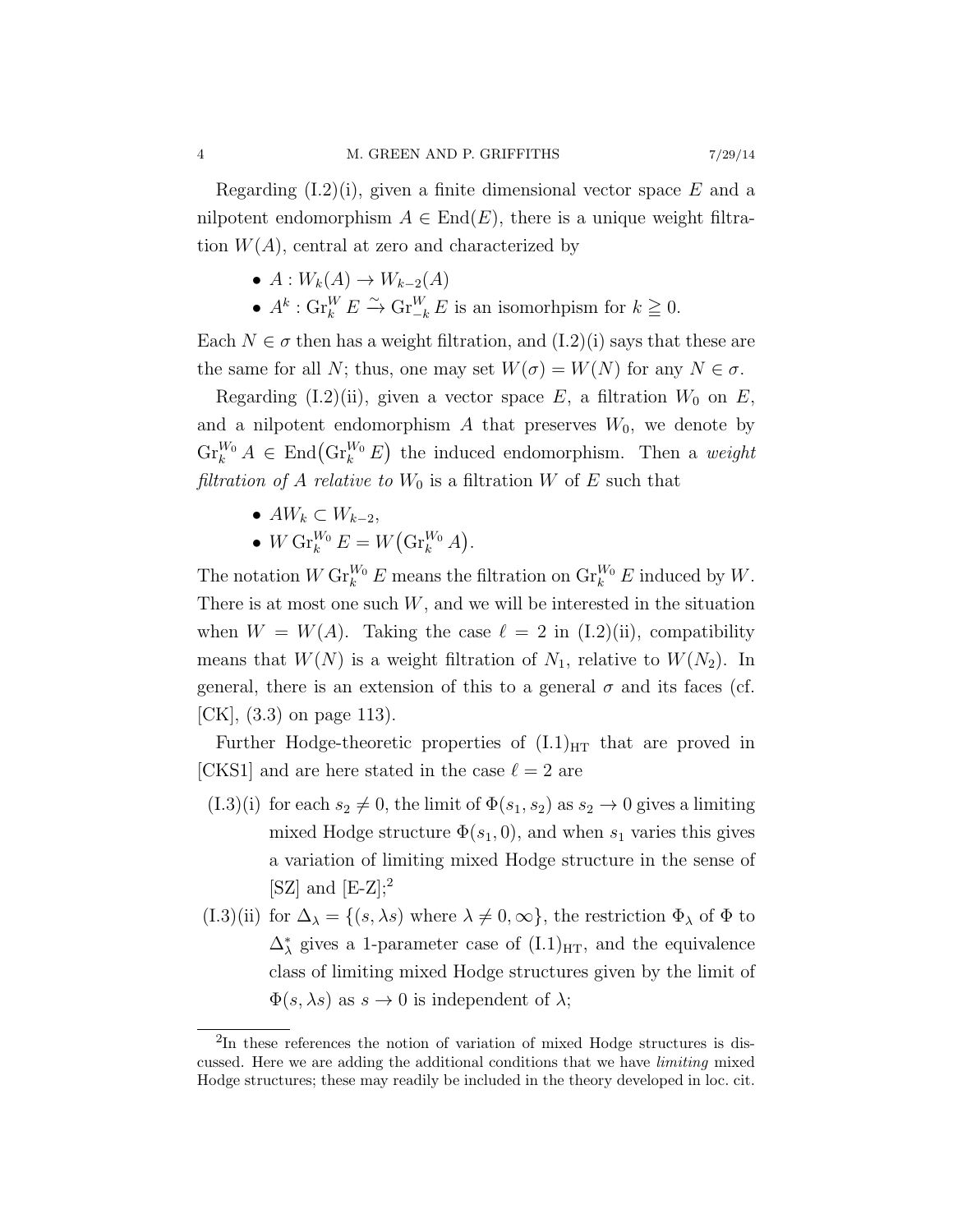Regarding (I.2)(i), given a finite dimensional vector space $E$ and a nilpotent endomorphism $A \in \operatorname{End}(E)$, there is a unique weight filtration $W(A)$, central at zero and characterized by

- $A : W_k(A) \to W_{k-2}(A)$
- $A^k : \operatorname{Gr}_k^W E \xrightarrow{\sim} \operatorname{Gr}_{-k}^W E$ is an isomorhpism for $k \geqq 0$.

Each $N \in \sigma$ then has a weight filtration, and (I.2)(i) says that these are the same for all $N$; thus, one may set $W(\sigma) = W(N)$ for any $N \in \sigma$.

Regarding (I.2)(ii), given a vector space $E$, a filtration $W_0$ on $E$, and a nilpotent endomorphism $A$ that preserves $W_0$, we denote by $\operatorname{Gr}_k^{W_0} A \in \operatorname{End}\big(\operatorname{Gr}_k^{W_0} E\big)$ the induced endomorphism. Then a *weight filtration of $A$ relative to* $W_0$ is a filtration $W$ of $E$ such that

- $AW_k \subset W_{k-2}$,
- $W \operatorname{Gr}_k^{W_0} E = W\big(\operatorname{Gr}_k^{W_0} A\big)$.

The notation $W \operatorname{Gr}_k^{W_0} E$ means the filtration on $\operatorname{Gr}_k^{W_0} E$ induced by $W$. There is at most one such $W$, and we will be interested in the situation when $W = W(A)$. Taking the case $\ell = 2$ in (I.2)(ii), compatibility means that $W(N)$ is a weight filtration of $N_1$, relative to $W(N_2)$. In general, there is an extension of this to a general $\sigma$ and its faces (cf. [CK], (3.3) on page 113).

Further Hodge-theoretic properties of $(\mathrm{I.1})_{\mathrm{HT}}$ that are proved in [CKS1] and are here stated in the case $\ell = 2$ are

(I.3)(i) for each $s_2 \neq 0$, the limit of $\Phi(s_1, s_2)$ as $s_2 \to 0$ gives a limiting mixed Hodge structure $\Phi(s_1, 0)$, and when $s_1$ varies this gives a variation of limiting mixed Hodge structure in the sense of [SZ] and [E-Z];[2]

(I.3)(ii) for $\Delta_\lambda = \{(s, \lambda s)$ where $\lambda \neq 0, \infty\}$, the restriction $\Phi_\lambda$ of $\Phi$ to $\Delta_\lambda^*$ gives a 1-parameter case of $(\mathrm{I.1})_{\mathrm{HT}}$, and the equivalence class of limiting mixed Hodge structures given by the limit of $\Phi(s, \lambda s)$ as $s \to 0$ is independent of $\lambda$;

[2] In these references the notion of variation of mixed Hodge structures is discussed. Here we are adding the additional conditions that we have *limiting* mixed Hodge structures; these may readily be included in the theory developed in loc. cit.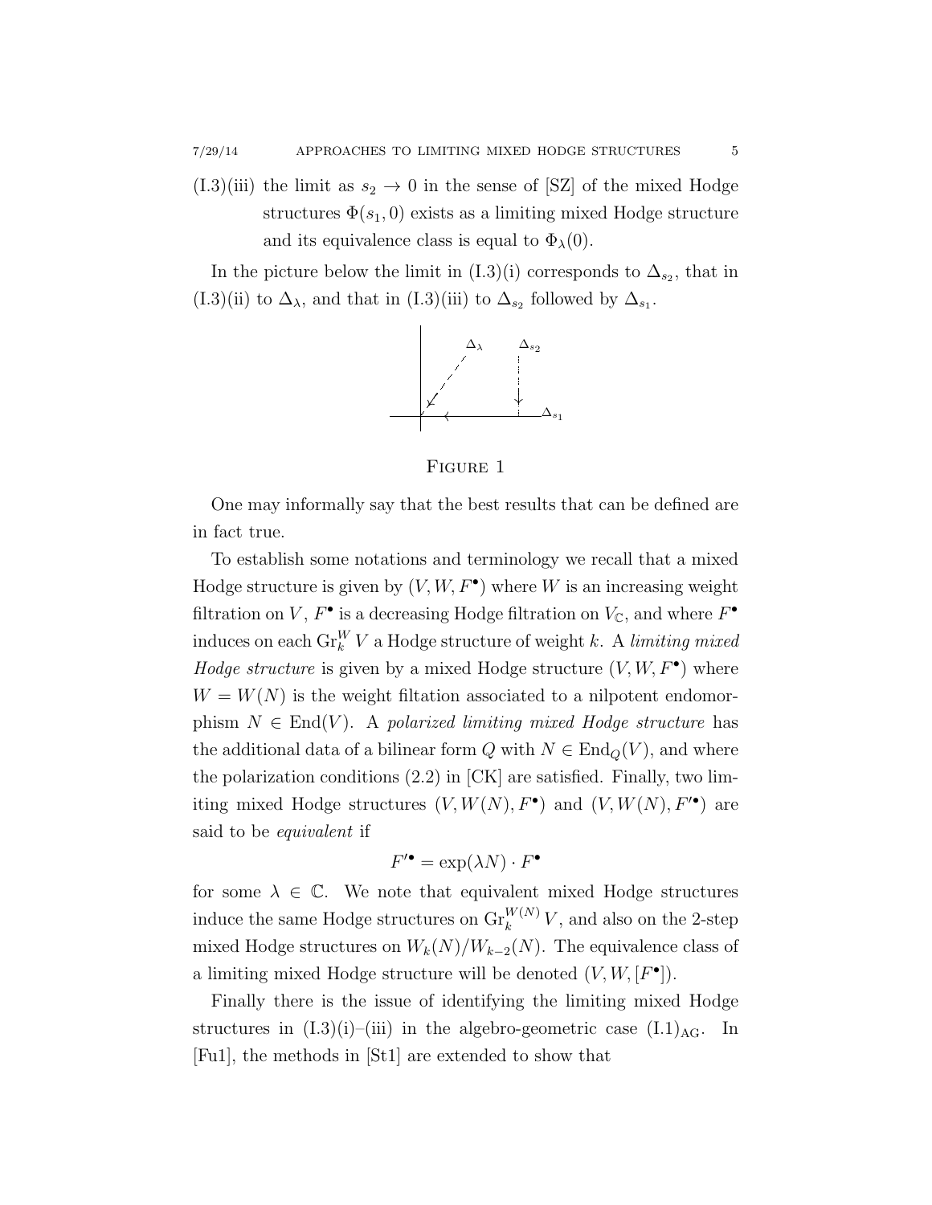(I.3)(iii) the limit as $s_2 \to 0$ in the sense of [SZ] of the mixed Hodge structures $\Phi(s_1, 0)$ exists as a limiting mixed Hodge structure and its equivalence class is equal to $\Phi_\lambda(0)$.

In the picture below the limit in (I.3)(i) corresponds to $\Delta_{s_2}$, that in (I.3)(ii) to $\Delta_\lambda$, and that in (I.3)(iii) to $\Delta_{s_2}$ followed by $\Delta_{s_1}$.

Figure 1

One may informally say that the best results that can be defined are in fact true.

To establish some notations and terminology we recall that a mixed Hodge structure is given by $(V, W, F^\bullet)$ where $W$ is an increasing weight filtration on $V$, $F^\bullet$ is a decreasing Hodge filtration on $V_\mathbb{C}$, and where $F^\bullet$ induces on each $\operatorname{Gr}_k^W V$ a Hodge structure of weight $k$. A *limiting mixed Hodge structure* is given by a mixed Hodge structure $(V, W, F^\bullet)$ where $W = W(N)$ is the weight filtation associated to a nilpotent endomorphism $N \in \operatorname{End}(V)$. A *polarized limiting mixed Hodge structure* has the additional data of a bilinear form $Q$ with $N \in \operatorname{End}_Q(V)$, and where the polarization conditions (2.2) in [CK] are satisfied. Finally, two limiting mixed Hodge structures $(V, W(N), F^\bullet)$ and $(V, W(N), F'^\bullet)$ are said to be *equivalent* if

$$F'^\bullet = \exp(\lambda N) \cdot F^\bullet$$

for some $\lambda \in \mathbb{C}$. We note that equivalent mixed Hodge structures induce the same Hodge structures on $\operatorname{Gr}_k^{W(N)} V$, and also on the 2-step mixed Hodge structures on $W_k(N)/W_{k-2}(N)$. The equivalence class of a limiting mixed Hodge structure will be denoted $(V, W, [F^\bullet])$.

Finally there is the issue of identifying the limiting mixed Hodge structures in (I.3)(i)–(iii) in the algebro-geometric case $(\mathrm{I.1})_{\mathrm{AG}}$. In [Fu1], the methods in [St1] are extended to show that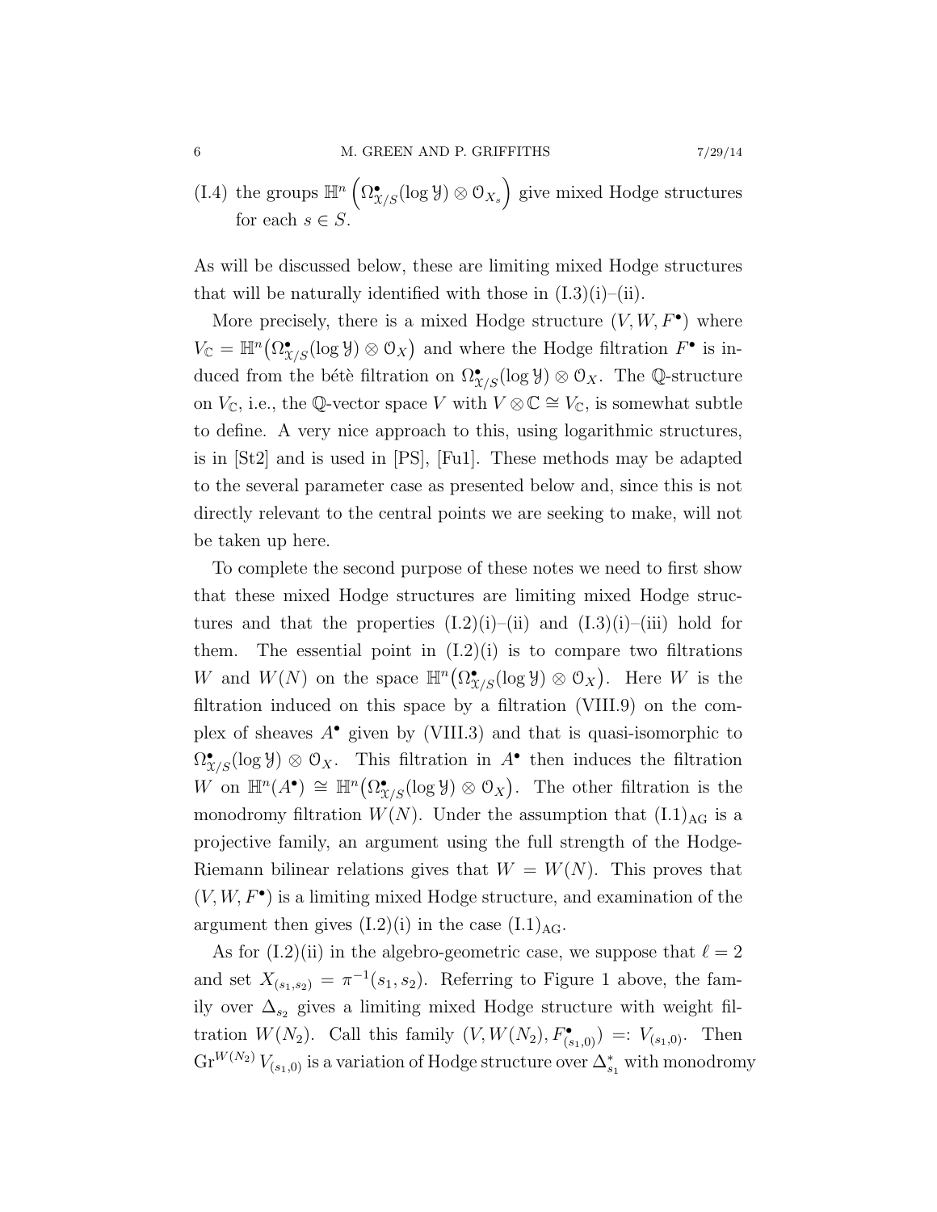(I.4) the groups $\mathbb{H}^n\left(\Omega^\bullet_{\mathcal{X}/S}(\log \mathcal{Y}) \otimes \mathcal{O}_{X_s}\right)$ give mixed Hodge structures for each $s \in S$.

As will be discussed below, these are limiting mixed Hodge structures that will be naturally identified with those in (I.3)(i)–(ii).

More precisely, there is a mixed Hodge structure $(V, W, F^\bullet)$ where $V_{\mathbb{C}} = \mathbb{H}^n\big(\Omega^\bullet_{\mathcal{X}/S}(\log \mathcal{Y}) \otimes \mathcal{O}_X\big)$ and where the Hodge filtration $F^\bullet$ is induced from the bétè filtration on $\Omega^\bullet_{\mathcal{X}/S}(\log \mathcal{Y}) \otimes \mathcal{O}_X$. The $\mathbb{Q}$-structure on $V_{\mathbb{C}}$, i.e., the $\mathbb{Q}$-vector space $V$ with $V \otimes \mathbb{C} \cong V_{\mathbb{C}}$, is somewhat subtle to define. A very nice approach to this, using logarithmic structures, is in [St2] and is used in [PS], [Fu1]. These methods may be adapted to the several parameter case as presented below and, since this is not directly relevant to the central points we are seeking to make, will not be taken up here.

To complete the second purpose of these notes we need to first show that these mixed Hodge structures are limiting mixed Hodge structures and that the properties (I.2)(i)–(ii) and (I.3)(i)–(iii) hold for them. The essential point in (I.2)(i) is to compare two filtrations $W$ and $W(N)$ on the space $\mathbb{H}^n\big(\Omega^\bullet_{\mathcal{X}/S}(\log \mathcal{Y}) \otimes \mathcal{O}_X\big)$. Here $W$ is the filtration induced on this space by a filtration (VIII.9) on the complex of sheaves $A^\bullet$ given by (VIII.3) and that is quasi-isomorphic to $\Omega^\bullet_{\mathcal{X}/S}(\log \mathcal{Y}) \otimes \mathcal{O}_X$. This filtration in $A^\bullet$ then induces the filtration $W$ on $\mathbb{H}^n(A^\bullet) \cong \mathbb{H}^n\big(\Omega^\bullet_{\mathcal{X}/S}(\log \mathcal{Y}) \otimes \mathcal{O}_X\big)$. The other filtration is the monodromy filtration $W(N)$. Under the assumption that $(\mathrm{I.1})_{\mathrm{AG}}$ is a projective family, an argument using the full strength of the Hodge-Riemann bilinear relations gives that $W = W(N)$. This proves that $(V, W, F^\bullet)$ is a limiting mixed Hodge structure, and examination of the argument then gives (I.2)(i) in the case $(\mathrm{I.1})_{\mathrm{AG}}$.

As for (I.2)(ii) in the algebro-geometric case, we suppose that $\ell = 2$ and set $X_{(s_1,s_2)} = \pi^{-1}(s_1, s_2)$. Referring to Figure 1 above, the family over $\Delta_{s_2}$ gives a limiting mixed Hodge structure with weight filtration $W(N_2)$. Call this family $(V, W(N_2), F^\bullet_{(s_1,0)}) =: V_{(s_1,0)}$. Then $\mathrm{Gr}^{W(N_2)} V_{(s_1,0)}$ is a variation of Hodge structure over $\Delta^*_{s_1}$ with monodromy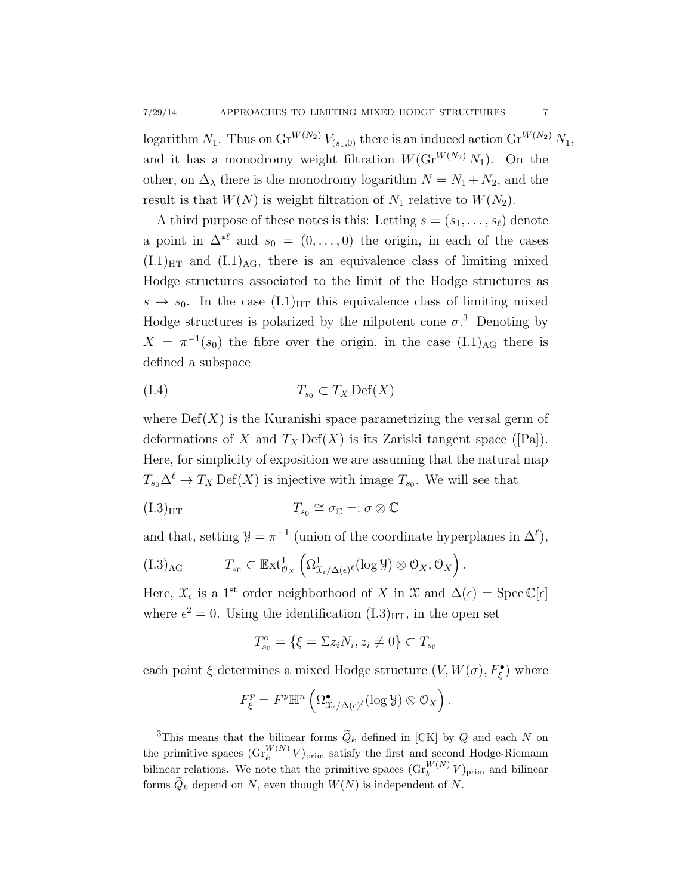logarithm $N_1$. Thus on $\operatorname{Gr}^{W(N_2)} V_{(s_1,0)}$ there is an induced action $\operatorname{Gr}^{W(N_2)} N_1$, and it has a monodromy weight filtration $W(\operatorname{Gr}^{W(N_2)} N_1)$. On the other, on $\Delta_\lambda$ there is the monodromy logarithm $N = N_1 + N_2$, and the result is that $W(N)$ is weight filtration of $N_1$ relative to $W(N_2)$.

A third purpose of these notes is this: Letting $s = (s_1, \dots, s_\ell)$ denote a point in $\Delta^{*\ell}$ and $s_0 = (0, \dots, 0)$ the origin, in each of the cases $(\mathrm{I.1})_{\mathrm{HT}}$ and $(\mathrm{I.1})_{\mathrm{AG}}$, there is an equivalence class of limiting mixed Hodge structures associated to the limit of the Hodge structures as $s \to s_0$. In the case $(\mathrm{I.1})_{\mathrm{HT}}$ this equivalence class of limiting mixed Hodge structures is polarized by the nilpotent cone $\sigma$.[3] Denoting by $X = \pi^{-1}(s_0)$ the fibre over the origin, in the case $(\mathrm{I.1})_{\mathrm{AG}}$ there is defined a subspace

$$T_{s_0} \subset T_X \operatorname{Def}(X) \tag{I.4}$$

where $\operatorname{Def}(X)$ is the Kuranishi space parametrizing the versal germ of deformations of $X$ and $T_X \operatorname{Def}(X)$ is its Zariski tangent space ([Pa]). Here, for simplicity of exposition we are assuming that the natural map $T_{s_0}\Delta^\ell \to T_X \operatorname{Def}(X)$ is injective with image $T_{s_0}$. We will see that

$$T_{s_0} \cong \sigma_{\mathbb{C}} =: \sigma \otimes \mathbb{C} \tag*{$(\mathrm{I.3})_{\mathrm{HT}}$}$$

and that, setting $\mathcal{Y} = \pi^{-1}$ (union of the coordinate hyperplanes in $\Delta^\ell$),

$$T_{s_0} \subset \mathbb{E}\mathrm{xt}^1_{\mathcal{O}_X}\left(\Omega^1_{\mathcal{X}_\epsilon/\Delta(\epsilon)^\ell}(\log \mathcal{Y}) \otimes \mathcal{O}_X, \mathcal{O}_X\right). \tag*{$(\mathrm{I.3})_{\mathrm{AG}}$}$$

Here, $\mathcal{X}_\epsilon$ is a 1st order neighborhood of $X$ in $\mathcal{X}$ and $\Delta(\epsilon) = \operatorname{Spec} \mathbb{C}[\epsilon]$ where $\epsilon^2 = 0$. Using the identification $(\mathrm{I.3})_{\mathrm{HT}}$, in the open set

$$T^{\mathrm{o}}_{s_0} = \{\xi = \Sigma z_i N_i, z_i \neq 0\} \subset T_{s_0}$$

each point $\xi$ determines a mixed Hodge structure $(V, W(\sigma), F^\bullet_\xi)$ where

$$F^p_\xi = F^p \mathbb{H}^n\left(\Omega^\bullet_{\mathcal{X}_\epsilon/\Delta(\epsilon)^\ell}(\log \mathcal{Y}) \otimes \mathcal{O}_X\right).$$

---

[3] This means that the bilinear forms $\widetilde{Q}_k$ defined in [CK] by $Q$ and each $N$ on the primitive spaces $(\operatorname{Gr}^{W(N)}_k V)_{\mathrm{prim}}$ satisfy the first and second Hodge-Riemann bilinear relations. We note that the primitive spaces $(\operatorname{Gr}^{W(N)}_k V)_{\mathrm{prim}}$ and bilinear forms $\widetilde{Q}_k$ depend on $N$, even though $W(N)$ is independent of $N$.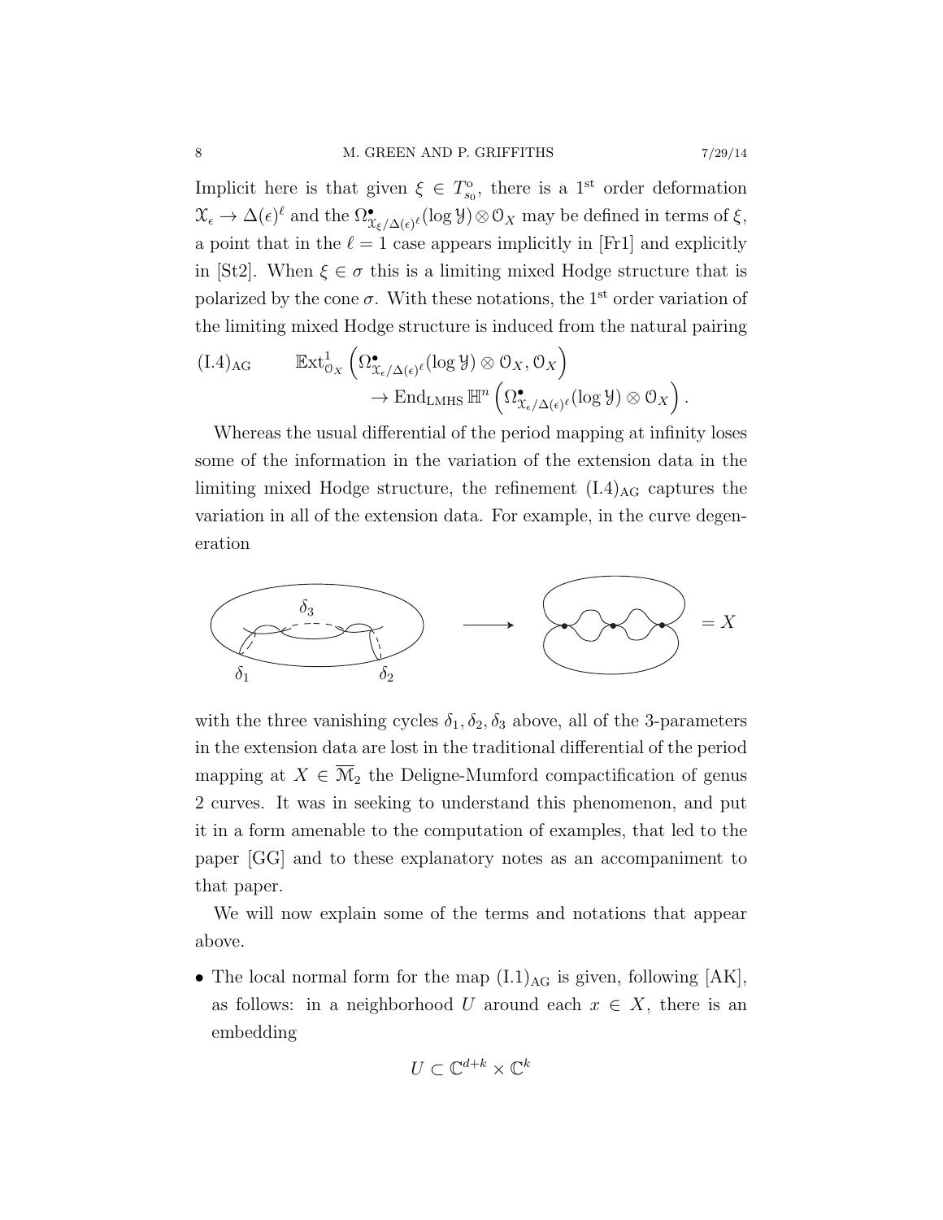Implicit here is that given $\xi \in T^{\circ}_{s_0}$, there is a 1<sup>st</sup> order deformation $\mathcal{X}_\epsilon \to \Delta(\epsilon)^\ell$ and the $\Omega^\bullet_{\mathcal{X}_\xi/\Delta(\epsilon)^\ell}(\log \mathcal{Y}) \otimes \mathcal{O}_X$ may be defined in terms of $\xi$, a point that in the $\ell = 1$ case appears implicitly in [Fr1] and explicitly in [St2]. When $\xi \in \sigma$ this is a limiting mixed Hodge structure that is polarized by the cone $\sigma$. With these notations, the 1<sup>st</sup> order variation of the limiting mixed Hodge structure is induced from the natural pairing

$$
\text{(I.4)}_{\text{AG}} \qquad \mathbb{E}\mathrm{xt}^1_{\mathcal{O}_X}\left(\Omega^\bullet_{\mathcal{X}_\epsilon/\Delta(\epsilon)^\ell}(\log \mathcal{Y}) \otimes \mathcal{O}_X, \mathcal{O}_X\right) \\ \to \mathrm{End}_{\mathrm{LMHS}}\, \mathbb{H}^n\left(\Omega^\bullet_{\mathcal{X}_\epsilon/\Delta(\epsilon)^\ell}(\log \mathcal{Y}) \otimes \mathcal{O}_X\right).
$$

Whereas the usual differential of the period mapping at infinity loses some of the information in the variation of the extension data in the limiting mixed Hodge structure, the refinement $\text{(I.4)}_{\text{AG}}$ captures the variation in all of the extension data. For example, in the curve degeneration

with the three vanishing cycles $\delta_1, \delta_2, \delta_3$ above, all of the 3-parameters in the extension data are lost in the traditional differential of the period mapping at $X \in \overline{\mathcal{M}}_2$ the Deligne-Mumford compactification of genus 2 curves. It was in seeking to understand this phenomenon, and put it in a form amenable to the computation of examples, that led to the paper [GG] and to these explanatory notes as an accompaniment to that paper.

We will now explain some of the terms and notations that appear above.

- The local normal form for the map $\text{(I.1)}_{\text{AG}}$ is given, following [AK], as follows: in a neighborhood $U$ around each $x \in X$, there is an embedding

$$
U \subset \mathbb{C}^{d+k} \times \mathbb{C}^k
$$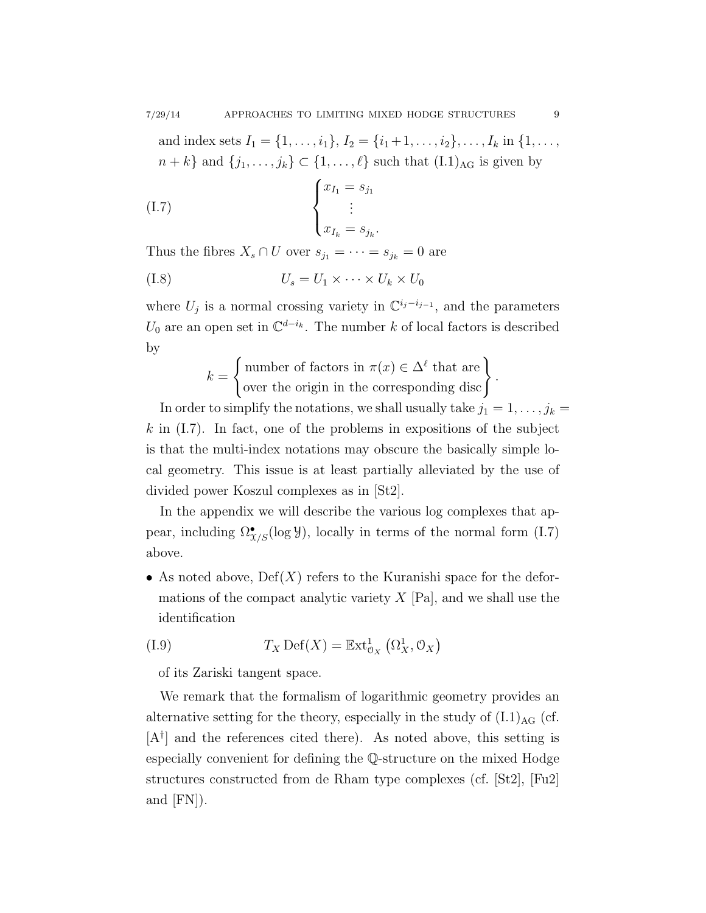and index sets $I_1 = \{1, \dots, i_1\}$, $I_2 = \{i_1+1, \dots, i_2\}, \dots, I_k$ in $\{1, \dots, n+k\}$ and $\{j_1, \dots, j_k\} \subset \{1, \dots, \ell\}$ such that $(\mathrm{I.1})_{\mathrm{AG}}$ is given by

$$
\begin{cases} x_{I_1} = s_{j_1} \\ \quad \vdots \\ x_{I_k} = s_{j_k}. \end{cases} \tag{I.7}
$$

Thus the fibres $X_s \cap U$ over $s_{j_1} = \cdots = s_{j_k} = 0$ are

$$
U_s = U_1 \times \cdots \times U_k \times U_0 \tag{I.8}
$$

where $U_j$ is a normal crossing variety in $\mathbb{C}^{i_j - i_{j-1}}$, and the parameters $U_0$ are an open set in $\mathbb{C}^{d-i_k}$. The number $k$ of local factors is described by

$$
k = \left\{ \begin{matrix} \text{number of factors in } \pi(x) \in \Delta^\ell \text{ that are} \\ \text{over the origin in the corresponding disc} \end{matrix} \right\}.
$$

In order to simplify the notations, we shall usually take $j_1 = 1, \dots, j_k = k$ in (I.7). In fact, one of the problems in expositions of the subject is that the multi-index notations may obscure the basically simple local geometry. This issue is at least partially alleviated by the use of divided power Koszul complexes as in [St2].

In the appendix we will describe the various log complexes that appear, including $\Omega^\bullet_{\mathcal{X}/S}(\log \mathcal{Y})$, locally in terms of the normal form (I.7) above.

- As noted above, $\mathrm{Def}(X)$ refers to the Kuranishi space for the deformations of the compact analytic variety $X$ [Pa], and we shall use the identification

$$
T_X \,\mathrm{Def}(X) = \mathbb{E}\mathrm{xt}^1_{\mathcal{O}_X}\left(\Omega^1_X, \mathcal{O}_X\right) \tag{I.9}
$$

of its Zariski tangent space.

We remark that the formalism of logarithmic geometry provides an alternative setting for the theory, especially in the study of $(\mathrm{I.1})_{\mathrm{AG}}$ (cf. [A$^\dagger$] and the references cited there). As noted above, this setting is especially convenient for defining the $\mathbb{Q}$-structure on the mixed Hodge structures constructed from de Rham type complexes (cf. [St2], [Fu2] and [FN]).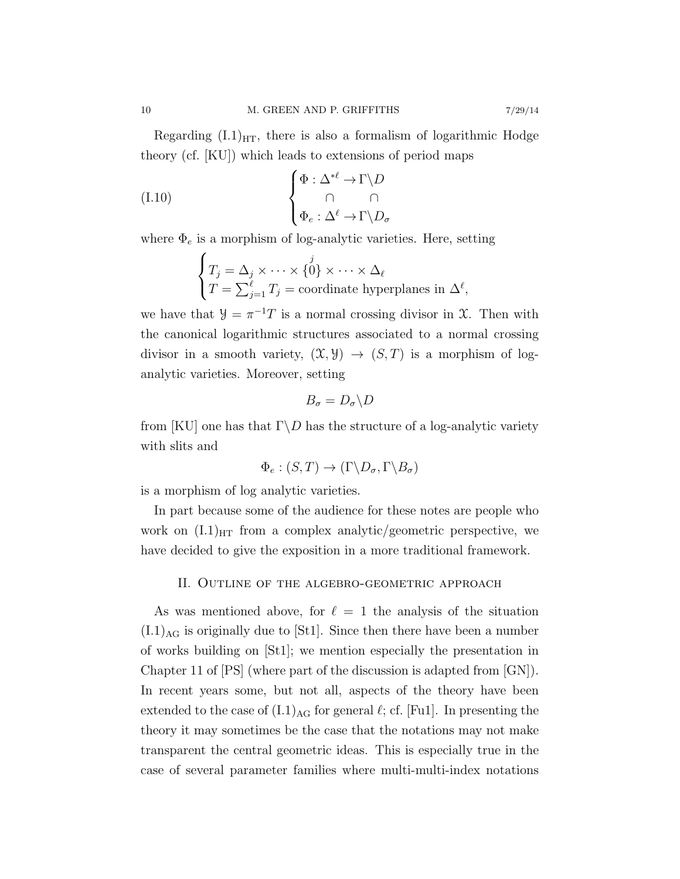Regarding $(\mathrm{I.1})_{\mathrm{HT}}$, there is also a formalism of logarithmic Hodge theory (cf. [KU]) which leads to extensions of period maps

$$
\text{(I.10)} \qquad \begin{cases} \Phi : \Delta^{*\ell} \to \Gamma\backslash D \\ \qquad \cap \qquad\quad \cap \\ \Phi_e : \Delta^{\ell} \to \Gamma\backslash D_\sigma \end{cases}
$$

where $\Phi_e$ is a morphism of log-analytic varieties. Here, setting

$$
\begin{cases} T_j = \Delta_j \times \cdots \times \overset{j}{\{0\}} \times \cdots \times \Delta_\ell \\ T = \sum_{j=1}^{\ell} T_j = \text{coordinate hyperplanes in } \Delta^\ell, \end{cases}
$$

we have that $\mathcal{Y} = \pi^{-1}T$ is a normal crossing divisor in $\mathcal{X}$. Then with the canonical logarithmic structures associated to a normal crossing divisor in a smooth variety, $(\mathcal{X},\mathcal{Y}) \to (S,T)$ is a morphism of log-analytic varieties. Moreover, setting

$$
B_\sigma = D_\sigma \backslash D
$$

from [KU] one has that $\Gamma\backslash D$ has the structure of a log-analytic variety with slits and

$$
\Phi_e : (S,T) \to (\Gamma\backslash D_\sigma, \Gamma\backslash B_\sigma)
$$

is a morphism of log analytic varieties.

In part because some of the audience for these notes are people who work on $(\mathrm{I.1})_{\mathrm{HT}}$ from a complex analytic/geometric perspective, we have decided to give the exposition in a more traditional framework.

## II. Outline of the algebro-geometric approach

As was mentioned above, for $\ell = 1$ the analysis of the situation $(\mathrm{I.1})_{\mathrm{AG}}$ is originally due to [St1]. Since then there have been a number of works building on [St1]; we mention especially the presentation in Chapter 11 of [PS] (where part of the discussion is adapted from [GN]). In recent years some, but not all, aspects of the theory have been extended to the case of $(\mathrm{I.1})_{\mathrm{AG}}$ for general $\ell$; cf. [Fu1]. In presenting the theory it may sometimes be the case that the notations may not make transparent the central geometric ideas. This is especially true in the case of several parameter families where multi-multi-index notations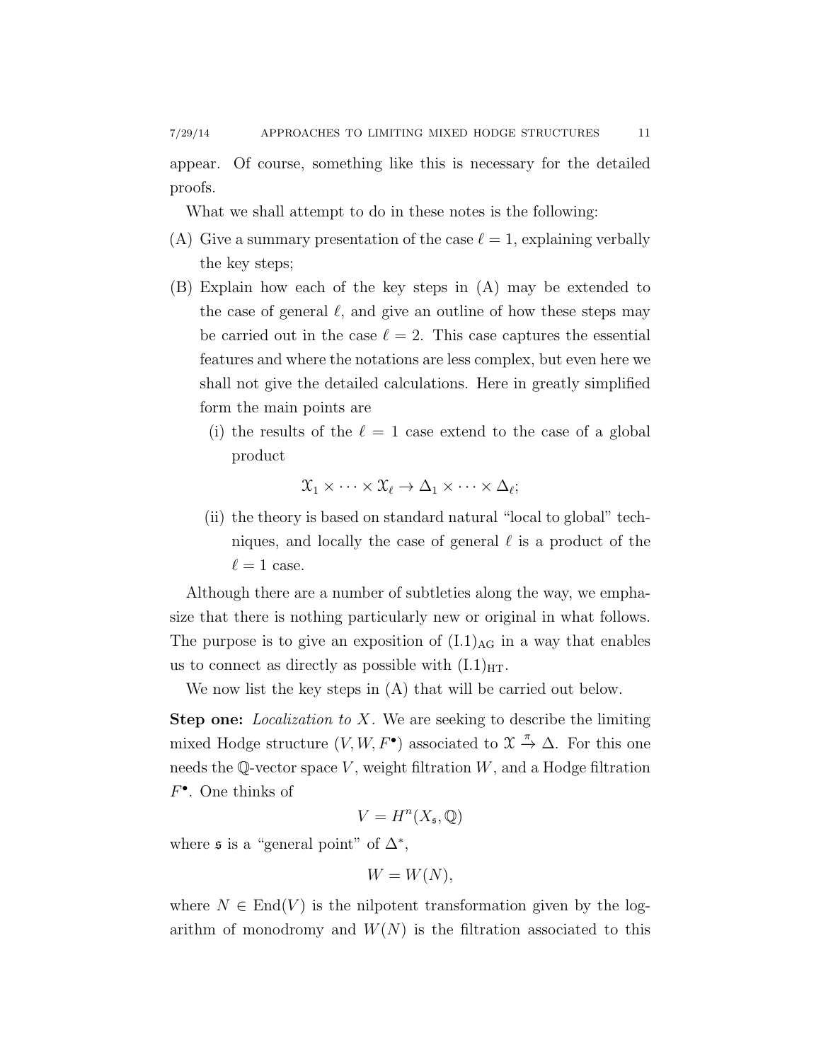appear. Of course, something like this is necessary for the detailed proofs.

What we shall attempt to do in these notes is the following:

(A) Give a summary presentation of the case $\ell = 1$, explaining verbally the key steps;

(B) Explain how each of the key steps in (A) may be extended to the case of general $\ell$, and give an outline of how these steps may be carried out in the case $\ell = 2$. This case captures the essential features and where the notations are less complex, but even here we shall not give the detailed calculations. Here in greatly simplified form the main points are

   (i) the results of the $\ell = 1$ case extend to the case of a global product
   $$\mathfrak{X}_1 \times \cdots \times \mathfrak{X}_\ell \to \Delta_1 \times \cdots \times \Delta_\ell;$$
   (ii) the theory is based on standard natural "local to global" techniques, and locally the case of general $\ell$ is a product of the $\ell = 1$ case.

Although there are a number of subtleties along the way, we emphasize that there is nothing particularly new or original in what follows. The purpose is to give an exposition of $(\mathrm{I}.1)_{\mathrm{AG}}$ in a way that enables us to connect as directly as possible with $(\mathrm{I}.1)_{\mathrm{HT}}$.

We now list the key steps in (A) that will be carried out below.

**Step one:** *Localization to* $X$. We are seeking to describe the limiting mixed Hodge structure $(V, W, F^\bullet)$ associated to $\mathfrak{X} \xrightarrow{\pi} \Delta$. For this one needs the $\mathbb{Q}$-vector space $V$, weight filtration $W$, and a Hodge filtration $F^\bullet$. One thinks of

$$V = H^n(X_{\mathfrak{s}}, \mathbb{Q})$$

where $\mathfrak{s}$ is a "general point" of $\Delta^*$,

$$W = W(N),$$

where $N \in \mathrm{End}(V)$ is the nilpotent transformation given by the logarithm of monodromy and $W(N)$ is the filtration associated to this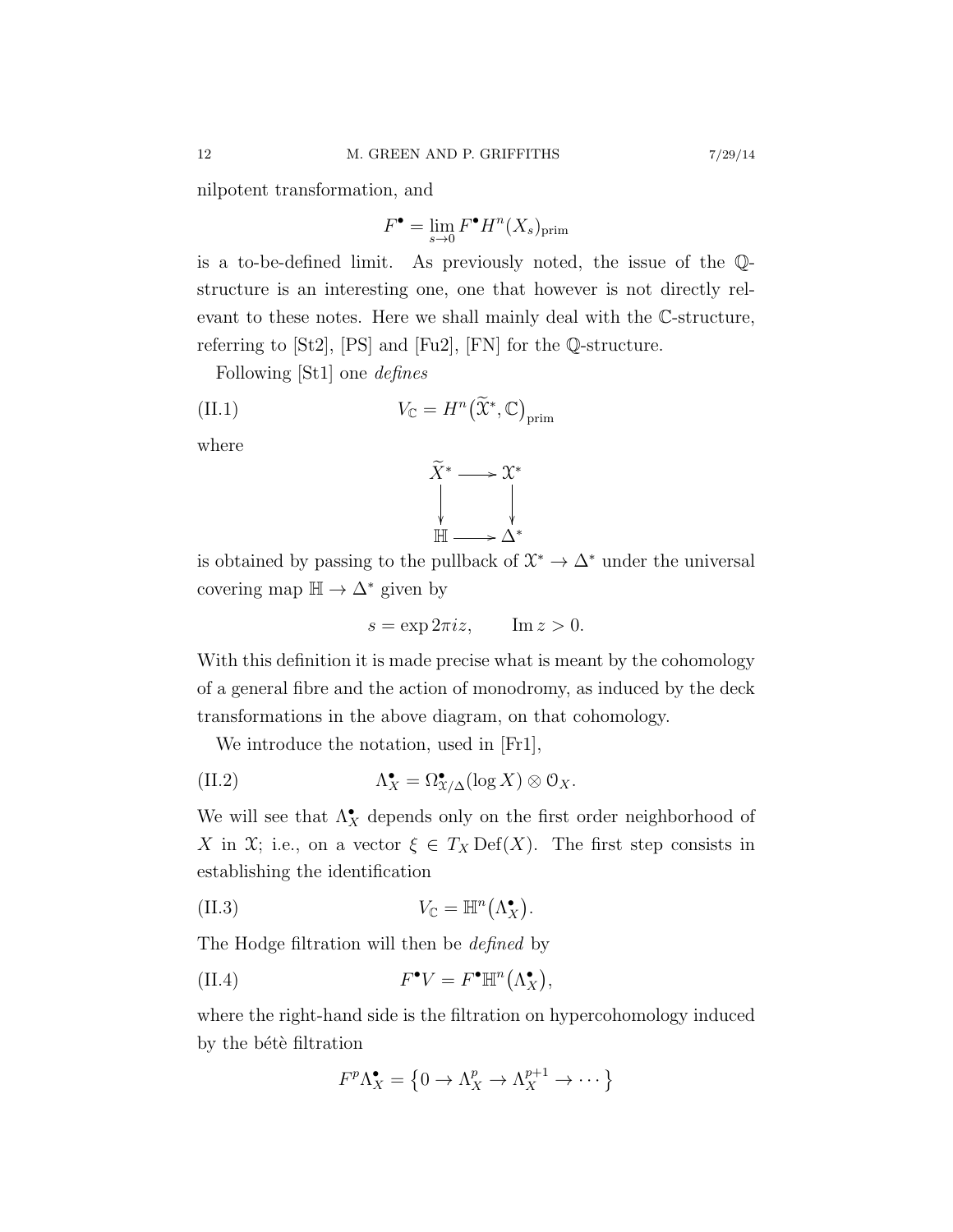nilpotent transformation, and

$$F^\bullet = \lim_{s\to 0} F^\bullet H^n(X_s)_{\text{prim}}$$

is a to-be-defined limit. As previously noted, the issue of the $\mathbb{Q}$-structure is an interesting one, one that however is not directly relevant to these notes. Here we shall mainly deal with the $\mathbb{C}$-structure, referring to [St2], [PS] and [Fu2], [FN] for the $\mathbb{Q}$-structure.

Following [St1] one *defines*

$$V_{\mathbb{C}} = H^n\big(\widetilde{\mathcal{X}}^*, \mathbb{C}\big)_{\text{prim}} \tag{II.1}$$

where

$$\begin{array}{ccc} \widetilde{X}^* & \longrightarrow & \mathcal{X}^* \\ \big\downarrow & & \big\downarrow \\ \mathbb{H} & \longrightarrow & \Delta^* \end{array}$$

is obtained by passing to the pullback of $\mathcal{X}^* \to \Delta^*$ under the universal covering map $\mathbb{H} \to \Delta^*$ given by

$$s = \exp 2\pi i z, \qquad \operatorname{Im} z > 0.$$

With this definition it is made precise what is meant by the cohomology of a general fibre and the action of monodromy, as induced by the deck transformations in the above diagram, on that cohomology.

We introduce the notation, used in [Fr1],

$$\Lambda^\bullet_X = \Omega^\bullet_{\mathcal{X}/\Delta}(\log X) \otimes \mathcal{O}_X. \tag{II.2}$$

We will see that $\Lambda^\bullet_X$ depends only on the first order neighborhood of $X$ in $\mathcal{X}$; i.e., on a vector $\xi \in T_X \operatorname{Def}(X)$. The first step consists in establishing the identification

$$V_{\mathbb{C}} = \mathbb{H}^n\big(\Lambda^\bullet_X\big). \tag{II.3}$$

The Hodge filtration will then be *defined* by

$$F^\bullet V = F^\bullet \mathbb{H}^n\big(\Lambda^\bullet_X\big), \tag{II.4}$$

where the right-hand side is the filtration on hypercohomology induced by the bétè filtration

$$F^p \Lambda^\bullet_X = \big\{0 \to \Lambda^p_X \to \Lambda^{p+1}_X \to \cdots\big\}$$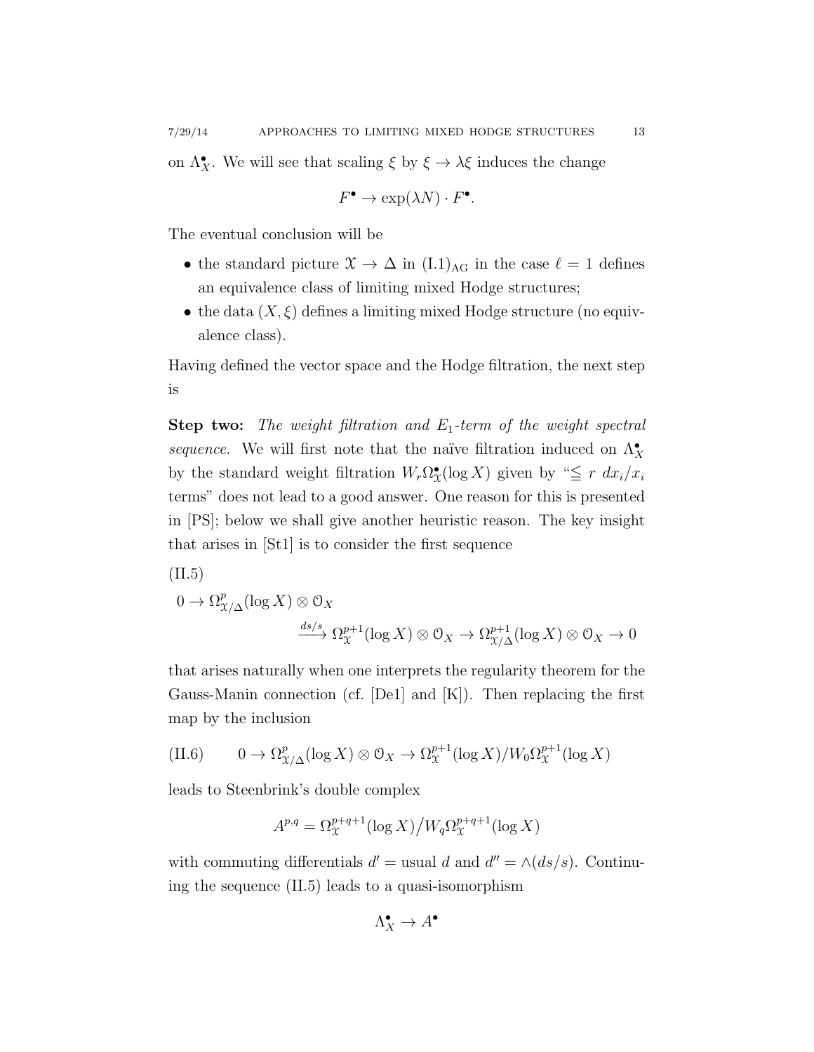on $\Lambda^\bullet_X$. We will see that scaling $\xi$ by $\xi \to \lambda\xi$ induces the change

$$F^\bullet \to \exp(\lambda N) \cdot F^\bullet.$$

The eventual conclusion will be

- the standard picture $\mathcal{X} \to \Delta$ in $(\mathrm{I.1})_{\mathrm{AG}}$ in the case $\ell = 1$ defines an equivalence class of limiting mixed Hodge structures;
- the data $(X, \xi)$ defines a limiting mixed Hodge structure (no equivalence class).

Having defined the vector space and the Hodge filtration, the next step is

**Step two:** *The weight filtration and $E_1$-term of the weight spectral sequence.* We will first note that the naïve filtration induced on $\Lambda^\bullet_X$ by the standard weight filtration $W_r\Omega^\bullet_{\mathcal{X}}(\log X)$ given by "$\leqq r$ $dx_i/x_i$ terms" does not lead to a good answer. One reason for this is presented in [PS]; below we shall give another heuristic reason. The key insight that arises in [St1] is to consider the first sequence

(II.5)
$$0 \to \Omega^p_{\mathcal{X}/\Delta}(\log X) \otimes \mathcal{O}_X \xrightarrow{ds/s} \Omega^{p+1}_{\mathcal{X}}(\log X) \otimes \mathcal{O}_X \to \Omega^{p+1}_{\mathcal{X}/\Delta}(\log X) \otimes \mathcal{O}_X \to 0$$

that arises naturally when one interprets the regularity theorem for the Gauss-Manin connection (cf. [De1] and [K]). Then replacing the first map by the inclusion

$$\text{(II.6)} \qquad 0 \to \Omega^p_{\mathcal{X}/\Delta}(\log X) \otimes \mathcal{O}_X \to \Omega^{p+1}_{\mathcal{X}}(\log X)/W_0\Omega^{p+1}_{\mathcal{X}}(\log X)$$

leads to Steenbrink's double complex

$$A^{p,q} = \Omega^{p+q+1}_{\mathcal{X}}(\log X) \big/ W_q\Omega^{p+q+1}_{\mathcal{X}}(\log X)$$

with commuting differentials $d' =$ usual $d$ and $d'' = \wedge(ds/s)$. Continuing the sequence (II.5) leads to a quasi-isomorphism

$$\Lambda^\bullet_X \to A^\bullet$$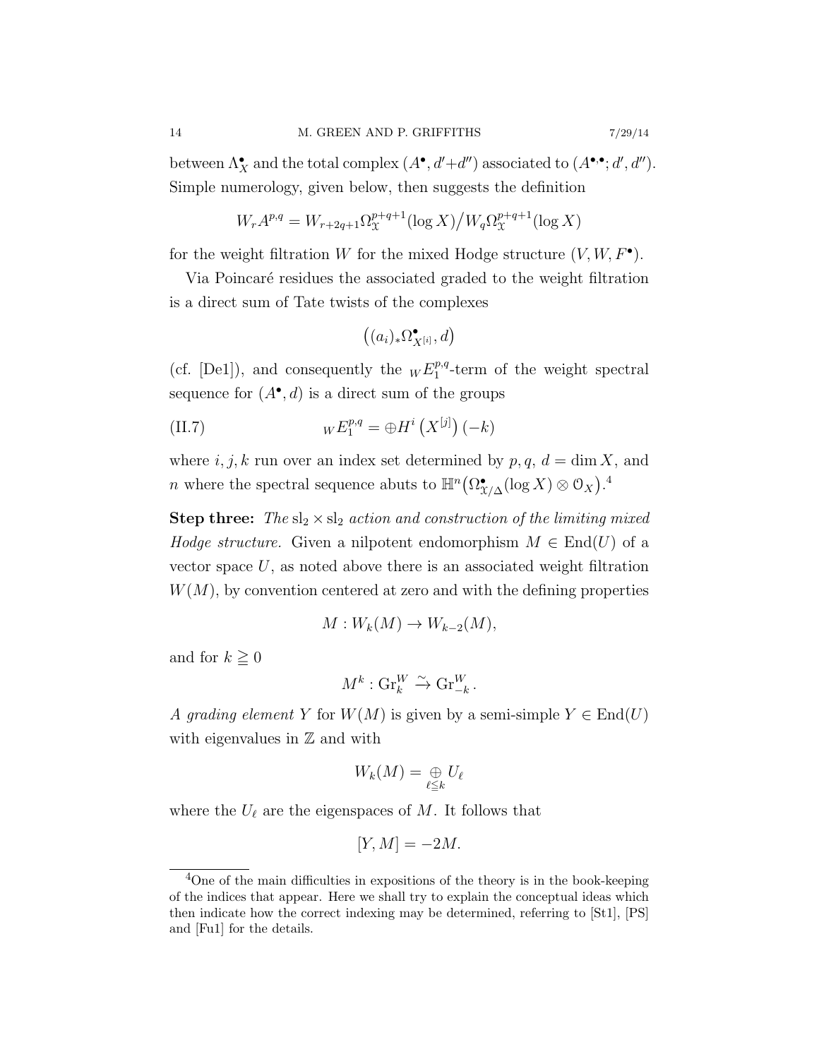between $\Lambda^\bullet_X$ and the total complex $(A^\bullet, d'+d'')$ associated to $(A^{\bullet,\bullet}; d', d'')$. Simple numerology, given below, then suggests the definition

$$W_r A^{p,q} = W_{r+2q+1}\Omega^{p+q+1}_{\mathcal{X}}(\log X) \big/ W_q \Omega^{p+q+1}_{\mathcal{X}}(\log X)$$

for the weight filtration $W$ for the mixed Hodge structure $(V, W, F^\bullet)$.

Via Poincaré residues the associated graded to the weight filtration is a direct sum of Tate twists of the complexes

$$\left((a_i)_* \Omega^\bullet_{X^{[i]}}, d\right)$$

(cf. [De1]), and consequently the ${}_W E_1^{p,q}$-term of the weight spectral sequence for $(A^\bullet, d)$ is a direct sum of the groups

$$\text{(II.7)} \qquad {}_W E_1^{p,q} = \oplus H^i\left(X^{[j]}\right)(-k)$$

where $i, j, k$ run over an index set determined by $p, q$, $d = \dim X$, and $n$ where the spectral sequence abuts to $\mathbb{H}^n\left(\Omega^\bullet_{\mathcal{X}/\Delta}(\log X) \otimes \mathcal{O}_X\right)$.[4]

**Step three:** *The* $\mathrm{sl}_2 \times \mathrm{sl}_2$ *action and construction of the limiting mixed Hodge structure.* Given a nilpotent endomorphism $M \in \mathrm{End}(U)$ of a vector space $U$, as noted above there is an associated weight filtration $W(M)$, by convention centered at zero and with the defining properties

$$M : W_k(M) \to W_{k-2}(M),$$

and for $k \geqq 0$

$$M^k : \mathrm{Gr}^W_k \xrightarrow{\sim} \mathrm{Gr}^W_{-k}.$$

*A grading element* $Y$ for $W(M)$ is given by a semi-simple $Y \in \mathrm{End}(U)$ with eigenvalues in $\mathbb{Z}$ and with

$$W_k(M) = \underset{\ell \leqq k}{\oplus} U_\ell$$

where the $U_\ell$ are the eigenspaces of $M$. It follows that

$$[Y, M] = -2M.$$

[4]One of the main difficulties in expositions of the theory is in the book-keeping of the indices that appear. Here we shall try to explain the conceptual ideas which then indicate how the correct indexing may be determined, referring to [St1], [PS] and [Fu1] for the details.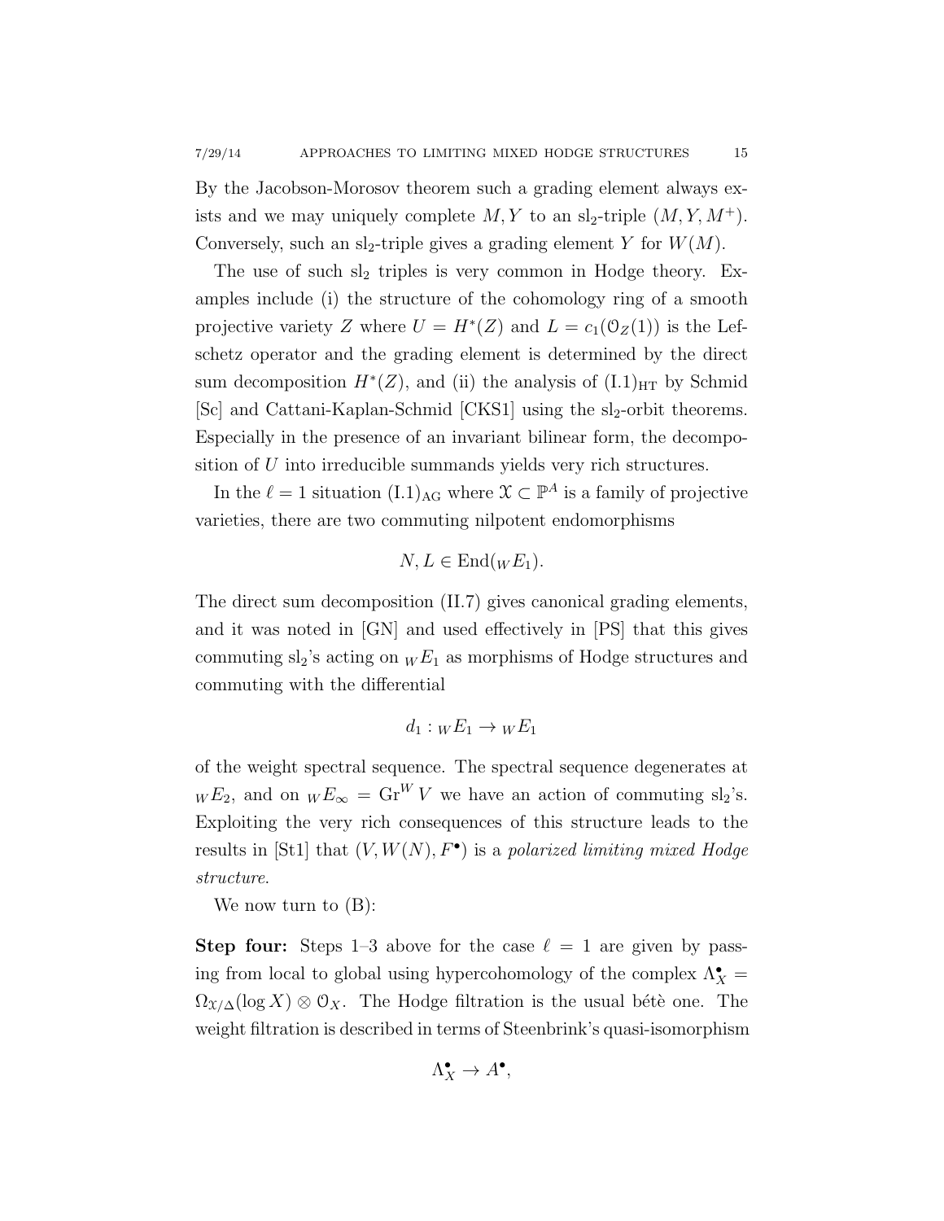By the Jacobson-Morosov theorem such a grading element always exists and we may uniquely complete $M, Y$ to an $\mathrm{sl}_2$-triple $(M, Y, M^+)$. Conversely, such an $\mathrm{sl}_2$-triple gives a grading element $Y$ for $W(M)$.

The use of such $\mathrm{sl}_2$ triples is very common in Hodge theory. Examples include (i) the structure of the cohomology ring of a smooth projective variety $Z$ where $U = H^*(Z)$ and $L = c_1(\mathcal{O}_Z(1))$ is the Lefschetz operator and the grading element is determined by the direct sum decomposition $H^*(Z)$, and (ii) the analysis of $(\mathrm{I.1})_{\mathrm{HT}}$ by Schmid [Sc] and Cattani-Kaplan-Schmid [CKS1] using the $\mathrm{sl}_2$-orbit theorems. Especially in the presence of an invariant bilinear form, the decomposition of $U$ into irreducible summands yields very rich structures.

In the $\ell = 1$ situation $(\mathrm{I.1})_{\mathrm{AG}}$ where $\mathcal{X} \subset \mathbb{P}^A$ is a family of projective varieties, there are two commuting nilpotent endomorphisms

$$N, L \in \mathrm{End}({}_W E_1).$$

The direct sum decomposition (II.7) gives canonical grading elements, and it was noted in [GN] and used effectively in [PS] that this gives commuting $\mathrm{sl}_2$'s acting on ${}_W E_1$ as morphisms of Hodge structures and commuting with the differential

$$d_1 : {}_W E_1 \to {}_W E_1$$

of the weight spectral sequence. The spectral sequence degenerates at ${}_W E_2$, and on ${}_W E_\infty = \mathrm{Gr}^W V$ we have an action of commuting $\mathrm{sl}_2$'s. Exploiting the very rich consequences of this structure leads to the results in [St1] that $(V, W(N), F^\bullet)$ is a *polarized limiting mixed Hodge structure*.

We now turn to (B):

**Step four:** Steps 1–3 above for the case $\ell = 1$ are given by passing from local to global using hypercohomology of the complex $\Lambda^\bullet_X = \Omega_{\mathcal{X}/\Delta}(\log X) \otimes \mathcal{O}_X$. The Hodge filtration is the usual bétè one. The weight filtration is described in terms of Steenbrink's quasi-isomorphism

$$\Lambda^\bullet_X \to A^\bullet,$$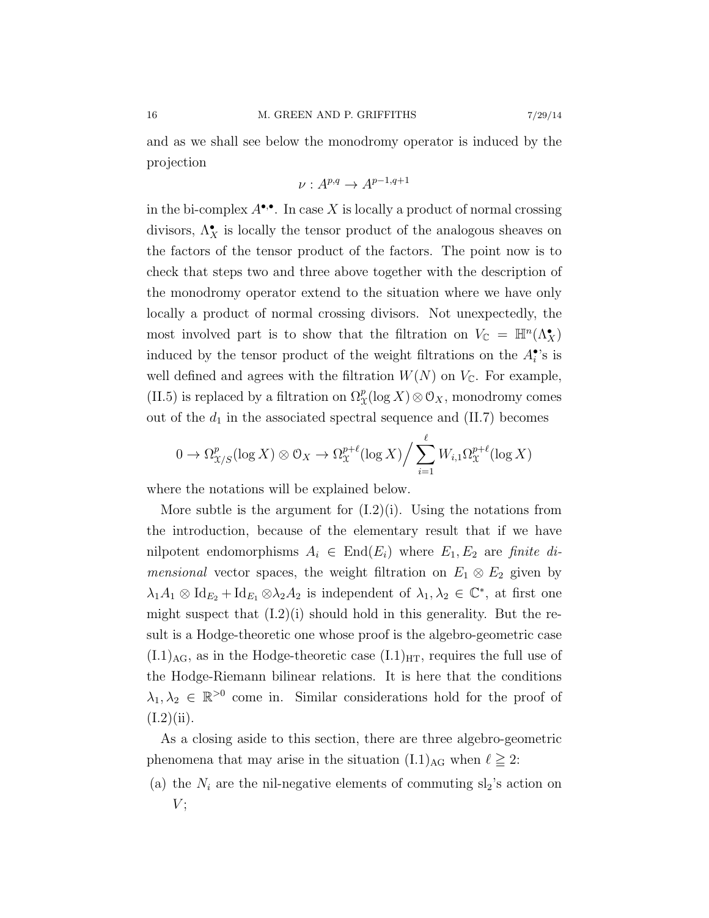and as we shall see below the monodromy operator is induced by the projection

$$\nu : A^{p,q} \to A^{p-1,q+1}$$

in the bi-complex $A^{\bullet,\bullet}$. In case $X$ is locally a product of normal crossing divisors, $\Lambda_X^\bullet$ is locally the tensor product of the analogous sheaves on the factors of the tensor product of the factors. The point now is to check that steps two and three above together with the description of the monodromy operator extend to the situation where we have only locally a product of normal crossing divisors. Not unexpectedly, the most involved part is to show that the filtration on $V_{\mathbb{C}} = \mathbb{H}^n(\Lambda_X^\bullet)$ induced by the tensor product of the weight filtrations on the $A_i^\bullet$'s is well defined and agrees with the filtration $W(N)$ on $V_{\mathbb{C}}$. For example, (II.5) is replaced by a filtration on $\Omega_{\mathfrak{X}}^p(\log X) \otimes \mathcal{O}_X$, monodromy comes out of the $d_1$ in the associated spectral sequence and (II.7) becomes

$$0 \to \Omega^p_{\mathfrak{X}/S}(\log X) \otimes \mathcal{O}_X \to \Omega^{p+\ell}_{\mathfrak{X}}(\log X) \Big/ \sum_{i=1}^{\ell} W_{i,1}\Omega^{p+\ell}_{\mathfrak{X}}(\log X)$$

where the notations will be explained below.

More subtle is the argument for (I.2)(i). Using the notations from the introduction, because of the elementary result that if we have nilpotent endomorphisms $A_i \in \operatorname{End}(E_i)$ where $E_1, E_2$ are *finite dimensional* vector spaces, the weight filtration on $E_1 \otimes E_2$ given by $\lambda_1 A_1 \otimes \operatorname{Id}_{E_2} + \operatorname{Id}_{E_1} \otimes \lambda_2 A_2$ is independent of $\lambda_1, \lambda_2 \in \mathbb{C}^*$, at first one might suspect that (I.2)(i) should hold in this generality. But the result is a Hodge-theoretic one whose proof is the algebro-geometric case $(\mathrm{I.1})_{\mathrm{AG}}$, as in the Hodge-theoretic case $(\mathrm{I.1})_{\mathrm{HT}}$, requires the full use of the Hodge-Riemann bilinear relations. It is here that the conditions $\lambda_1, \lambda_2 \in \mathbb{R}^{>0}$ come in. Similar considerations hold for the proof of (I.2)(ii).

As a closing aside to this section, there are three algebro-geometric phenomena that may arise in the situation $(\mathrm{I.1})_{\mathrm{AG}}$ when $\ell \geqq 2$:

(a) the $N_i$ are the nil-negative elements of commuting $\mathrm{sl}_2$'s action on $V$;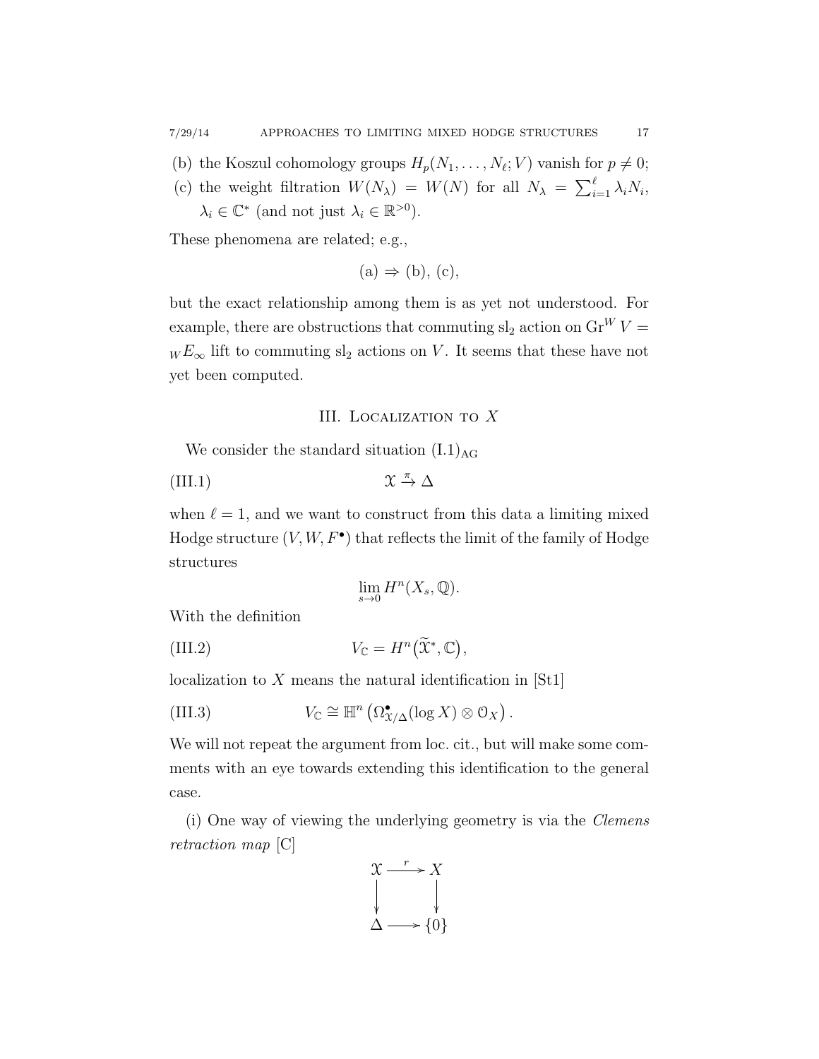(b) the Koszul cohomology groups $H_p(N_1, \dots, N_\ell; V)$ vanish for $p \neq 0$;

(c) the weight filtration $W(N_\lambda) = W(N)$ for all $N_\lambda = \sum_{i=1}^{\ell} \lambda_i N_i$, $\lambda_i \in \mathbb{C}^*$ (and not just $\lambda_i \in \mathbb{R}^{>0}$).

These phenomena are related; e.g.,

$$\text{(a)} \Rightarrow \text{(b), (c),}$$

but the exact relationship among them is as yet not understood. For example, there are obstructions that commuting $\mathrm{sl}_2$ action on $\mathrm{Gr}^W V = {}_W E_\infty$ lift to commuting $\mathrm{sl}_2$ actions on $V$. It seems that these have not yet been computed.

## III. Localization to $X$

We consider the standard situation $(\mathrm{I.1})_{\mathrm{AG}}$

$$\mathcal{X} \xrightarrow{\pi} \Delta \tag{III.1}$$

when $\ell = 1$, and we want to construct from this data a limiting mixed Hodge structure $(V, W, F^\bullet)$ that reflects the limit of the family of Hodge structures

$$\lim_{s \to 0} H^n(X_s, \mathbb{Q}).$$

With the definition

$$V_{\mathbb{C}} = H^n\big(\widetilde{\mathcal{X}}^*, \mathbb{C}\big), \tag{III.2}$$

localization to $X$ means the natural identification in [St1]

$$V_{\mathbb{C}} \cong \mathbb{H}^n\left(\Omega^\bullet_{\mathcal{X}/\Delta}(\log X) \otimes \mathcal{O}_X\right). \tag{III.3}$$

We will not repeat the argument from loc. cit., but will make some comments with an eye towards extending this identification to the general case.

(i) One way of viewing the underlying geometry is via the *Clemens retraction map* [C]

$$\begin{array}{ccc} \mathcal{X} & \xrightarrow{r} & X \\ \downarrow & & \downarrow \\ \Delta & \longrightarrow & \{0\} \end{array}$$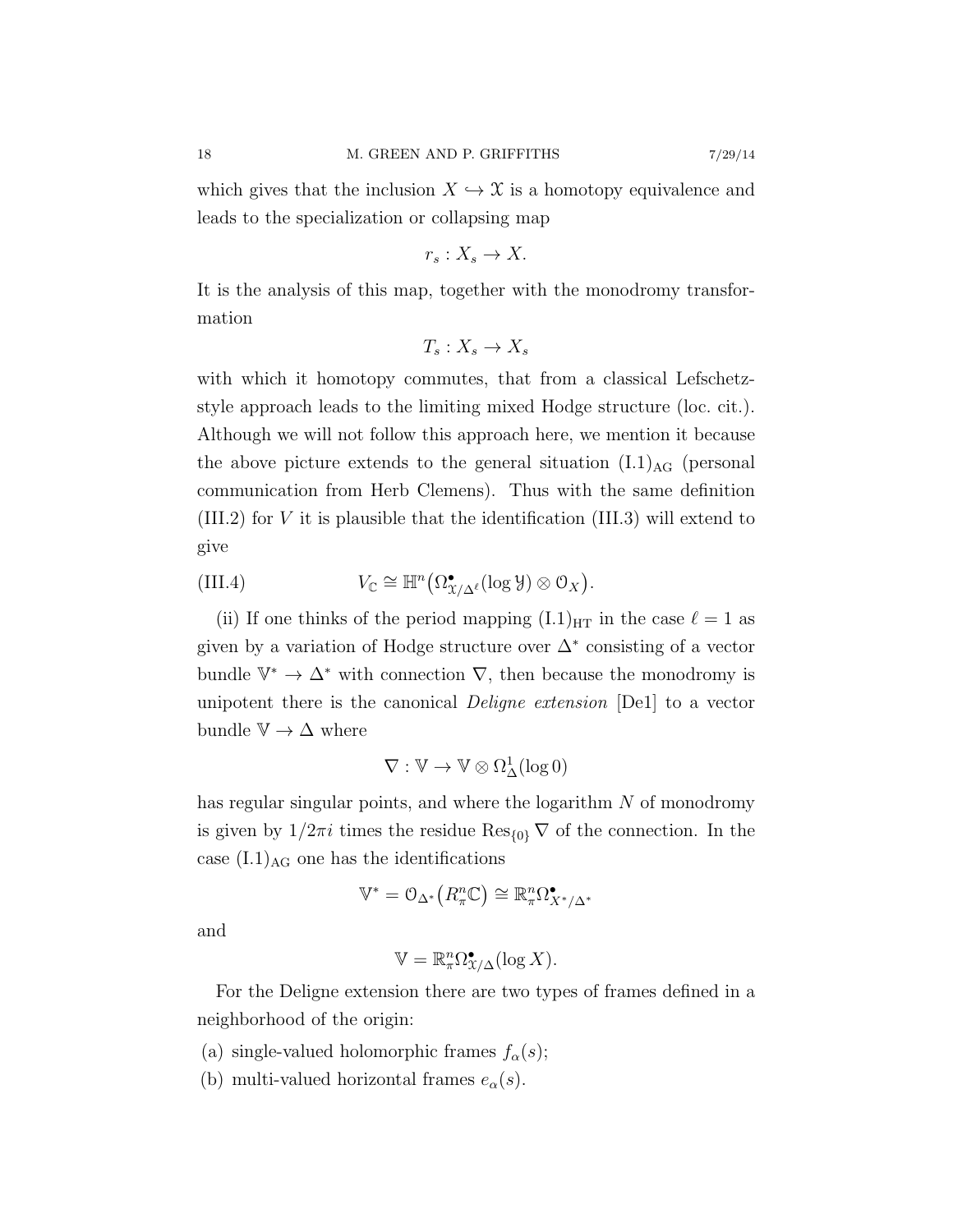which gives that the inclusion $X \hookrightarrow \mathcal{X}$ is a homotopy equivalence and leads to the specialization or collapsing map

$$r_s : X_s \to X.$$

It is the analysis of this map, together with the monodromy transformation

$$T_s : X_s \to X_s$$

with which it homotopy commutes, that from a classical Lefschetz-style approach leads to the limiting mixed Hodge structure (loc. cit.). Although we will not follow this approach here, we mention it because the above picture extends to the general situation $(\mathrm{I.1})_{\mathrm{AG}}$ (personal communication from Herb Clemens). Thus with the same definition (III.2) for $V$ it is plausible that the identification (III.3) will extend to give

$$V_{\mathbb{C}} \cong \mathbb{H}^n\big(\Omega^\bullet_{\mathcal{X}/\Delta^\ell}(\log \mathcal{Y}) \otimes \mathcal{O}_X\big). \tag{III.4}$$

(ii) If one thinks of the period mapping $(\mathrm{I.1})_{\mathrm{HT}}$ in the case $\ell = 1$ as given by a variation of Hodge structure over $\Delta^*$ consisting of a vector bundle $\mathbb{V}^* \to \Delta^*$ with connection $\nabla$, then because the monodromy is unipotent there is the canonical *Deligne extension* [De1] to a vector bundle $\mathbb{V} \to \Delta$ where

$$\nabla : \mathbb{V} \to \mathbb{V} \otimes \Omega^1_\Delta(\log 0)$$

has regular singular points, and where the logarithm $N$ of monodromy is given by $1/2\pi i$ times the residue $\operatorname{Res}_{\{0\}} \nabla$ of the connection. In the case $(\mathrm{I.1})_{\mathrm{AG}}$ one has the identifications

$$\mathbb{V}^* = \mathcal{O}_{\Delta^*}\big(R^n_\pi \mathbb{C}\big) \cong \mathbb{R}^n_\pi \Omega^\bullet_{X^*/\Delta^*}$$

and

$$\mathbb{V} = \mathbb{R}^n_\pi \Omega^\bullet_{\mathcal{X}/\Delta}(\log X).$$

For the Deligne extension there are two types of frames defined in a neighborhood of the origin:

(a) single-valued holomorphic frames $f_\alpha(s)$;

(b) multi-valued horizontal frames $e_\alpha(s)$.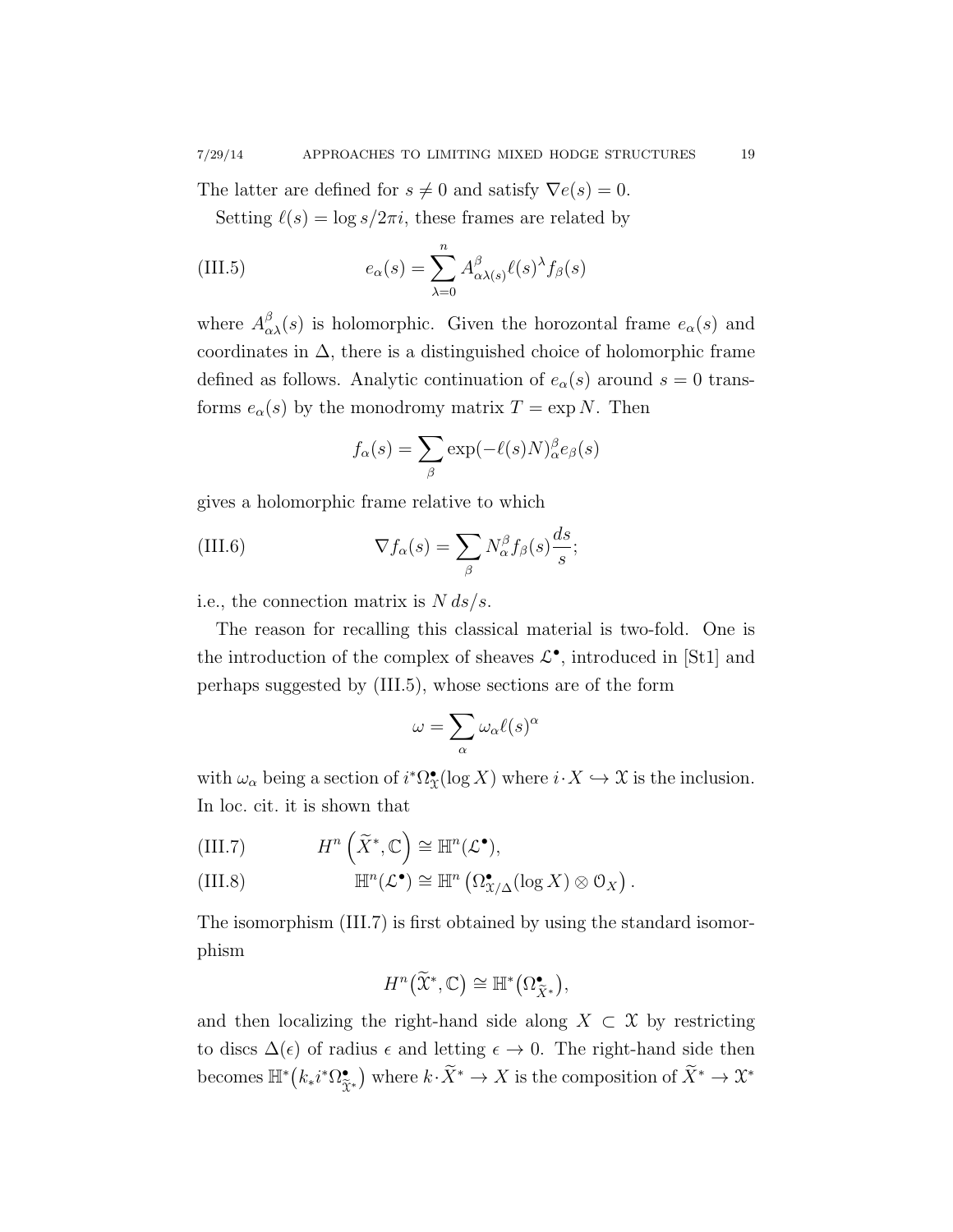The latter are defined for $s \neq 0$ and satisfy $\nabla e(s) = 0$.

Setting $\ell(s) = \log s/2\pi i$, these frames are related by

$$e_\alpha(s) = \sum_{\lambda=0}^{n} A^\beta_{\alpha\lambda(s)} \ell(s)^\lambda f_\beta(s) \tag{III.5}$$

where $A^\beta_{\alpha\lambda}(s)$ is holomorphic. Given the horozontal frame $e_\alpha(s)$ and coordinates in $\Delta$, there is a distinguished choice of holomorphic frame defined as follows. Analytic continuation of $e_\alpha(s)$ around $s = 0$ transforms $e_\alpha(s)$ by the monodromy matrix $T = \exp N$. Then

$$f_\alpha(s) = \sum_\beta \exp(-\ell(s)N)^\beta_\alpha e_\beta(s)$$

gives a holomorphic frame relative to which

$$\nabla f_\alpha(s) = \sum_\beta N^\beta_\alpha f_\beta(s) \frac{ds}{s}; \tag{III.6}$$

i.e., the connection matrix is $N\, ds/s$.

The reason for recalling this classical material is two-fold. One is the introduction of the complex of sheaves $\mathcal{L}^\bullet$, introduced in [St1] and perhaps suggested by (III.5), whose sections are of the form

$$\omega = \sum_\alpha \omega_\alpha \ell(s)^\alpha$$

with $\omega_\alpha$ being a section of $i^*\Omega^\bullet_{\mathfrak{X}}(\log X)$ where $i \cdot X \hookrightarrow \mathfrak{X}$ is the inclusion. In loc. cit. it is shown that

$$H^n\left(\widetilde{X}^*, \mathbb{C}\right) \cong \mathbb{H}^n(\mathcal{L}^\bullet), \tag{III.7}$$

$$\mathbb{H}^n(\mathcal{L}^\bullet) \cong \mathbb{H}^n\left(\Omega^\bullet_{\mathfrak{X}/\Delta}(\log X) \otimes \mathcal{O}_X\right). \tag{III.8}$$

The isomorphism (III.7) is first obtained by using the standard isomorphism

$$H^n\big(\widetilde{\mathfrak{X}}^*, \mathbb{C}\big) \cong \mathbb{H}^*\big(\Omega^\bullet_{\widetilde{X}^*}\big),$$

and then localizing the right-hand side along $X \subset \mathfrak{X}$ by restricting to discs $\Delta(\epsilon)$ of radius $\epsilon$ and letting $\epsilon \to 0$. The right-hand side then becomes $\mathbb{H}^*\big(k_* i^* \Omega^\bullet_{\widetilde{\mathfrak{X}}^*}\big)$ where $k \cdot \widetilde{X}^* \to X$ is the composition of $\widetilde{X}^* \to \mathfrak{X}^*$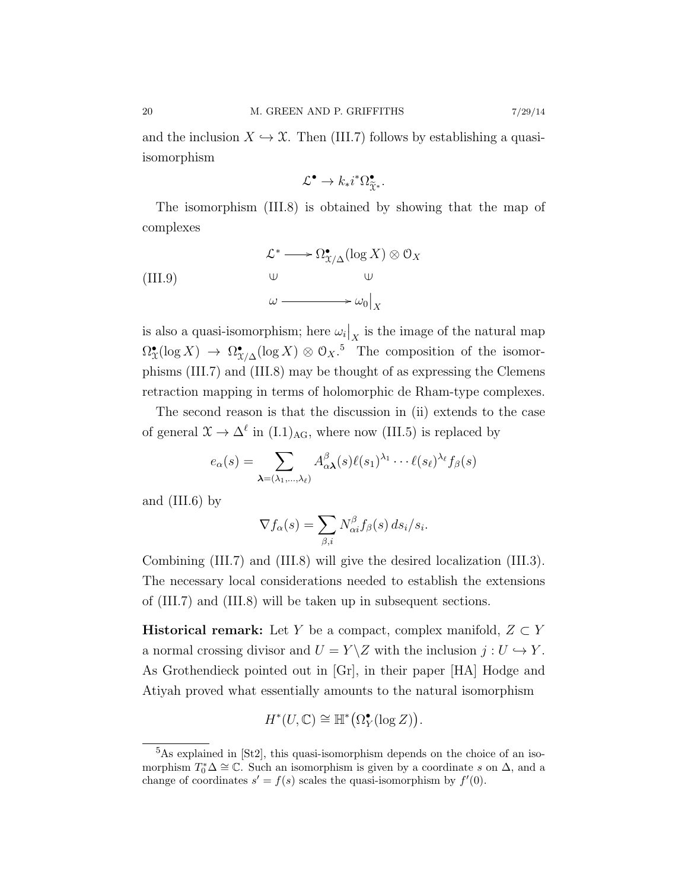and the inclusion $X \hookrightarrow \mathcal{X}$. Then (III.7) follows by establishing a quasi-isomorphism

$$\mathcal{L}^\bullet \to k_* i^* \Omega^\bullet_{\tilde{\mathcal{X}}^*}.$$

The isomorphism (III.8) is obtained by showing that the map of complexes

$$\begin{array}{ccc} \mathcal{L}^* & \longrightarrow & \Omega^\bullet_{\mathcal{X}/\Delta}(\log X) \otimes \mathcal{O}_X \\ \cup & & \cup \\ \omega & \longrightarrow & \omega_0\big|_X \end{array} \tag{III.9}$$

is also a quasi-isomorphism; here $\omega_i\big|_X$ is the image of the natural map $\Omega^\bullet_{\mathcal{X}}(\log X) \to \Omega^\bullet_{\mathcal{X}/\Delta}(\log X) \otimes \mathcal{O}_X$.[5] The composition of the isomorphisms (III.7) and (III.8) may be thought of as expressing the Clemens retraction mapping in terms of holomorphic de Rham-type complexes.

The second reason is that the discussion in (ii) extends to the case of general $\mathcal{X} \to \Delta^\ell$ in $(\text{I.1})_{\text{AG}}$, where now (III.5) is replaced by

$$e_\alpha(s) = \sum_{\boldsymbol{\lambda} = (\lambda_1, \dots, \lambda_\ell)} A^\beta_{\alpha\boldsymbol{\lambda}}(s) \ell(s_1)^{\lambda_1} \cdots \ell(s_\ell)^{\lambda_\ell} f_\beta(s)$$

and (III.6) by

$$\nabla f_\alpha(s) = \sum_{\beta, i} N^\beta_{\alpha i} f_\beta(s)\, ds_i / s_i.$$

Combining (III.7) and (III.8) will give the desired localization (III.3). The necessary local considerations needed to establish the extensions of (III.7) and (III.8) will be taken up in subsequent sections.

**Historical remark:** Let $Y$ be a compact, complex manifold, $Z \subset Y$ a normal crossing divisor and $U = Y \backslash Z$ with the inclusion $j : U \hookrightarrow Y$. As Grothendieck pointed out in [Gr], in their paper [HA] Hodge and Atiyah proved what essentially amounts to the natural isomorphism

$$H^*(U, \mathbb{C}) \cong \mathbb{H}^*\big(\Omega^\bullet_Y(\log Z)\big).$$

---

[5] As explained in [St2], this quasi-isomorphism depends on the choice of an isomorphism $T^*_0 \Delta \cong \mathbb{C}$. Such an isomorphism is given by a coordinate $s$ on $\Delta$, and a change of coordinates $s' = f(s)$ scales the quasi-isomorphism by $f'(0)$.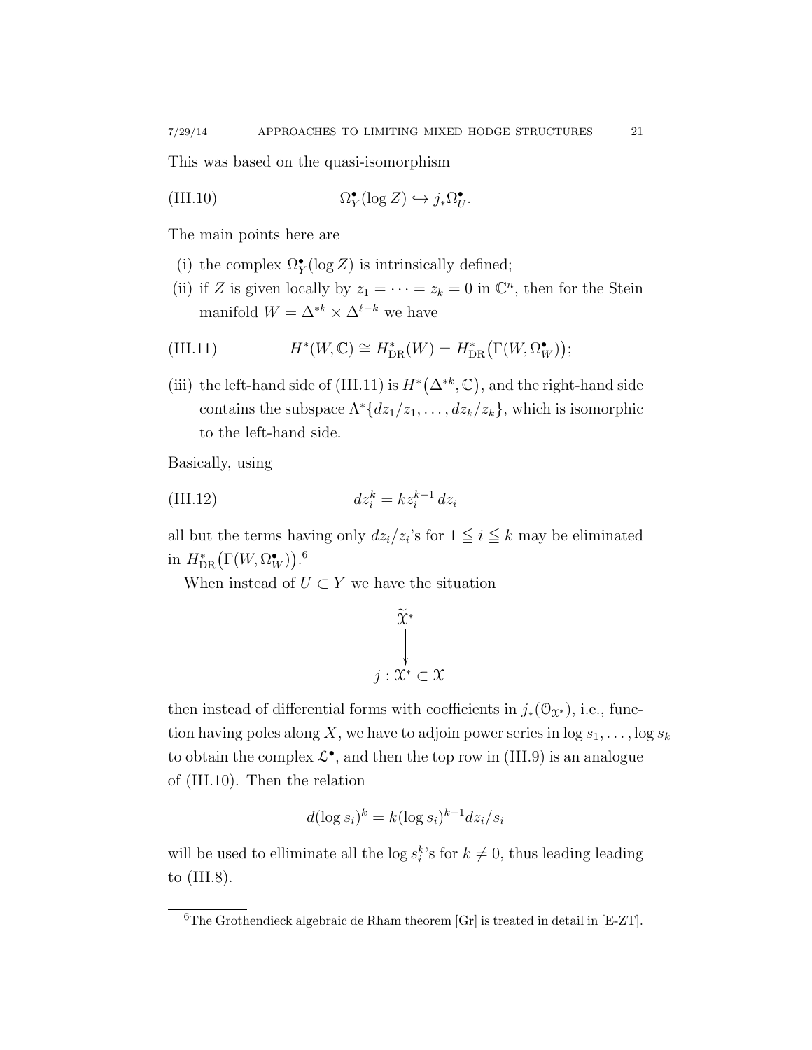This was based on the quasi-isomorphism

$$\Omega^\bullet_Y(\log Z) \hookrightarrow j_*\Omega^\bullet_U. \tag{III.10}$$

The main points here are

(i) the complex $\Omega^\bullet_Y(\log Z)$ is intrinsically defined;

(ii) if $Z$ is given locally by $z_1 = \cdots = z_k = 0$ in $\mathbb{C}^n$, then for the Stein manifold $W = \Delta^{*k} \times \Delta^{\ell-k}$ we have

$$H^*(W, \mathbb{C}) \cong H^*_{\mathrm{DR}}(W) = H^*_{\mathrm{DR}}\big(\Gamma(W, \Omega^\bullet_W)\big); \tag{III.11}$$

(iii) the left-hand side of (III.11) is $H^*\big(\Delta^{*k}, \mathbb{C}\big)$, and the right-hand side contains the subspace $\Lambda^*\{dz_1/z_1, \dots, dz_k/z_k\}$, which is isomorphic to the left-hand side.

Basically, using

$$dz_i^k = kz_i^{k-1}\, dz_i \tag{III.12}$$

all but the terms having only $dz_i/z_i$'s for $1 \leqq i \leqq k$ may be eliminated in $H^*_{\mathrm{DR}}\big(\Gamma(W, \Omega^\bullet_W)\big)$.[6]

When instead of $U \subset Y$ we have the situation

$$\begin{array}{c} \widetilde{\mathfrak{X}}^* \\ \big\downarrow \\ j : \mathfrak{X}^* \subset \mathfrak{X} \end{array}$$

then instead of differential forms with coefficients in $j_*(\mathcal{O}_{\mathfrak{X}^*})$, i.e., function having poles along $X$, we have to adjoin power series in $\log s_1, \dots, \log s_k$ to obtain the complex $\mathcal{L}^\bullet$, and then the top row in (III.9) is an analogue of (III.10). Then the relation

$$d(\log s_i)^k = k(\log s_i)^{k-1} dz_i/s_i$$

will be used to elliminate all the $\log s_i^k$'s for $k \neq 0$, thus leading leading to (III.8).

[6]The Grothendieck algebraic de Rham theorem [Gr] is treated in detail in [E-ZT].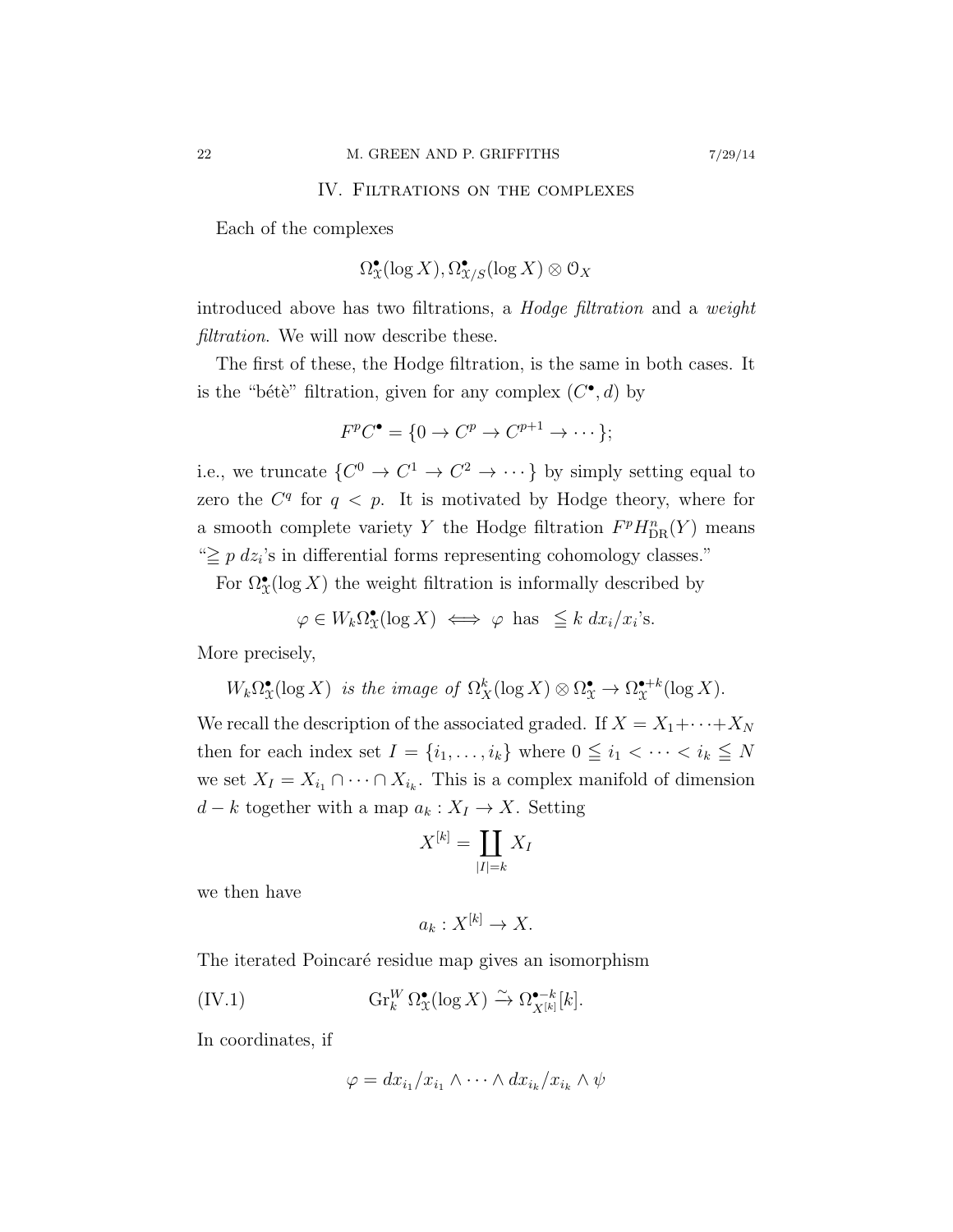## IV. Filtrations on the complexes

Each of the complexes

$$\Omega^\bullet_{\mathcal{X}}(\log X), \Omega^\bullet_{\mathcal{X}/S}(\log X) \otimes \mathcal{O}_X$$

introduced above has two filtrations, a *Hodge filtration* and a *weight filtration*. We will now describe these.

The first of these, the Hodge filtration, is the same in both cases. It is the "bétè" filtration, given for any complex $(C^\bullet, d)$ by

$$F^p C^\bullet = \{0 \to C^p \to C^{p+1} \to \cdots\};$$

i.e., we truncate $\{C^0 \to C^1 \to C^2 \to \cdots\}$ by simply setting equal to zero the $C^q$ for $q < p$. It is motivated by Hodge theory, where for a smooth complete variety $Y$ the Hodge filtration $F^p H^n_{\mathrm{DR}}(Y)$ means "$\geqq p\ dz_i$'s in differential forms representing cohomology classes."

For $\Omega^\bullet_{\mathcal{X}}(\log X)$ the weight filtration is informally described by

$$\varphi \in W_k \Omega^\bullet_{\mathcal{X}}(\log X) \iff \varphi \text{ has } \leqq k\ dx_i/x_i\text{'s}.$$

More precisely,

$$W_k \Omega^\bullet_{\mathcal{X}}(\log X) \text{ is the image of } \Omega^k_X(\log X) \otimes \Omega^\bullet_{\mathcal{X}} \to \Omega^{\bullet+k}_{\mathcal{X}}(\log X).$$

We recall the description of the associated graded. If $X = X_1 + \cdots + X_N$ then for each index set $I = \{i_1, \dots, i_k\}$ where $0 \leqq i_1 < \cdots < i_k \leqq N$ we set $X_I = X_{i_1} \cap \cdots \cap X_{i_k}$. This is a complex manifold of dimension $d - k$ together with a map $a_k : X_I \to X$. Setting

$$X^{[k]} = \coprod_{|I|=k} X_I$$

we then have

$$a_k : X^{[k]} \to X.$$

The iterated Poincaré residue map gives an isomorphism

$$\operatorname{Gr}^W_k \Omega^\bullet_{\mathcal{X}}(\log X) \xrightarrow{\sim} \Omega^{\bullet-k}_{X^{[k]}}[k]. \tag{IV.1}$$

In coordinates, if

$$\varphi = dx_{i_1}/x_{i_1} \wedge \cdots \wedge dx_{i_k}/x_{i_k} \wedge \psi$$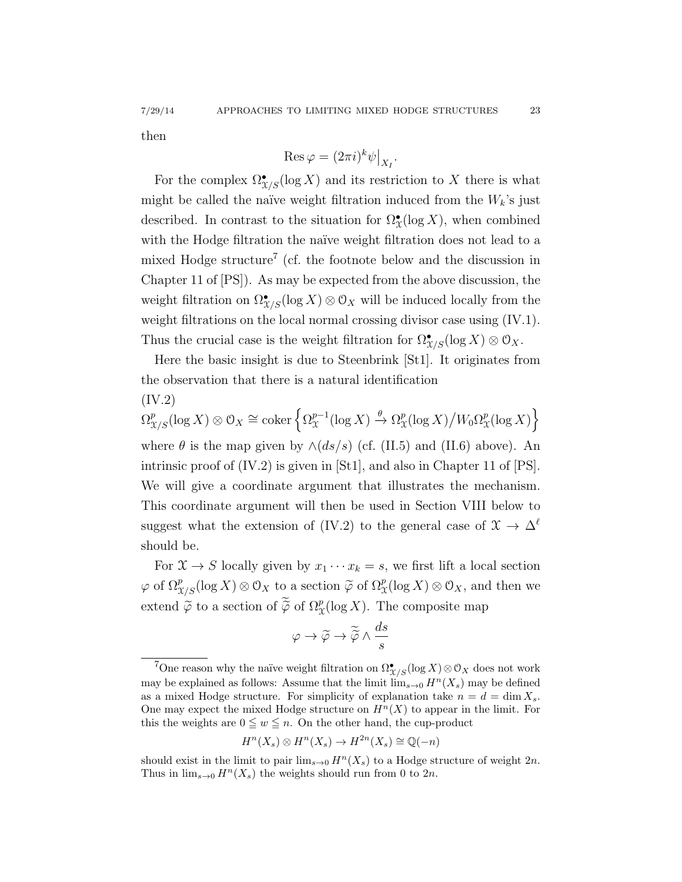then

$$\operatorname{Res}\varphi = (2\pi i)^k \psi\big|_{X_I}.$$

For the complex $\Omega^\bullet_{\mathcal{X}/S}(\log X)$ and its restriction to $X$ there is what might be called the naïve weight filtration induced from the $W_k$'s just described. In contrast to the situation for $\Omega^\bullet_{\mathcal{X}}(\log X)$, when combined with the Hodge filtration the naïve weight filtration does not lead to a mixed Hodge structure[7] (cf. the footnote below and the discussion in Chapter 11 of [PS]). As may be expected from the above discussion, the weight filtration on $\Omega^\bullet_{\mathcal{X}/S}(\log X)\otimes \mathcal{O}_X$ will be induced locally from the weight filtrations on the local normal crossing divisor case using (IV.1). Thus the crucial case is the weight filtration for $\Omega^\bullet_{\mathcal{X}/S}(\log X)\otimes \mathcal{O}_X$.

Here the basic insight is due to Steenbrink [St1]. It originates from the observation that there is a natural identification

(IV.2)

$$\Omega^p_{\mathcal{X}/S}(\log X)\otimes \mathcal{O}_X \cong \operatorname{coker}\left\{\Omega^{p-1}_{\mathcal{X}}(\log X) \xrightarrow{\theta} \Omega^p_{\mathcal{X}}(\log X)\big/W_0\Omega^p_{\mathcal{X}}(\log X)\right\}$$

where $\theta$ is the map given by $\wedge(ds/s)$ (cf. (II.5) and (II.6) above). An intrinsic proof of (IV.2) is given in [St1], and also in Chapter 11 of [PS]. We will give a coordinate argument that illustrates the mechanism. This coordinate argument will then be used in Section VIII below to suggest what the extension of (IV.2) to the general case of $\mathcal{X}\to\Delta^\ell$ should be.

For $\mathcal{X}\to S$ locally given by $x_1\cdots x_k = s$, we first lift a local section $\varphi$ of $\Omega^p_{\mathcal{X}/S}(\log X)\otimes \mathcal{O}_X$ to a section $\widetilde{\varphi}$ of $\Omega^p_{\mathcal{X}}(\log X)\otimes\mathcal{O}_X$, and then we extend $\widetilde{\varphi}$ to a section of $\widetilde{\widetilde{\varphi}}$ of $\Omega^p_{\mathcal{X}}(\log X)$. The composite map

$$\varphi \to \widetilde{\varphi} \to \widetilde{\widetilde{\varphi}} \wedge \frac{ds}{s}$$

---

[7] One reason why the naïve weight filtration on $\Omega^\bullet_{\mathcal{X}/S}(\log X)\otimes\mathcal{O}_X$ does not work may be explained as follows: Assume that the limit $\lim_{s\to 0} H^n(X_s)$ may be defined as a mixed Hodge structure. For simplicity of explanation take $n = d = \dim X_s$. One may expect the mixed Hodge structure on $H^n(X)$ to appear in the limit. For this the weights are $0 \leqq w \leqq n$. On the other hand, the cup-product

$$H^n(X_s)\otimes H^n(X_s)\to H^{2n}(X_s)\cong \mathbb{Q}(-n)$$

should exist in the limit to pair $\lim_{s\to 0} H^n(X_s)$ to a Hodge structure of weight $2n$. Thus in $\lim_{s\to 0} H^n(X_s)$ the weights should run from 0 to $2n$.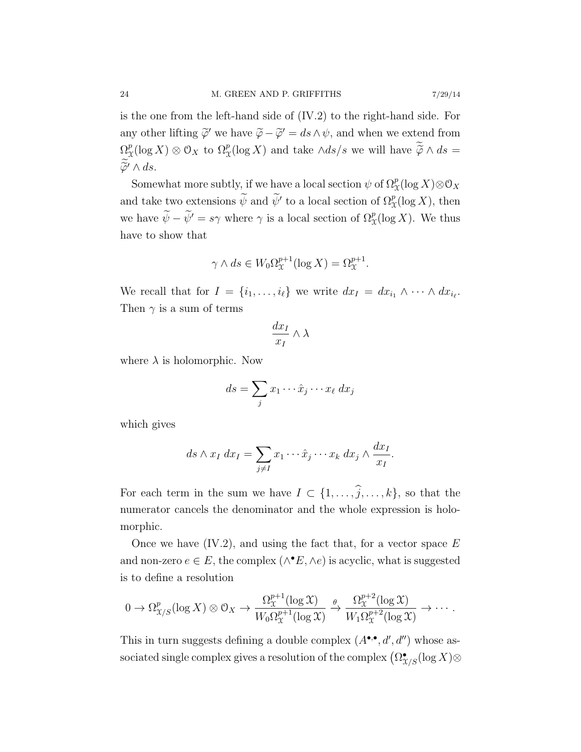is the one from the left-hand side of (IV.2) to the right-hand side. For any other lifting $\widetilde{\varphi}'$ we have $\widetilde{\varphi} - \widetilde{\varphi}' = ds \wedge \psi$, and when we extend from $\Omega^p_{\mathfrak{X}}(\log X) \otimes \mathcal{O}_X$ to $\Omega^p_{\mathfrak{X}}(\log X)$ and take $\wedge ds/s$ we will have $\widetilde{\widetilde{\varphi}} \wedge ds = \widetilde{\widetilde{\varphi}}' \wedge ds$.

Somewhat more subtly, if we have a local section $\psi$ of $\Omega^p_{\mathfrak{X}}(\log X) \otimes \mathcal{O}_X$ and take two extensions $\widetilde{\psi}$ and $\widetilde{\psi}'$ to a local section of $\Omega^p_{\mathfrak{X}}(\log X)$, then we have $\widetilde{\psi} - \widetilde{\psi}' = s\gamma$ where $\gamma$ is a local section of $\Omega^p_{\mathfrak{X}}(\log X)$. We thus have to show that

$$\gamma \wedge ds \in W_0\Omega^{p+1}_{\mathfrak{X}}(\log X) = \Omega^{p+1}_{\mathfrak{X}}.$$

We recall that for $I = \{i_1, \dots, i_\ell\}$ we write $dx_I = dx_{i_1} \wedge \cdots \wedge dx_{i_\ell}$. Then $\gamma$ is a sum of terms

$$\frac{dx_I}{x_I} \wedge \lambda$$

where $\lambda$ is holomorphic. Now

$$ds = \sum_j x_1 \cdots \hat{x}_j \cdots x_\ell \; dx_j$$

which gives

$$ds \wedge x_I \; dx_I = \sum_{j \neq I} x_1 \cdots \hat{x}_j \cdots x_k \; dx_j \wedge \frac{dx_I}{x_I}.$$

For each term in the sum we have $I \subset \{1, \dots, \widehat{j}, \dots, k\}$, so that the numerator cancels the denominator and the whole expression is holomorphic.

Once we have (IV.2), and using the fact that, for a vector space $E$ and non-zero $e \in E$, the complex $(\wedge^\bullet E, \wedge e)$ is acyclic, what is suggested is to define a resolution

$$0 \to \Omega^p_{\mathfrak{X}/S}(\log X) \otimes \mathcal{O}_X \to \frac{\Omega^{p+1}_{\mathfrak{X}}(\log \mathfrak{X})}{W_0\Omega^{p+1}_{\mathfrak{X}}(\log \mathfrak{X})} \xrightarrow{\theta} \frac{\Omega^{p+2}_{\mathfrak{X}}(\log \mathfrak{X})}{W_1\Omega^{p+2}_{\mathfrak{X}}(\log \mathfrak{X})} \to \cdots.$$

This in turn suggests defining a double complex $(A^{\bullet,\bullet}, d', d'')$ whose associated single complex gives a resolution of the complex $\big(\Omega^\bullet_{\mathfrak{X}/S}(\log X) \otimes$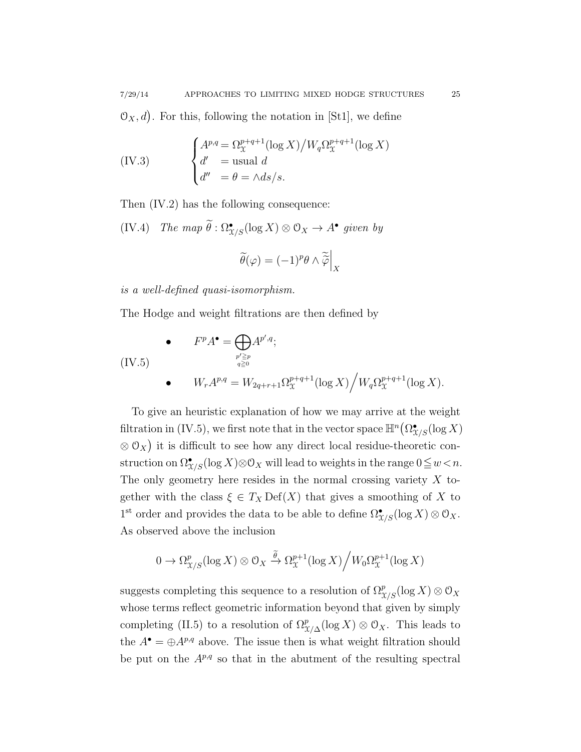$\mathcal{O}_X, d\big)$. For this, following the notation in [St1], we define

$$
\text{(IV.3)} \qquad \begin{cases} A^{p,q} = \Omega^{p+q+1}_{\mathcal{X}}(\log X)\big/ W_q \Omega^{p+q+1}_{\mathcal{X}}(\log X) \\ d' \quad = \text{usual } d \\ d'' \quad = \theta = \wedge ds/s. \end{cases}
$$

Then (IV.2) has the following consequence:

(IV.4) *The map* $\widetilde{\theta} : \Omega^\bullet_{\mathcal{X}/S}(\log X) \otimes \mathcal{O}_X \to A^\bullet$ *given by*

$$
\widetilde{\theta}(\varphi) = (-1)^p \theta \wedge \widetilde{\widetilde{\varphi}}\Big|_X
$$

*is a well-defined quasi-isomorphism.*

The Hodge and weight filtrations are then defined by

$$
\text{(IV.5)} \qquad \begin{aligned} &\bullet \quad F^p A^\bullet = \bigoplus_{\substack{p' \geqq p \\ q \geqq 0}} A^{p',q}; \\ &\bullet \quad W_r A^{p,q} = W_{2q+r+1} \Omega^{p+q+1}_{\mathcal{X}}(\log X) \Big/ W_q \Omega^{p+q+1}_{\mathcal{X}}(\log X). \end{aligned}
$$

To give an heuristic explanation of how we may arrive at the weight filtration in (IV.5), we first note that in the vector space $\mathbb{H}^n\big(\Omega^\bullet_{\mathcal{X}/S}(\log X) \otimes \mathcal{O}_X\big)$ it is difficult to see how any direct local residue-theoretic construction on $\Omega^\bullet_{\mathcal{X}/S}(\log X) \otimes \mathcal{O}_X$ will lead to weights in the range $0 \leqq w < n$. The only geometry here resides in the normal crossing variety $X$ together with the class $\xi \in T_X \operatorname{Def}(X)$ that gives a smoothing of $X$ to 1[st] order and provides the data to be able to define $\Omega^\bullet_{\mathcal{X}/S}(\log X) \otimes \mathcal{O}_X$. As observed above the inclusion

$$
0 \to \Omega^p_{\mathcal{X}/S}(\log X) \otimes \mathcal{O}_X \xrightarrow{\widetilde{\theta}} \Omega^{p+1}_{\mathcal{X}}(\log X) \Big/ W_0 \Omega^{p+1}_{\mathcal{X}}(\log X)
$$

suggests completing this sequence to a resolution of $\Omega^p_{\mathcal{X}/S}(\log X) \otimes \mathcal{O}_X$ whose terms reflect geometric information beyond that given by simply completing (II.5) to a resolution of $\Omega^p_{\mathcal{X}/\Delta}(\log X) \otimes \mathcal{O}_X$. This leads to the $A^\bullet = \oplus A^{p,q}$ above. The issue then is what weight filtration should be put on the $A^{p,q}$ so that in the abutment of the resulting spectral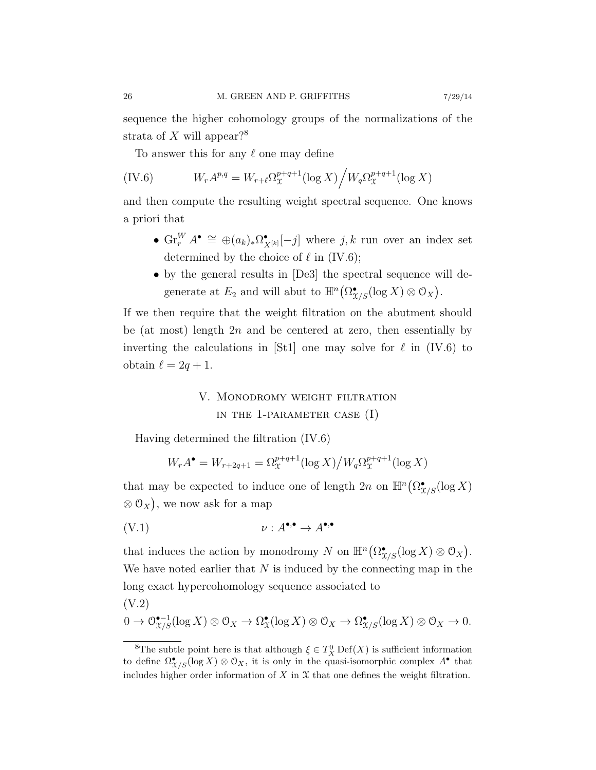sequence the higher cohomology groups of the normalizations of the strata of $X$ will appear?[8]

To answer this for any $\ell$ one may define

$$W_r A^{p,q} = W_{r+\ell}\Omega_{\mathcal{X}}^{p+q+1}(\log X)\Big/ W_q\Omega_{\mathcal{X}}^{p+q+1}(\log X) \tag{IV.6}$$

and then compute the resulting weight spectral sequence. One knows a priori that

- $\mathrm{Gr}_r^W A^\bullet \cong \oplus (a_k)_* \Omega^\bullet_{X^{[k]}}[-j]$ where $j,k$ run over an index set determined by the choice of $\ell$ in (IV.6);
- by the general results in [De3] the spectral sequence will degenerate at $E_2$ and will abut to $\mathbb{H}^n\big(\Omega^\bullet_{\mathcal{X}/S}(\log X)\otimes \mathcal{O}_X\big)$.

If we then require that the weight filtration on the abutment should be (at most) length $2n$ and be centered at zero, then essentially by inverting the calculations in [St1] one may solve for $\ell$ in (IV.6) to obtain $\ell = 2q+1$.

## V. Monodromy weight filtration in the 1-parameter case (I)

Having determined the filtration (IV.6)

$$W_r A^\bullet = W_{r+2q+1} = \Omega_{\mathcal{X}}^{p+q+1}(\log X)\big/ W_q \Omega_{\mathcal{X}}^{p+q+1}(\log X)$$

that may be expected to induce one of length $2n$ on $\mathbb{H}^n\big(\Omega^\bullet_{\mathcal{X}/S}(\log X) \otimes \mathcal{O}_X\big)$, we now ask for a map

$$\nu : A^{\bullet,\bullet} \to A^{\bullet,\bullet} \tag{V.1}$$

that induces the action by monodromy $N$ on $\mathbb{H}^n\big(\Omega^\bullet_{\mathcal{X}/S}(\log X)\otimes \mathcal{O}_X\big)$. We have noted earlier that $N$ is induced by the connecting map in the long exact hypercohomology sequence associated to

(V.2)

$$0 \to \mathcal{O}^{\bullet-1}_{\mathcal{X}/S}(\log X)\otimes \mathcal{O}_X \to \Omega^\bullet_{\mathcal{X}}(\log X)\otimes \mathcal{O}_X \to \Omega^\bullet_{\mathcal{X}/S}(\log X)\otimes \mathcal{O}_X \to 0.$$

[8]The subtle point here is that although $\xi \in T^0_X \operatorname{Def}(X)$ is sufficient information to define $\Omega^\bullet_{\mathcal{X}/S}(\log X)\otimes \mathcal{O}_X$, it is only in the quasi-isomorphic complex $A^\bullet$ that includes higher order information of $X$ in $\mathcal{X}$ that one defines the weight filtration.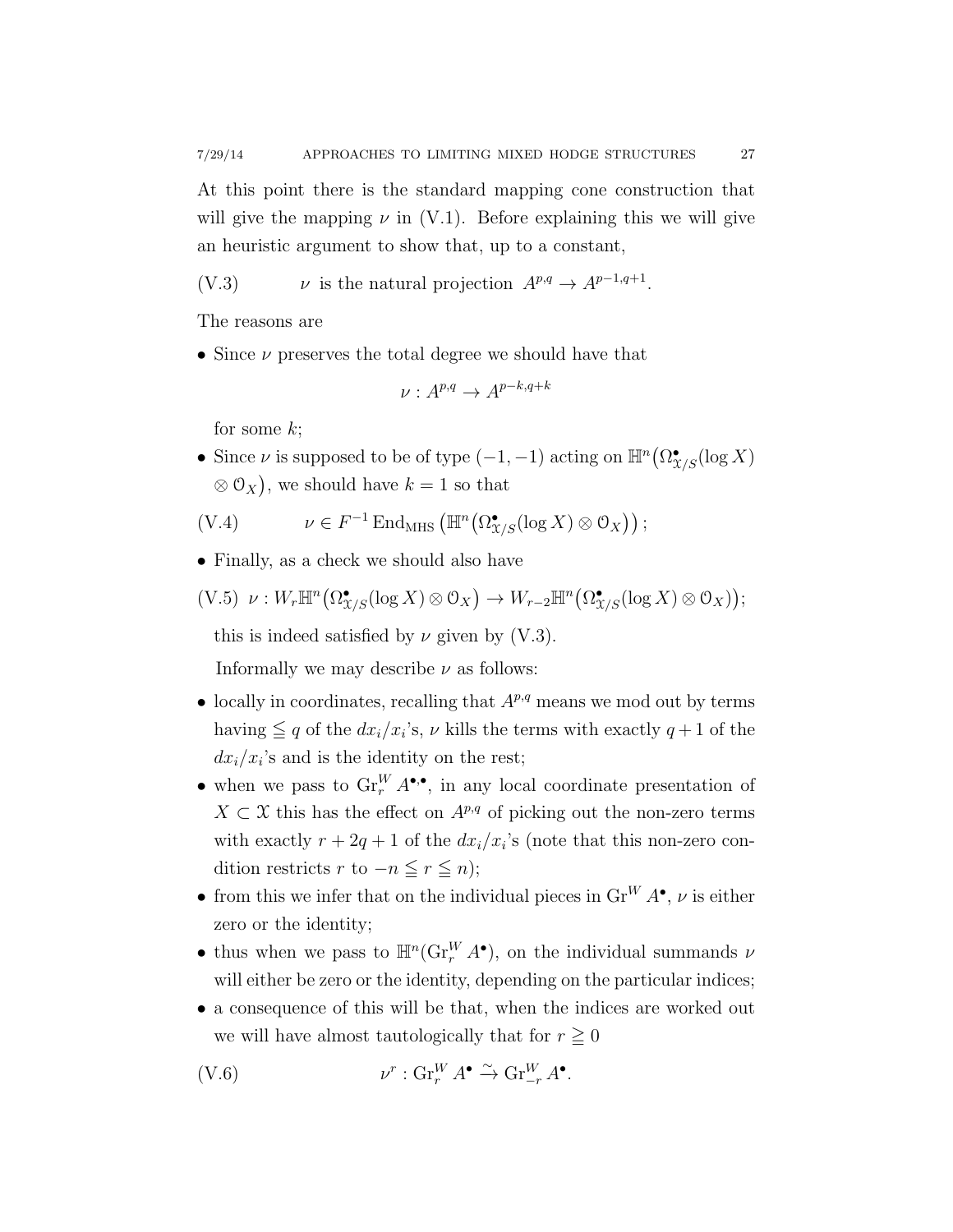At this point there is the standard mapping cone construction that will give the mapping $\nu$ in (V.1). Before explaining this we will give an heuristic argument to show that, up to a constant,

$$\text{(V.3)} \qquad \nu \text{ is the natural projection } A^{p,q} \to A^{p-1,q+1}.$$

The reasons are

- Since $\nu$ preserves the total degree we should have that
$$\nu : A^{p,q} \to A^{p-k,q+k}$$
for some $k$;
- Since $\nu$ is supposed to be of type $(-1,-1)$ acting on $\mathbb{H}^n\big(\Omega^\bullet_{\mathcal{X}/S}(\log X) \otimes \mathcal{O}_X\big)$, we should have $k=1$ so that
$$\text{(V.4)} \qquad \nu \in F^{-1}\operatorname{End}_{\mathrm{MHS}}\left(\mathbb{H}^n\big(\Omega^\bullet_{\mathcal{X}/S}(\log X)\otimes \mathcal{O}_X\big)\right);$$
- Finally, as a check we should also have
$$\text{(V.5)} \quad \nu : W_r\mathbb{H}^n\big(\Omega^\bullet_{\mathcal{X}/S}(\log X)\otimes \mathcal{O}_X\big) \to W_{r-2}\mathbb{H}^n\big(\Omega^\bullet_{\mathcal{X}/S}(\log X)\otimes \mathcal{O}_X\big);$$
this is indeed satisfied by $\nu$ given by (V.3).

Informally we may describe $\nu$ as follows:

- locally in coordinates, recalling that $A^{p,q}$ means we mod out by terms having $\leqq q$ of the $dx_i/x_i$'s, $\nu$ kills the terms with exactly $q+1$ of the $dx_i/x_i$'s and is the identity on the rest;
- when we pass to $\operatorname{Gr}^W_r A^{\bullet,\bullet}$, in any local coordinate presentation of $X \subset \mathcal{X}$ this has the effect on $A^{p,q}$ of picking out the non-zero terms with exactly $r+2q+1$ of the $dx_i/x_i$'s (note that this non-zero condition restricts $r$ to $-n \leqq r \leqq n$);
- from this we infer that on the individual pieces in $\operatorname{Gr}^W A^\bullet$, $\nu$ is either zero or the identity;
- thus when we pass to $\mathbb{H}^n(\operatorname{Gr}^W_r A^\bullet)$, on the individual summands $\nu$ will either be zero or the identity, depending on the particular indices;
- a consequence of this will be that, when the indices are worked out we will have almost tautologically that for $r \geqq 0$
$$\text{(V.6)} \qquad \nu^r : \operatorname{Gr}^W_r A^\bullet \xrightarrow{\sim} \operatorname{Gr}^W_{-r} A^\bullet.$$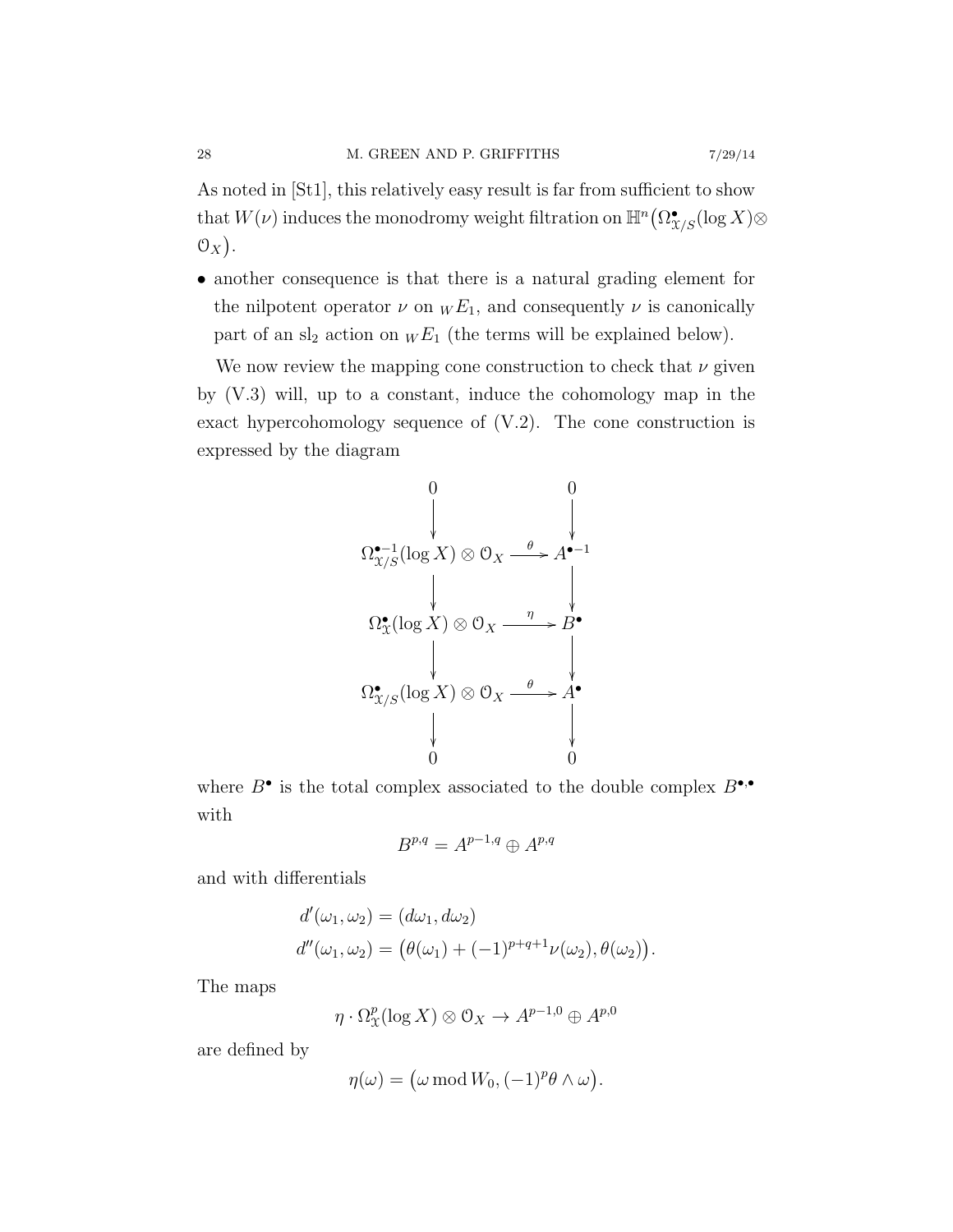As noted in [St1], this relatively easy result is far from sufficient to show that $W(\nu)$ induces the monodromy weight filtration on $\mathbb{H}^n\big(\Omega^\bullet_{\mathcal{X}/S}(\log X)\otimes \mathcal{O}_X\big)$.

- another consequence is that there is a natural grading element for the nilpotent operator $\nu$ on ${}_W E_1$, and consequently $\nu$ is canonically part of an $\mathrm{sl}_2$ action on ${}_W E_1$ (the terms will be explained below).

We now review the mapping cone construction to check that $\nu$ given by (V.3) will, up to a constant, induce the cohomology map in the exact hypercohomology sequence of (V.2). The cone construction is expressed by the diagram

$$\begin{array}{ccc}
0 & & 0\\
\downarrow & & \downarrow\\
\Omega^{\bullet-1}_{\mathcal{X}/S}(\log X)\otimes\mathcal{O}_X & \xrightarrow{\ \theta\ } & A^{\bullet-1}\\
\downarrow & & \downarrow\\
\Omega^{\bullet}_{\mathcal{X}}(\log X)\otimes\mathcal{O}_X & \xrightarrow{\ \eta\ } & B^{\bullet}\\
\downarrow & & \downarrow\\
\Omega^{\bullet}_{\mathcal{X}/S}(\log X)\otimes\mathcal{O}_X & \xrightarrow{\ \theta\ } & A^{\bullet}\\
\downarrow & & \downarrow\\
0 & & 0
\end{array}$$

where $B^\bullet$ is the total complex associated to the double complex $B^{\bullet,\bullet}$ with

$$B^{p,q} = A^{p-1,q}\oplus A^{p,q}$$

and with differentials

$$\begin{aligned}
d'(\omega_1,\omega_2) &= (d\omega_1, d\omega_2)\\
d''(\omega_1,\omega_2) &= \big(\theta(\omega_1) + (-1)^{p+q+1}\nu(\omega_2), \theta(\omega_2)\big).
\end{aligned}$$

The maps

$$\eta\cdot \Omega^p_{\mathcal{X}}(\log X)\otimes\mathcal{O}_X \to A^{p-1,0}\oplus A^{p,0}$$

are defined by

$$\eta(\omega) = \big(\omega \bmod W_0, (-1)^p\theta\wedge\omega\big).$$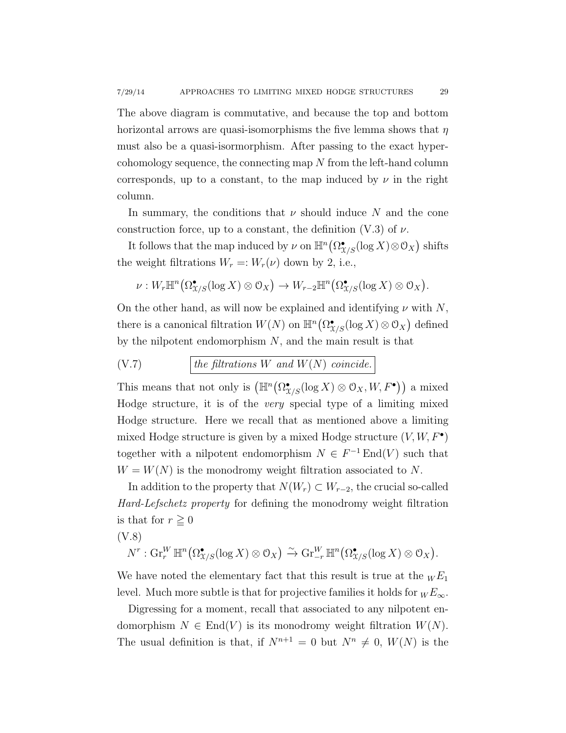The above diagram is commutative, and because the top and bottom horizontal arrows are quasi-isomorphisms the five lemma shows that $\eta$ must also be a quasi-isormorphism. After passing to the exact hypercohomology sequence, the connecting map $N$ from the left-hand column corresponds, up to a constant, to the map induced by $\nu$ in the right column.

In summary, the conditions that $\nu$ should induce $N$ and the cone construction force, up to a constant, the definition (V.3) of $\nu$.

It follows that the map induced by $\nu$ on $\mathbb{H}^n\big(\Omega^\bullet_{\mathcal{X}/S}(\log X)\otimes\mathcal{O}_X\big)$ shifts the weight filtrations $W_r =: W_r(\nu)$ down by 2, i.e.,

$$\nu : W_r\mathbb{H}^n\big(\Omega^\bullet_{\mathcal{X}/S}(\log X)\otimes\mathcal{O}_X\big) \to W_{r-2}\mathbb{H}^n\big(\Omega^\bullet_{\mathcal{X}/S}(\log X)\otimes\mathcal{O}_X\big).$$

On the other hand, as will now be explained and identifying $\nu$ with $N$, there is a canonical filtration $W(N)$ on $\mathbb{H}^n\big(\Omega^\bullet_{\mathcal{X}/S}(\log X)\otimes\mathcal{O}_X\big)$ defined by the nilpotent endomorphism $N$, and the main result is that

$$\text{(V.7)} \qquad \boxed{\textit{the filtrations } W \textit{ and } W(N) \textit{ coincide.}}$$

This means that not only is $\big(\mathbb{H}^n\big(\Omega^\bullet_{\mathcal{X}/S}(\log X)\otimes\mathcal{O}_X, W, F^\bullet\big)\big)$ a mixed Hodge structure, it is of the *very* special type of a limiting mixed Hodge structure. Here we recall that as mentioned above a limiting mixed Hodge structure is given by a mixed Hodge structure $(V, W, F^\bullet)$ together with a nilpotent endomorphism $N \in F^{-1}\operatorname{End}(V)$ such that $W = W(N)$ is the monodromy weight filtration associated to $N$.

In addition to the property that $N(W_r) \subset W_{r-2}$, the crucial so-called *Hard-Lefschetz property* for defining the monodromy weight filtration is that for $r \geqq 0$

(V.8)
$$N^r : \operatorname{Gr}^W_r \mathbb{H}^n\big(\Omega^\bullet_{\mathcal{X}/S}(\log X)\otimes\mathcal{O}_X\big) \xrightarrow{\sim} \operatorname{Gr}^W_{-r} \mathbb{H}^n\big(\Omega^\bullet_{\mathcal{X}/S}(\log X)\otimes\mathcal{O}_X\big).$$

We have noted the elementary fact that this result is true at the ${}_WE_1$ level. Much more subtle is that for projective families it holds for ${}_WE_\infty$.

Digressing for a moment, recall that associated to any nilpotent endomorphism $N \in \operatorname{End}(V)$ is its monodromy weight filtration $W(N)$. The usual definition is that, if $N^{n+1} = 0$ but $N^n \neq 0$, $W(N)$ is the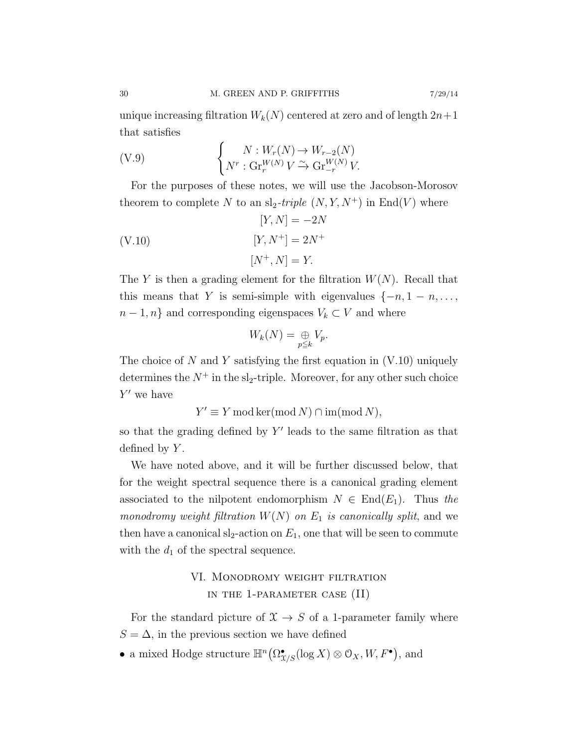unique increasing filtration $W_k(N)$ centered at zero and of length $2n+1$ that satisfies

$$
\text{(V.9)} \qquad \begin{cases} N : W_r(N) \to W_{r-2}(N) \\ N^r : \operatorname{Gr}_r^{W(N)} V \xrightarrow{\sim} \operatorname{Gr}_{-r}^{W(N)} V. \end{cases}
$$

For the purposes of these notes, we will use the Jacobson-Morosov theorem to complete $N$ to an $\mathrm{sl}_2$-*triple* $(N, Y, N^+)$ in $\operatorname{End}(V)$ where

$$
\text{(V.10)} \qquad \begin{aligned} [Y, N] &= -2N \\ [Y, N^+] &= 2N^+ \\ [N^+, N] &= Y. \end{aligned}
$$

The $Y$ is then a grading element for the filtration $W(N)$. Recall that this means that $Y$ is semi-simple with eigenvalues $\{-n, 1-n, \dots, n-1, n\}$ and corresponding eigenspaces $V_k \subset V$ and where

$$
W_k(N) = \underset{p \leqq k}{\oplus} V_p.
$$

The choice of $N$ and $Y$ satisfying the first equation in (V.10) uniquely determines the $N^+$ in the $\mathrm{sl}_2$-triple. Moreover, for any other such choice $Y'$ we have

$$
Y' \equiv Y \bmod \ker(\bmod N) \cap \operatorname{im}(\bmod N),
$$

so that the grading defined by $Y'$ leads to the same filtration as that defined by $Y$.

We have noted above, and it will be further discussed below, that for the weight spectral sequence there is a canonical grading element associated to the nilpotent endomorphism $N \in \operatorname{End}(E_1)$. Thus *the monodromy weight filtration $W(N)$ on $E_1$ is canonically split*, and we then have a canonical $\mathrm{sl}_2$-action on $E_1$, one that will be seen to commute with the $d_1$ of the spectral sequence.

## VI. Monodromy weight filtration in the 1-parameter case (II)

For the standard picture of $\mathcal{X} \to S$ of a 1-parameter family where $S = \Delta$, in the previous section we have defined

- a mixed Hodge structure $\mathbb{H}^n\big(\Omega^\bullet_{\mathcal{X}/S}(\log X) \otimes \mathcal{O}_X, W, F^\bullet\big)$, and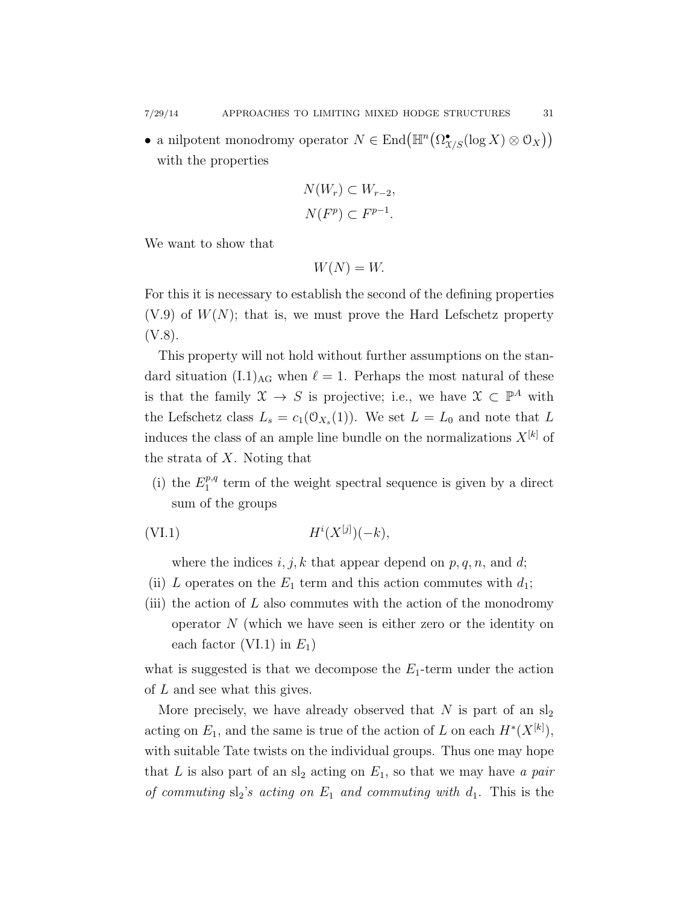- a nilpotent monodromy operator $N \in \operatorname{End}\big(\mathbb{H}^n\big(\Omega^\bullet_{\mathcal{X}/S}(\log X) \otimes \mathcal{O}_X\big)\big)$ with the properties

$$N(W_r) \subset W_{r-2},$$
$$N(F^p) \subset F^{p-1}.$$

We want to show that

$$W(N) = W.$$

For this it is necessary to establish the second of the defining properties (V.9) of $W(N)$; that is, we must prove the Hard Lefschetz property (V.8).

This property will not hold without further assumptions on the standard situation $(\mathrm{I.1})_{\mathrm{AG}}$ when $\ell = 1$. Perhaps the most natural of these is that the family $\mathcal{X} \to S$ is projective; i.e., we have $\mathcal{X} \subset \mathbb{P}^A$ with the Lefschetz class $L_s = c_1(\mathcal{O}_{X_s}(1))$. We set $L = L_0$ and note that $L$ induces the class of an ample line bundle on the normalizations $X^{[k]}$ of the strata of $X$. Noting that

(i) the $E_1^{p,q}$ term of the weight spectral sequence is given by a direct sum of the groups

$$H^i(X^{[j]})(-k), \tag{VI.1}$$

where the indices $i, j, k$ that appear depend on $p, q, n$, and $d$;

(ii) $L$ operates on the $E_1$ term and this action commutes with $d_1$;

(iii) the action of $L$ also commutes with the action of the monodromy operator $N$ (which we have seen is either zero or the identity on each factor (VI.1) in $E_1$)

what is suggested is that we decompose the $E_1$-term under the action of $L$ and see what this gives.

More precisely, we have already observed that $N$ is part of an $\mathrm{sl}_2$ acting on $E_1$, and the same is true of the action of $L$ on each $H^*(X^{[k]})$, with suitable Tate twists on the individual groups. Thus one may hope that $L$ is also part of an $\mathrm{sl}_2$ acting on $E_1$, so that we may have *a pair of commuting* $\mathrm{sl}_2$*'s acting on* $E_1$ *and commuting with* $d_1$. This is the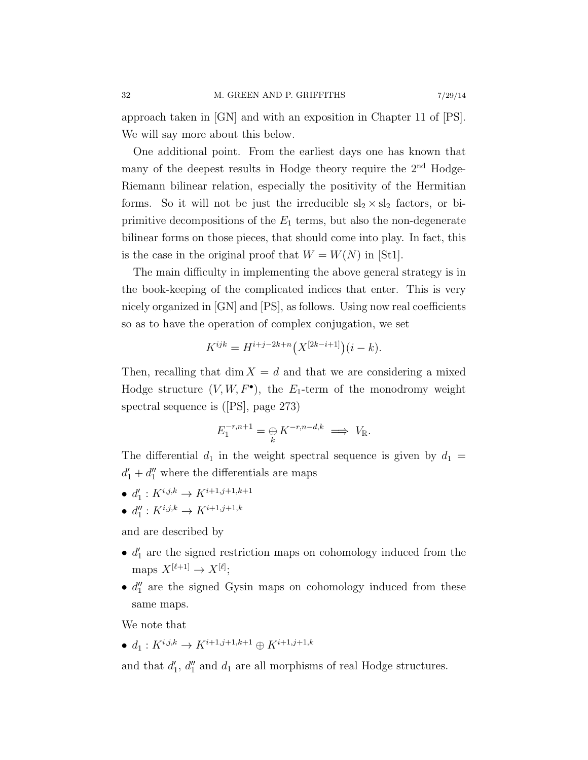approach taken in [GN] and with an exposition in Chapter 11 of [PS]. We will say more about this below.

One additional point. From the earliest days one has known that many of the deepest results in Hodge theory require the 2nd Hodge-Riemann bilinear relation, especially the positivity of the Hermitian forms. So it will not be just the irreducible $\mathrm{sl}_2 \times \mathrm{sl}_2$ factors, or bi-primitive decompositions of the $E_1$ terms, but also the non-degenerate bilinear forms on those pieces, that should come into play. In fact, this is the case in the original proof that $W = W(N)$ in [St1].

The main difficulty in implementing the above general strategy is in the book-keeping of the complicated indices that enter. This is very nicely organized in [GN] and [PS], as follows. Using now real coefficients so as to have the operation of complex conjugation, we set

$$K^{ijk} = H^{i+j-2k+n}\big(X^{[2k-i+1]}\big)(i-k).$$

Then, recalling that $\dim X = d$ and that we are considering a mixed Hodge structure $(V, W, F^\bullet)$, the $E_1$-term of the monodromy weight spectral sequence is ([PS], page 273)

$$E_1^{-r,n+1} = \underset{k}{\oplus} K^{-r,n-d,k} \implies V_{\mathbb{R}}.$$

The differential $d_1$ in the weight spectral sequence is given by $d_1 = d_1' + d_1''$ where the differentials are maps

- $d_1' : K^{i,j,k} \to K^{i+1,j+1,k+1}$
- $d_1'' : K^{i,j,k} \to K^{i+1,j+1,k}$

and are described by

- $d_1'$ are the signed restriction maps on cohomology induced from the maps $X^{[\ell+1]} \to X^{[\ell]}$;
- $d_1''$ are the signed Gysin maps on cohomology induced from these same maps.

We note that

- $d_1 : K^{i,j,k} \to K^{i+1,j+1,k+1} \oplus K^{i+1,j+1,k}$

and that $d_1'$, $d_1''$ and $d_1$ are all morphisms of real Hodge structures.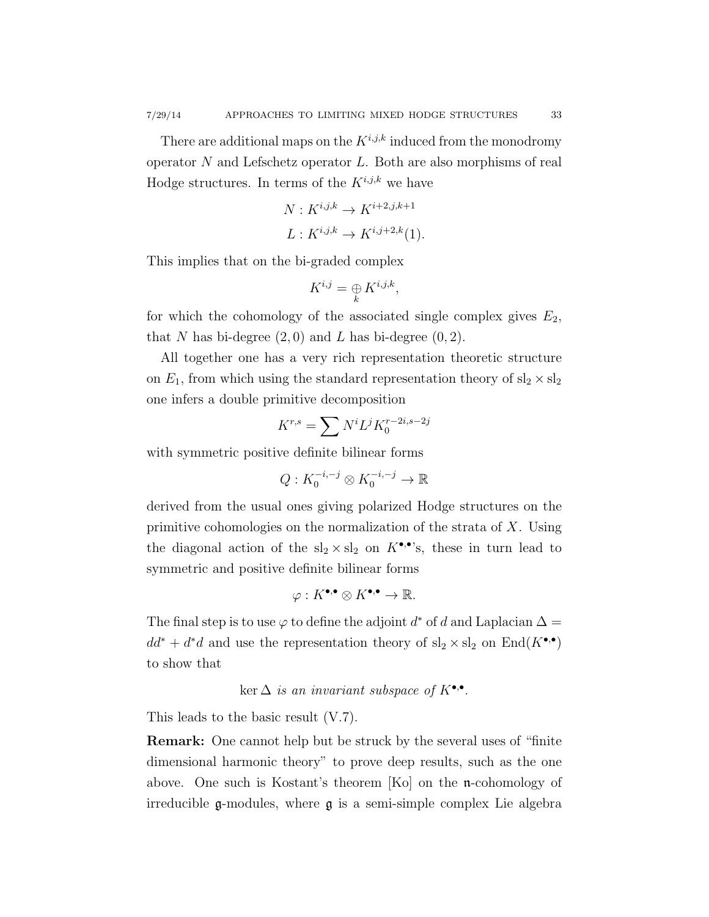There are additional maps on the $K^{i,j,k}$ induced from the monodromy operator $N$ and Lefschetz operator $L$. Both are also morphisms of real Hodge structures. In terms of the $K^{i,j,k}$ we have

$$
\begin{aligned}
N &: K^{i,j,k} \to K^{i+2,j,k+1} \\
L &: K^{i,j,k} \to K^{i,j+2,k}(1).
\end{aligned}
$$

This implies that on the bi-graded complex

$$
K^{i,j} = \underset{k}{\oplus} K^{i,j,k},
$$

for which the cohomology of the associated single complex gives $E_2$, that $N$ has bi-degree $(2,0)$ and $L$ has bi-degree $(0,2)$.

All together one has a very rich representation theoretic structure on $E_1$, from which using the standard representation theory of $\mathrm{sl}_2 \times \mathrm{sl}_2$ one infers a double primitive decomposition

$$
K^{r,s} = \sum N^i L^j K_0^{r-2i,s-2j}
$$

with symmetric positive definite bilinear forms

$$
Q : K_0^{-i,-j} \otimes K_0^{-i,-j} \to \mathbb{R}
$$

derived from the usual ones giving polarized Hodge structures on the primitive cohomologies on the normalization of the strata of $X$. Using the diagonal action of the $\mathrm{sl}_2 \times \mathrm{sl}_2$ on $K^{\bullet,\bullet}$'s, these in turn lead to symmetric and positive definite bilinear forms

$$
\varphi : K^{\bullet,\bullet} \otimes K^{\bullet,\bullet} \to \mathbb{R}.
$$

The final step is to use $\varphi$ to define the adjoint $d^*$ of $d$ and Laplacian $\Delta = dd^* + d^*d$ and use the representation theory of $\mathrm{sl}_2 \times \mathrm{sl}_2$ on $\mathrm{End}(K^{\bullet,\bullet})$ to show that

$$
\ker \Delta \textit{ is an invariant subspace of } K^{\bullet,\bullet}.
$$

This leads to the basic result (V.7).

**Remark:** One cannot help but be struck by the several uses of "finite dimensional harmonic theory" to prove deep results, such as the one above. One such is Kostant's theorem [Ko] on the $\mathfrak{n}$-cohomology of irreducible $\mathfrak{g}$-modules, where $\mathfrak{g}$ is a semi-simple complex Lie algebra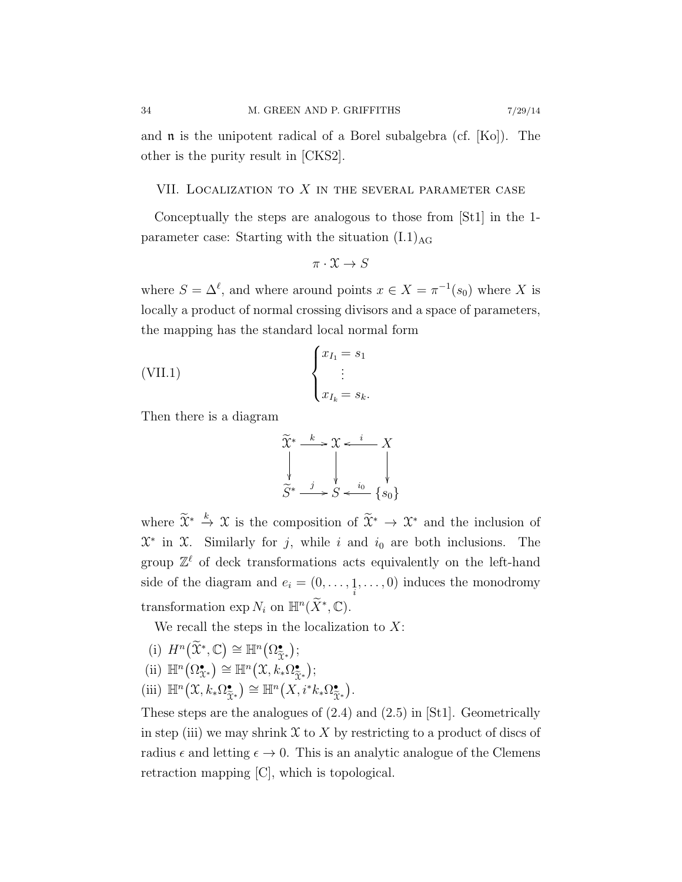and $\mathfrak{n}$ is the unipotent radical of a Borel subalgebra (cf. [Ko]). The other is the purity result in [CKS2].

## VII. Localization to $X$ in the several parameter case

Conceptually the steps are analogous to those from [St1] in the 1-parameter case: Starting with the situation $(\mathrm{I.1})_{\mathrm{AG}}$

$$\pi \cdot \mathcal{X} \to S$$

where $S = \Delta^\ell$, and where around points $x \in X = \pi^{-1}(s_0)$ where $X$ is locally a product of normal crossing divisors and a space of parameters, the mapping has the standard local normal form

$$\text{(VII.1)} \qquad \begin{cases} x_{I_1} = s_1 \\ \quad \vdots \\ x_{I_k} = s_k. \end{cases}$$

Then there is a diagram

$$\begin{array}{ccccc} \widetilde{\mathcal{X}}^* & \xrightarrow{k} & \mathcal{X} & \xleftarrow{i} & X \\ \downarrow & & \downarrow & & \downarrow \\ \widetilde{S}^* & \xrightarrow{j} & S & \xleftarrow{i_0} & \{s_0\} \end{array}$$

where $\widetilde{\mathcal{X}}^* \xrightarrow{k} \mathcal{X}$ is the composition of $\widetilde{\mathcal{X}}^* \to \mathcal{X}^*$ and the inclusion of $\mathcal{X}^*$ in $\mathcal{X}$. Similarly for $j$, while $i$ and $i_0$ are both inclusions. The group $\mathbb{Z}^\ell$ of deck transformations acts equivalently on the left-hand side of the diagram and $e_i = (0, \dots, \underset{i}{1}, \dots, 0)$ induces the monodromy transformation $\exp N_i$ on $\mathbb{H}^n(\widetilde{X}^*, \mathbb{C})$.

We recall the steps in the localization to $X$:

(i) $H^n(\widetilde{\mathcal{X}}^*, \mathbb{C}) \cong \mathbb{H}^n(\Omega^\bullet_{\widetilde{\mathcal{X}}^*})$;

(ii) $\mathbb{H}^n(\Omega^\bullet_{\widetilde{\mathcal{X}}^*}) \cong \mathbb{H}^n(\mathcal{X}, k_*\Omega^\bullet_{\widetilde{\mathcal{X}}^*})$;

(iii) $\mathbb{H}^n(\mathcal{X}, k_*\Omega^\bullet_{\widetilde{\mathcal{X}}^*}) \cong \mathbb{H}^n(X, i^*k_*\Omega^\bullet_{\widetilde{\mathcal{X}}^*})$.

These steps are the analogues of (2.4) and (2.5) in [St1]. Geometrically in step (iii) we may shrink $\mathcal{X}$ to $X$ by restricting to a product of discs of radius $\epsilon$ and letting $\epsilon \to 0$. This is an analytic analogue of the Clemens retraction mapping [C], which is topological.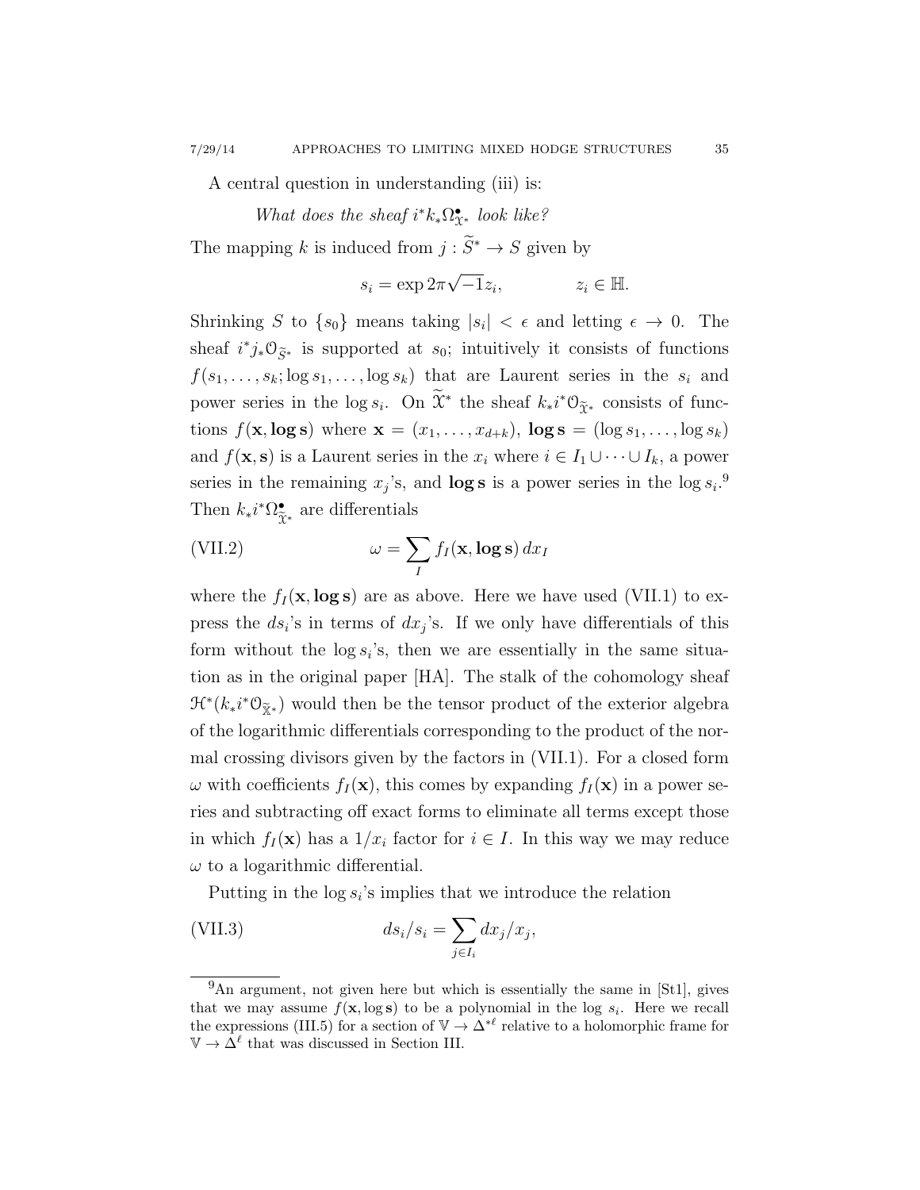A central question in understanding (iii) is:

*What does the sheaf $i^*k_*\Omega^\bullet_{\mathcal{X}^*}$ look like?*

The mapping $k$ is induced from $j : \widetilde{S}^* \to S$ given by

$$s_i = \exp 2\pi\sqrt{-1}z_i, \qquad z_i \in \mathbb{H}.$$

Shrinking $S$ to $\{s_0\}$ means taking $|s_i| < \epsilon$ and letting $\epsilon \to 0$. The sheaf $i^*j_*\mathcal{O}_{\widetilde{S}^*}$ is supported at $s_0$; intuitively it consists of functions $f(s_1, \dots, s_k; \log s_1, \dots, \log s_k)$ that are Laurent series in the $s_i$ and power series in the $\log s_i$. On $\widetilde{\mathcal{X}}^*$ the sheaf $k_*i^*\mathcal{O}_{\widetilde{\mathcal{X}}^*}$ consists of functions $f(\mathbf{x}, \mathbf{log\, s})$ where $\mathbf{x} = (x_1, \dots, x_{d+k})$, $\mathbf{log\, s} = (\log s_1, \dots, \log s_k)$ and $f(\mathbf{x}, \mathbf{s})$ is a Laurent series in the $x_i$ where $i \in I_1 \cup \cdots \cup I_k$, a power series in the remaining $x_j$'s, and $\mathbf{log\, s}$ is a power series in the $\log s_i$.[9] Then $k_*i^*\Omega^\bullet_{\widetilde{\mathcal{X}}^*}$ are differentials

$$\omega = \sum_I f_I(\mathbf{x}, \mathbf{log\, s})\, dx_I \tag{VII.2}$$

where the $f_I(\mathbf{x}, \mathbf{log\, s})$ are as above. Here we have used (VII.1) to express the $ds_i$'s in terms of $dx_j$'s. If we only have differentials of this form without the $\log s_i$'s, then we are essentially in the same situation as in the original paper [HA]. The stalk of the cohomology sheaf $\mathcal{H}^*(k_*i^*\mathcal{O}_{\widetilde{\mathbb{X}}^*})$ would then be the tensor product of the exterior algebra of the logarithmic differentials corresponding to the product of the normal crossing divisors given by the factors in (VII.1). For a closed form $\omega$ with coefficients $f_I(\mathbf{x})$, this comes by expanding $f_I(\mathbf{x})$ in a power series and subtracting off exact forms to eliminate all terms except those in which $f_I(\mathbf{x})$ has a $1/x_i$ factor for $i \in I$. In this way we may reduce $\omega$ to a logarithmic differential.

Putting in the $\log s_i$'s implies that we introduce the relation

$$ds_i/s_i = \sum_{j \in I_i} dx_j/x_j, \tag{VII.3}$$

[9] An argument, not given here but which is essentially the same in [St1], gives that we may assume $f(\mathbf{x}, \log \mathbf{s})$ to be a polynomial in the $\log\, s_i$. Here we recall the expressions (III.5) for a section of $\mathbb{V} \to \Delta^{*\ell}$ relative to a holomorphic frame for $\mathbb{V} \to \Delta^\ell$ that was discussed in Section III.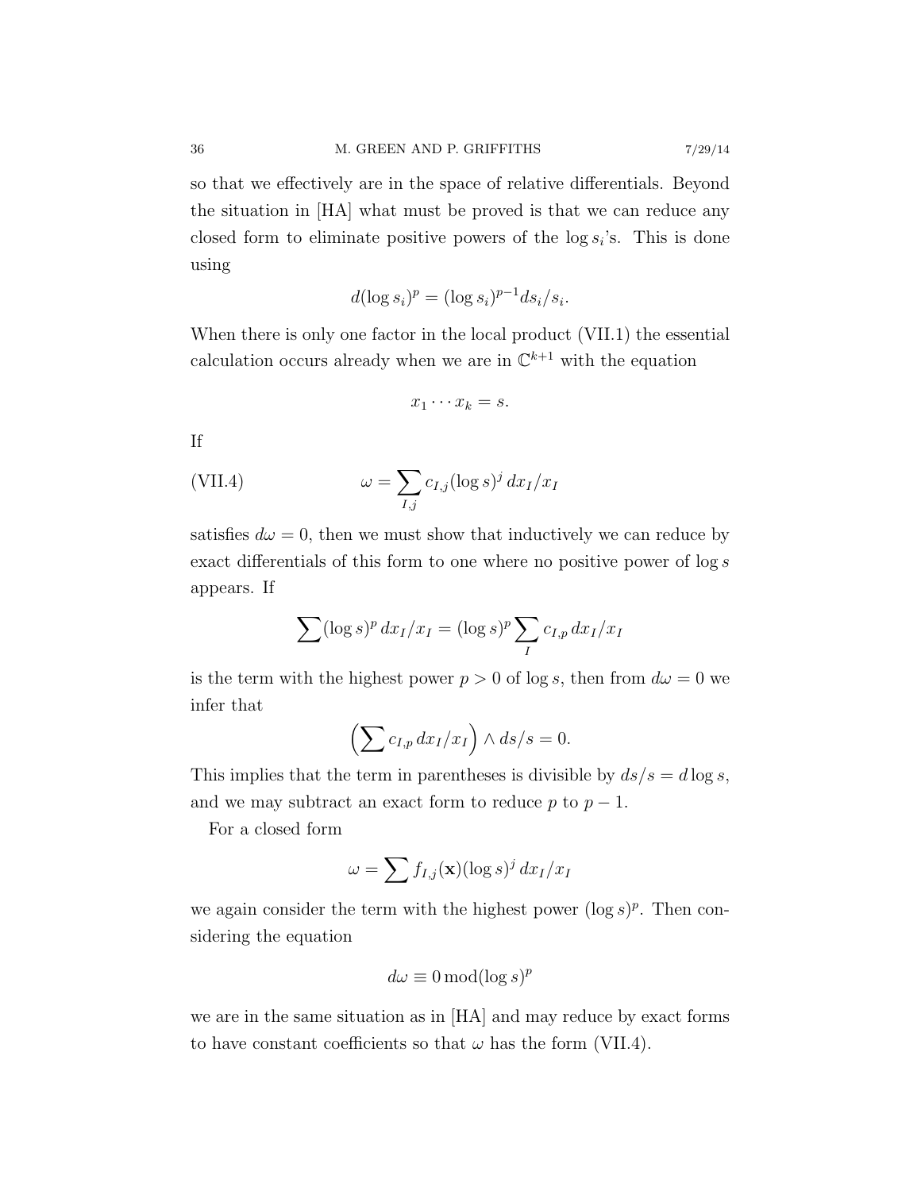so that we effectively are in the space of relative differentials. Beyond the situation in [HA] what must be proved is that we can reduce any closed form to eliminate positive powers of the $\log s_i$'s. This is done using

$$d(\log s_i)^p = (\log s_i)^{p-1} ds_i/s_i.$$

When there is only one factor in the local product (VII.1) the essential calculation occurs already when we are in $\mathbb{C}^{k+1}$ with the equation

$$x_1 \cdots x_k = s.$$

If

$$\omega = \sum_{I,j} c_{I,j} (\log s)^j \, dx_I / x_I \tag{VII.4}$$

satisfies $d\omega = 0$, then we must show that inductively we can reduce by exact differentials of this form to one where no positive power of $\log s$ appears. If

$$\sum (\log s)^p \, dx_I/x_I = (\log s)^p \sum_I c_{I,p} \, dx_I / x_I$$

is the term with the highest power $p > 0$ of $\log s$, then from $d\omega = 0$ we infer that

$$\left( \sum c_{I,p} \, dx_I / x_I \right) \wedge ds/s = 0.$$

This implies that the term in parentheses is divisible by $ds/s = d \log s$, and we may subtract an exact form to reduce $p$ to $p - 1$.

For a closed form

$$\omega = \sum f_{I,j}(\mathbf{x}) (\log s)^j \, dx_I / x_I$$

we again consider the term with the highest power $(\log s)^p$. Then considering the equation

$$d\omega \equiv 0 \operatorname{mod} (\log s)^p$$

we are in the same situation as in [HA] and may reduce by exact forms to have constant coefficients so that $\omega$ has the form (VII.4).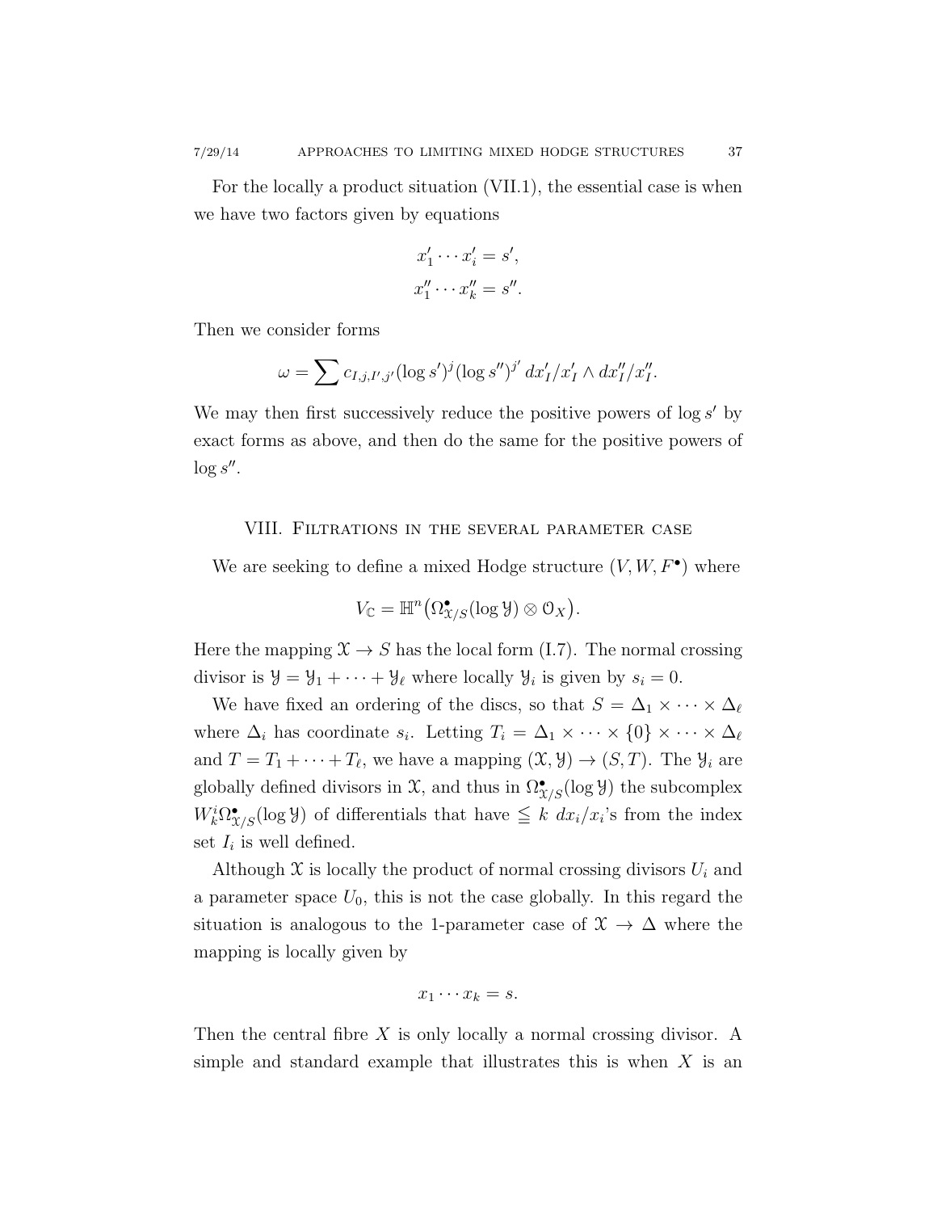For the locally a product situation (VII.1), the essential case is when we have two factors given by equations

$$
\begin{aligned}
x'_1 \cdots x'_i &= s', \\
x''_1 \cdots x''_k &= s''.
\end{aligned}
$$

Then we consider forms

$$
\omega = \sum c_{I,j,I',j'} (\log s')^j (\log s'')^{j'} \, dx'_I / x'_I \wedge dx''_I / x''_I.
$$

We may then first successively reduce the positive powers of $\log s'$ by exact forms as above, and then do the same for the positive powers of $\log s''$.

## VIII. Filtrations in the several parameter case

We are seeking to define a mixed Hodge structure $(V, W, F^\bullet)$ where

$$
V_{\mathbb{C}} = \mathbb{H}^n\big(\Omega^\bullet_{\mathcal{X}/S}(\log \mathcal{Y}) \otimes \mathcal{O}_X\big).
$$

Here the mapping $\mathcal{X} \to S$ has the local form (I.7). The normal crossing divisor is $\mathcal{Y} = \mathcal{Y}_1 + \cdots + \mathcal{Y}_\ell$ where locally $\mathcal{Y}_i$ is given by $s_i = 0$.

We have fixed an ordering of the discs, so that $S = \Delta_1 \times \cdots \times \Delta_\ell$ where $\Delta_i$ has coordinate $s_i$. Letting $T_i = \Delta_1 \times \cdots \times \{0\} \times \cdots \times \Delta_\ell$ and $T = T_1 + \cdots + T_\ell$, we have a mapping $(\mathcal{X}, \mathcal{Y}) \to (S, T)$. The $\mathcal{Y}_i$ are globally defined divisors in $\mathcal{X}$, and thus in $\Omega^\bullet_{\mathcal{X}/S}(\log \mathcal{Y})$ the subcomplex $W^i_k \Omega^\bullet_{\mathcal{X}/S}(\log \mathcal{Y})$ of differentials that have $\leqq k$ $dx_i/x_i$'s from the index set $I_i$ is well defined.

Although $\mathcal{X}$ is locally the product of normal crossing divisors $U_i$ and a parameter space $U_0$, this is not the case globally. In this regard the situation is analogous to the 1-parameter case of $\mathcal{X} \to \Delta$ where the mapping is locally given by

$$
x_1 \cdots x_k = s.
$$

Then the central fibre $X$ is only locally a normal crossing divisor. A simple and standard example that illustrates this is when $X$ is an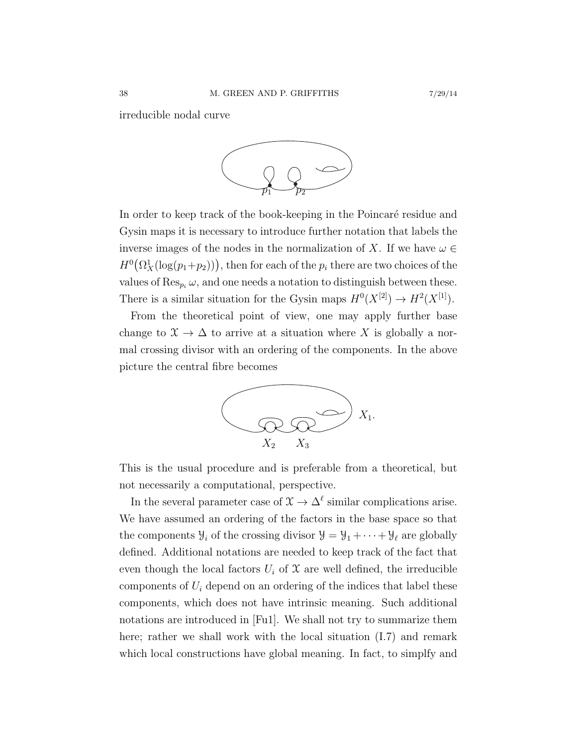irreducible nodal curve

In order to keep track of the book-keeping in the Poincaré residue and Gysin maps it is necessary to introduce further notation that labels the inverse images of the nodes in the normalization of $X$. If we have $\omega \in H^0\big(\Omega^1_X(\log(p_1+p_2))\big)$, then for each of the $p_i$ there are two choices of the values of $\mathrm{Res}_{p_i}\,\omega$, and one needs a notation to distinguish between these. There is a similar situation for the Gysin maps $H^0(X^{[2]}) \to H^2(X^{[1]})$.

From the theoretical point of view, one may apply further base change to $\mathcal{X} \to \Delta$ to arrive at a situation where $X$ is globally a normal crossing divisor with an ordering of the components. In the above picture the central fibre becomes

This is the usual procedure and is preferable from a theoretical, but not necessarily a computational, perspective.

In the several parameter case of $\mathcal{X} \to \Delta^\ell$ similar complications arise. We have assumed an ordering of the factors in the base space so that the components $\mathcal{Y}_i$ of the crossing divisor $\mathcal{Y} = \mathcal{Y}_1 + \cdots + \mathcal{Y}_\ell$ are globally defined. Additional notations are needed to keep track of the fact that even though the local factors $U_i$ of $\mathcal{X}$ are well defined, the irreducible components of $U_i$ depend on an ordering of the indices that label these components, which does not have intrinsic meaning. Such additional notations are introduced in [Fu1]. We shall not try to summarize them here; rather we shall work with the local situation (I.7) and remark which local constructions have global meaning. In fact, to simplfy and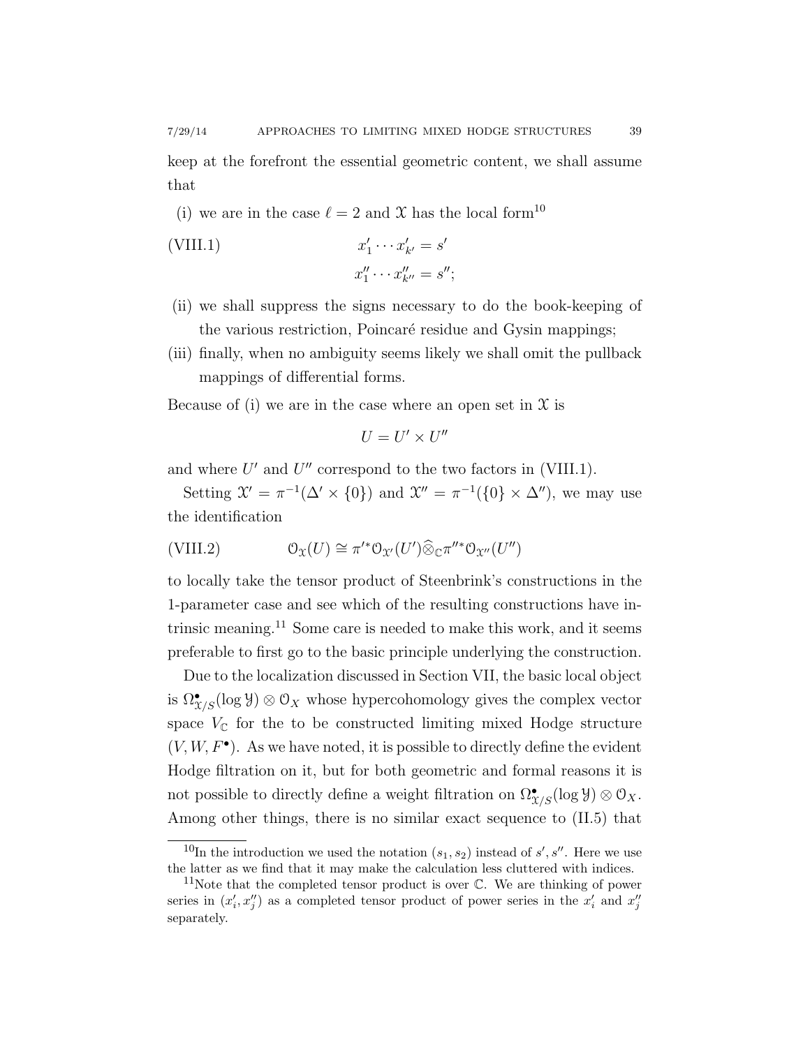keep at the forefront the essential geometric content, we shall assume that

(i) we are in the case $\ell = 2$ and $\mathcal{X}$ has the local form[10]

$$
\begin{aligned}
x'_1 \cdots x'_{k'} &= s' \\
x''_1 \cdots x''_{k''} &= s'';
\end{aligned}
\tag{VIII.1}
$$

(ii) we shall suppress the signs necessary to do the book-keeping of the various restriction, Poincaré residue and Gysin mappings;

(iii) finally, when no ambiguity seems likely we shall omit the pullback mappings of differential forms.

Because of (i) we are in the case where an open set in $\mathcal{X}$ is

$$U = U' \times U''$$

and where $U'$ and $U''$ correspond to the two factors in (VIII.1).

Setting $\mathcal{X}' = \pi^{-1}(\Delta' \times \{0\})$ and $\mathcal{X}'' = \pi^{-1}(\{0\} \times \Delta'')$, we may use the identification

$$\mathcal{O}_{\mathcal{X}}(U) \cong \pi'^{*}\mathcal{O}_{\mathcal{X}'}(U') \widehat{\otimes}_{\mathbb{C}} \pi''^{*}\mathcal{O}_{\mathcal{X}''}(U'') \tag{VIII.2}$$

to locally take the tensor product of Steenbrink's constructions in the 1-parameter case and see which of the resulting constructions have intrinsic meaning.[11] Some care is needed to make this work, and it seems preferable to first go to the basic principle underlying the construction.

Due to the localization discussed in Section VII, the basic local object is $\Omega^\bullet_{\mathcal{X}/S}(\log \mathcal{Y}) \otimes \mathcal{O}_X$ whose hypercohomology gives the complex vector space $V_{\mathbb{C}}$ for the to be constructed limiting mixed Hodge structure $(V, W, F^\bullet)$. As we have noted, it is possible to directly define the evident Hodge filtration on it, but for both geometric and formal reasons it is not possible to directly define a weight filtration on $\Omega^\bullet_{\mathcal{X}/S}(\log \mathcal{Y}) \otimes \mathcal{O}_X$. Among other things, there is no similar exact sequence to (II.5) that

---

[10] In the introduction we used the notation $(s_1, s_2)$ instead of $s', s''$. Here we use the latter as we find that it may make the calculation less cluttered with indices.

[11] Note that the completed tensor product is over $\mathbb{C}$. We are thinking of power series in $(x'_i, x''_j)$ as a completed tensor product of power series in the $x'_i$ and $x''_j$ separately.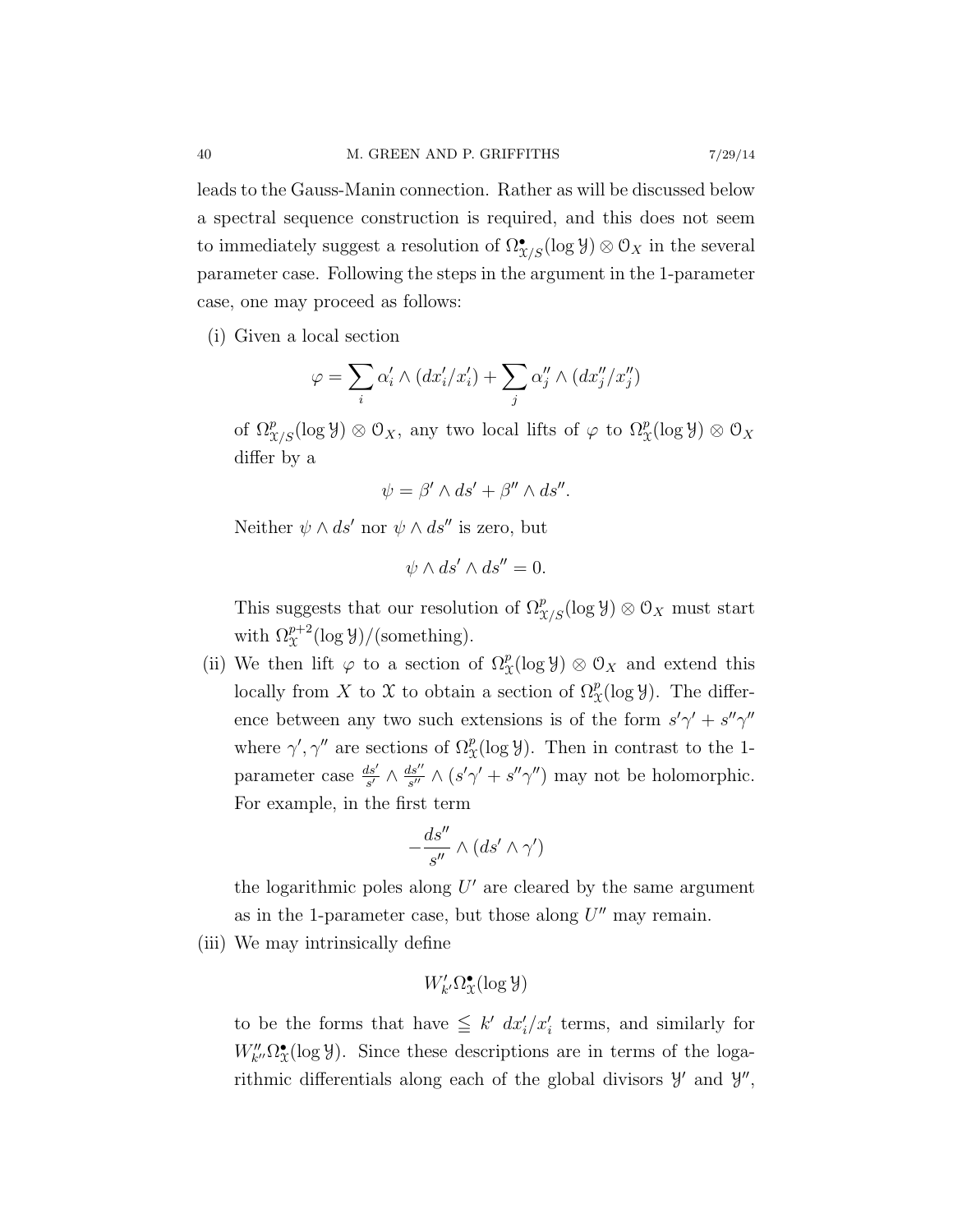leads to the Gauss-Manin connection. Rather as will be discussed below a spectral sequence construction is required, and this does not seem to immediately suggest a resolution of $\Omega^\bullet_{\mathcal{X}/S}(\log \mathcal{Y}) \otimes \mathcal{O}_X$ in the several parameter case. Following the steps in the argument in the 1-parameter case, one may proceed as follows:

(i) Given a local section

$$\varphi = \sum_i \alpha'_i \wedge (dx'_i/x'_i) + \sum_j \alpha''_j \wedge (dx''_j/x''_j)$$

of $\Omega^p_{\mathcal{X}/S}(\log \mathcal{Y}) \otimes \mathcal{O}_X$, any two local lifts of $\varphi$ to $\Omega^p_{\mathcal{X}}(\log \mathcal{Y}) \otimes \mathcal{O}_X$ differ by a

$$\psi = \beta' \wedge ds' + \beta'' \wedge ds''.$$

Neither $\psi \wedge ds'$ nor $\psi \wedge ds''$ is zero, but

$$\psi \wedge ds' \wedge ds'' = 0.$$

This suggests that our resolution of $\Omega^p_{\mathcal{X}/S}(\log \mathcal{Y}) \otimes \mathcal{O}_X$ must start with $\Omega^{p+2}_{\mathcal{X}}(\log \mathcal{Y})/(\text{something})$.

(ii) We then lift $\varphi$ to a section of $\Omega^p_{\mathcal{X}}(\log \mathcal{Y}) \otimes \mathcal{O}_X$ and extend this locally from $X$ to $\mathcal{X}$ to obtain a section of $\Omega^p_{\mathcal{X}}(\log \mathcal{Y})$. The difference between any two such extensions is of the form $s'\gamma' + s''\gamma''$ where $\gamma', \gamma''$ are sections of $\Omega^p_{\mathcal{X}}(\log \mathcal{Y})$. Then in contrast to the 1-parameter case $\frac{ds'}{s'} \wedge \frac{ds''}{s''} \wedge (s'\gamma' + s''\gamma'')$ may not be holomorphic. For example, in the first term

$$-\frac{ds''}{s''} \wedge (ds' \wedge \gamma')$$

the logarithmic poles along $U'$ are cleared by the same argument as in the 1-parameter case, but those along $U''$ may remain.

(iii) We may intrinsically define

$$W'_{k'}\Omega^\bullet_{\mathcal{X}}(\log \mathcal{Y})$$

to be the forms that have $\leqq k'$ $dx'_i/x'_i$ terms, and similarly for $W''_{k''}\Omega^\bullet_{\mathcal{X}}(\log \mathcal{Y})$. Since these descriptions are in terms of the logarithmic differentials along each of the global divisors $\mathcal{Y}'$ and $\mathcal{Y}''$,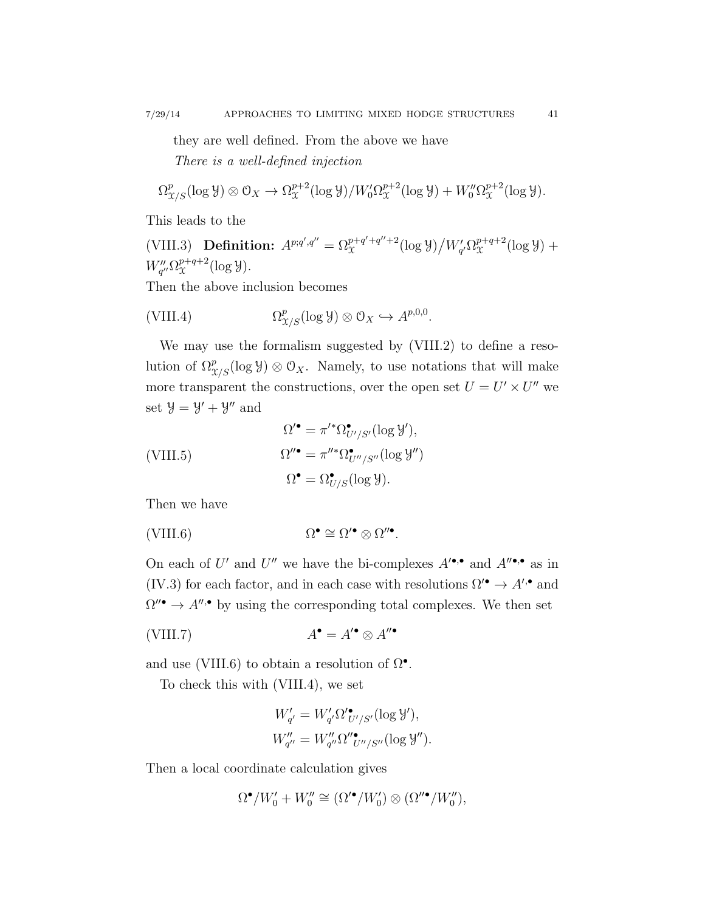they are well defined. From the above we have

*There is a well-defined injection*

$$\Omega^p_{\mathcal{X}/S}(\log \mathcal{Y}) \otimes \mathcal{O}_X \to \Omega^{p+2}_{\mathcal{X}}(\log \mathcal{Y})/W'_0\Omega^{p+2}_{\mathcal{X}}(\log \mathcal{Y}) + W''_0\Omega^{p+2}_{\mathcal{X}}(\log \mathcal{Y}).$$

This leads to the

(VIII.3) **Definition:** $A^{p;q',q''} = \Omega^{p+q'+q''+2}_{\mathcal{X}}(\log \mathcal{Y}) \big/ W'_{q'}\Omega^{p+q+2}_{\mathcal{X}}(\log \mathcal{Y}) + W''_{q''}\Omega^{p+q+2}_{\mathcal{X}}(\log \mathcal{Y})$.

Then the above inclusion becomes

$$\Omega^p_{\mathcal{X}/S}(\log \mathcal{Y}) \otimes \mathcal{O}_X \hookrightarrow A^{p,0,0}. \tag{VIII.4}$$

We may use the formalism suggested by (VIII.2) to define a resolution of $\Omega^p_{\mathcal{X}/S}(\log \mathcal{Y}) \otimes \mathcal{O}_X$. Namely, to use notations that will make more transparent the constructions, over the open set $U = U' \times U''$ we set $\mathcal{Y} = \mathcal{Y}' + \mathcal{Y}''$ and

$$\begin{aligned} \Omega'^\bullet &= \pi'^*\Omega^\bullet_{U'/S'}(\log \mathcal{Y}'), \\ \Omega''^\bullet &= \pi''^*\Omega^\bullet_{U''/S''}(\log \mathcal{Y}'') \\ \Omega^\bullet &= \Omega^\bullet_{U/S}(\log \mathcal{Y}). \end{aligned} \tag{VIII.5}$$

Then we have

$$\Omega^\bullet \cong \Omega'^\bullet \otimes \Omega''^\bullet. \tag{VIII.6}$$

On each of $U'$ and $U''$ we have the bi-complexes $A'^{\bullet,\bullet}$ and $A''^{\bullet,\bullet}$ as in (IV.3) for each factor, and in each case with resolutions $\Omega'^\bullet \to A'^{,\bullet}$ and $\Omega''^\bullet \to A''^{,\bullet}$ by using the corresponding total complexes. We then set

$$A^\bullet = A'^\bullet \otimes A''^\bullet \tag{VIII.7}$$

and use (VIII.6) to obtain a resolution of $\Omega^\bullet$.

To check this with (VIII.4), we set

$$\begin{aligned} W'_{q'} &= W'_{q'}\Omega'^\bullet_{U'/S'}(\log \mathcal{Y}'), \\ W''_{q''} &= W''_{q''}\Omega''^\bullet_{U''/S''}(\log \mathcal{Y}''). \end{aligned}$$

Then a local coordinate calculation gives

$$\Omega^\bullet / W'_0 + W''_0 \cong (\Omega'^\bullet / W'_0) \otimes (\Omega''^\bullet / W''_0),$$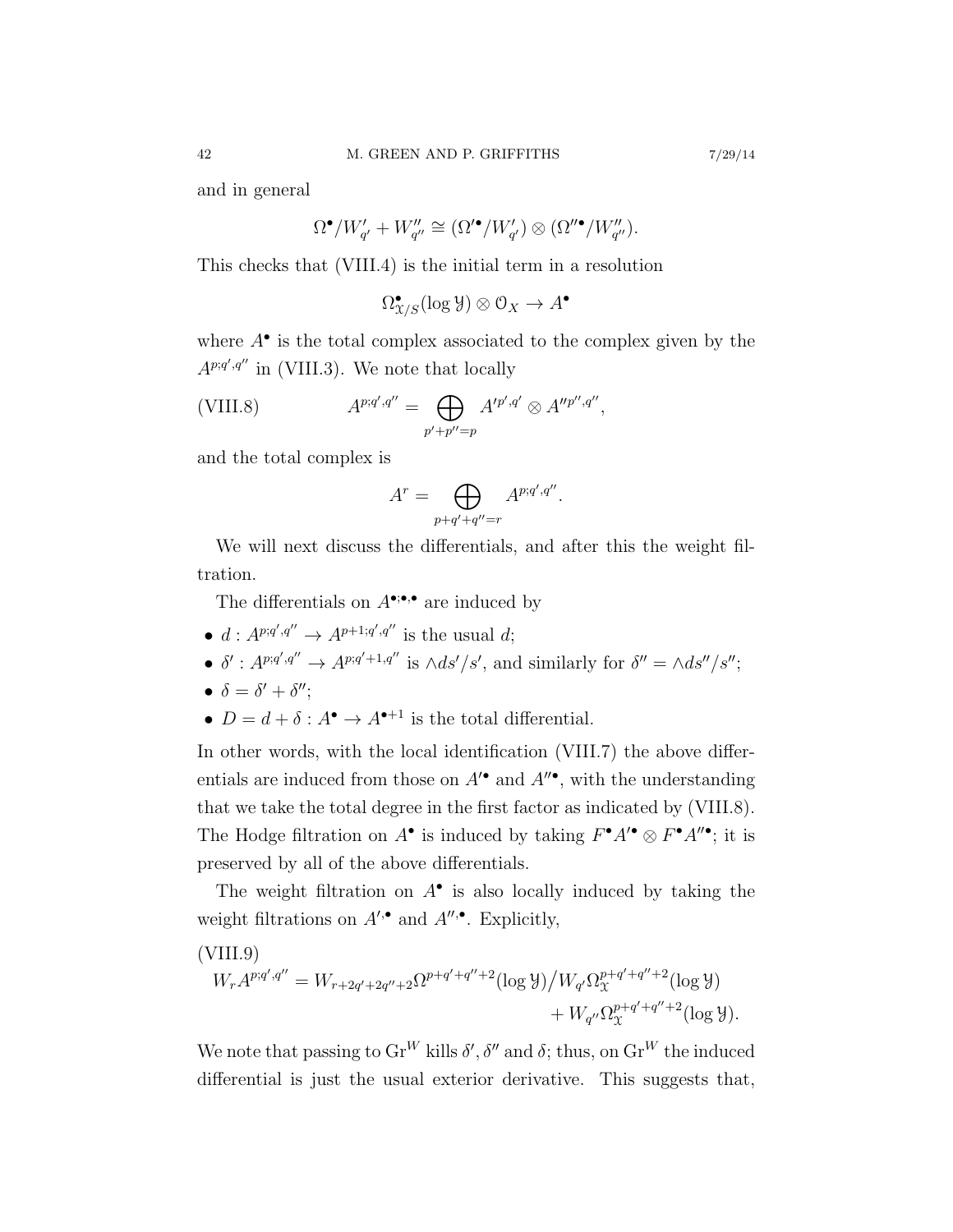and in general

$$\Omega^\bullet / W'_{q'} + W''_{q''} \cong (\Omega'^\bullet / W'_{q'}) \otimes (\Omega''^\bullet / W''_{q''}).$$

This checks that (VIII.4) is the initial term in a resolution

$$\Omega^\bullet_{\mathcal{X}/S}(\log \mathcal{Y}) \otimes \mathcal{O}_X \to A^\bullet$$

where $A^\bullet$ is the total complex associated to the complex given by the $A^{p;q',q''}$ in (VIII.3). We note that locally

$$A^{p;q',q''} = \bigoplus_{p'+p''=p} A'^{p',q'} \otimes A''^{p'',q''}, \tag{VIII.8}$$

and the total complex is

$$A^r = \bigoplus_{p+q'+q''=r} A^{p;q',q''}.$$

We will next discuss the differentials, and after this the weight filtration.

The differentials on $A^{\bullet;\bullet,\bullet}$ are induced by

- $d : A^{p;q',q''} \to A^{p+1;q',q''}$ is the usual $d$;
- $\delta' : A^{p;q',q''} \to A^{p;q'+1,q''}$ is $\wedge ds'/s'$, and similarly for $\delta'' = \wedge ds''/s''$;
- $\delta = \delta' + \delta''$;
- $D = d + \delta : A^\bullet \to A^{\bullet+1}$ is the total differential.

In other words, with the local identification (VIII.7) the above differentials are induced from those on $A'^\bullet$ and $A''^\bullet$, with the understanding that we take the total degree in the first factor as indicated by (VIII.8). The Hodge filtration on $A^\bullet$ is induced by taking $F^\bullet A'^\bullet \otimes F^\bullet A''^\bullet$; it is preserved by all of the above differentials.

The weight filtration on $A^\bullet$ is also locally induced by taking the weight filtrations on $A'^{,\bullet}$ and $A''^{,\bullet}$. Explicitly,

(VIII.9)
$$W_r A^{p;q',q''} = W_{r+2q'+2q''+2}\Omega^{p+q'+q''+2}(\log \mathcal{Y}) \big/ W_{q'}\Omega^{p+q'+q''+2}_{\mathcal{X}}(\log \mathcal{Y}) + W_{q''}\Omega^{p+q'+q''+2}_{\mathcal{X}}(\log \mathcal{Y}).$$

We note that passing to $\mathrm{Gr}^W$ kills $\delta', \delta''$ and $\delta$; thus, on $\mathrm{Gr}^W$ the induced differential is just the usual exterior derivative. This suggests that,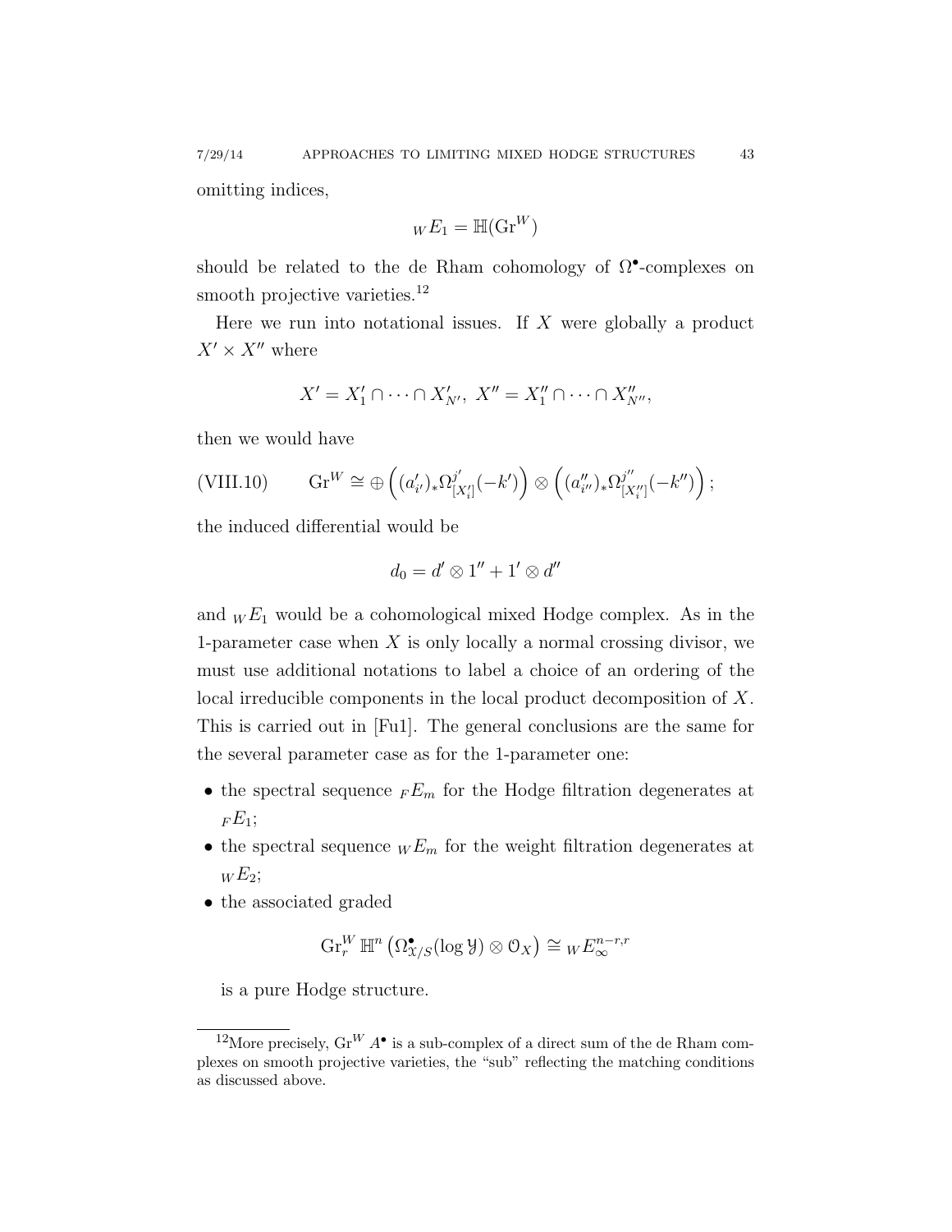omitting indices,

$$ {}_W E_1 = \mathbb{H}(\mathrm{Gr}^W) $$

should be related to the de Rham cohomology of $\Omega^\bullet$-complexes on smooth projective varieties.[12]

Here we run into notational issues. If $X$ were globally a product $X' \times X''$ where

$$ X' = X'_1 \cap \cdots \cap X'_{N'},\ X'' = X''_1 \cap \cdots \cap X''_{N''}, $$

then we would have

$$ \text{(VIII.10)} \qquad \mathrm{Gr}^W \cong \oplus \left( (a'_{i'})_* \Omega^{j'}_{[X'_i]}(-k') \right) \otimes \left( (a''_{i''})_* \Omega^{j''}_{[X''_i]}(-k'') \right); $$

the induced differential would be

$$ d_0 = d' \otimes 1'' + 1' \otimes d'' $$

and ${}_W E_1$ would be a cohomological mixed Hodge complex. As in the 1-parameter case when $X$ is only locally a normal crossing divisor, we must use additional notations to label a choice of an ordering of the local irreducible components in the local product decomposition of $X$. This is carried out in [Fu1]. The general conclusions are the same for the several parameter case as for the 1-parameter one:

- the spectral sequence ${}_F E_m$ for the Hodge filtration degenerates at ${}_F E_1$;
- the spectral sequence ${}_W E_m$ for the weight filtration degenerates at ${}_W E_2$;
- the associated graded

  $$ \mathrm{Gr}^W_r\, \mathbb{H}^n \left( \Omega^\bullet_{\mathcal{X}/S}(\log \mathcal{Y}) \otimes \mathcal{O}_X \right) \cong {}_W E_\infty^{n-r,r} $$

  is a pure Hodge structure.

---

[12] More precisely, $\mathrm{Gr}^W A^\bullet$ is a sub-complex of a direct sum of the de Rham complexes on smooth projective varieties, the "sub" reflecting the matching conditions as discussed above.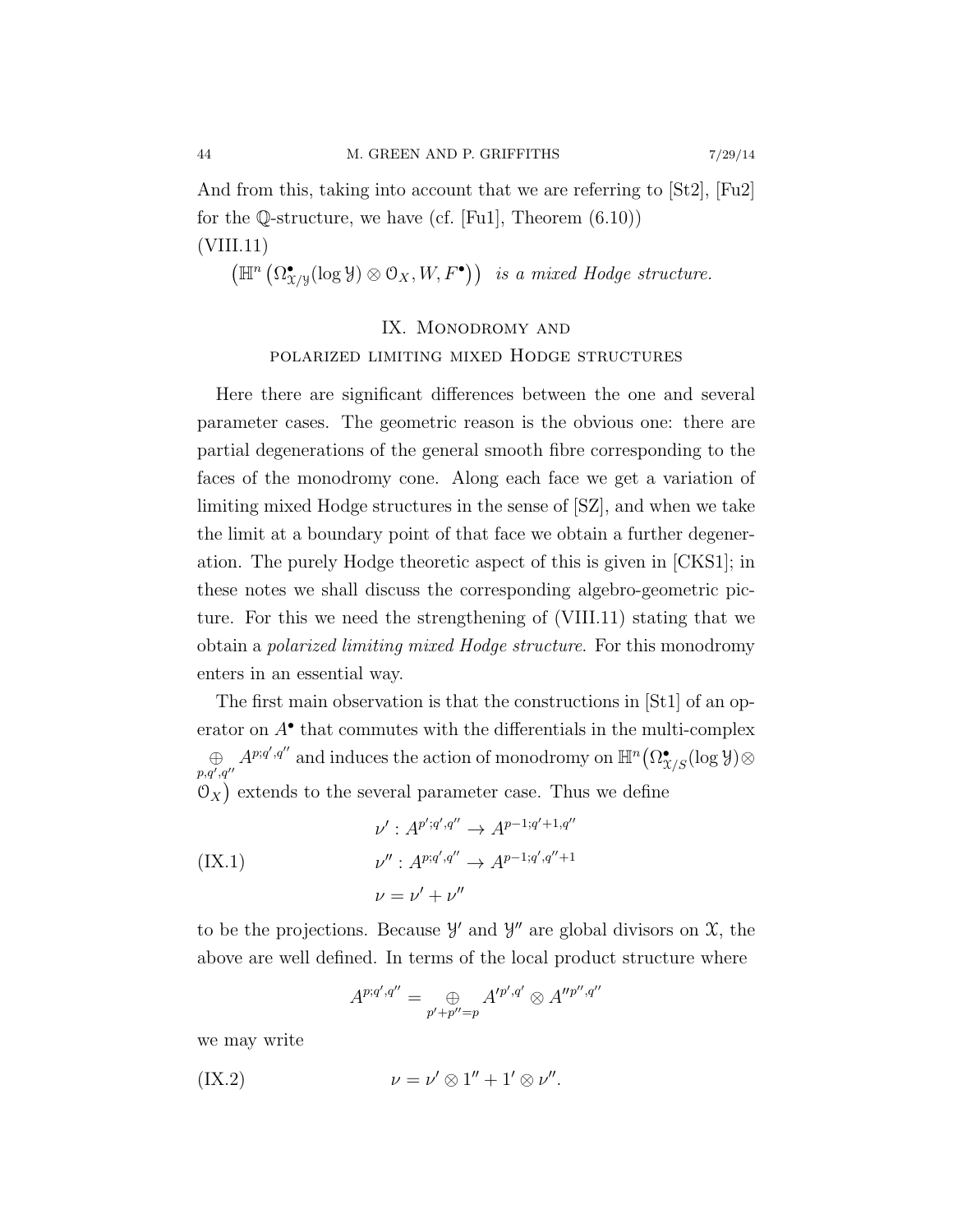And from this, taking into account that we are referring to [St2], [Fu2] for the $\mathbb{Q}$-structure, we have (cf. [Fu1], Theorem (6.10))

(VIII.11)

$$\left(\mathbb{H}^n\left(\Omega^\bullet_{\mathcal{X}/\mathcal{Y}}(\log \mathcal{Y})\otimes \mathcal{O}_X, W, F^\bullet\right)\right) \text{ is a mixed Hodge structure.}$$

## IX. Monodromy and polarized limiting mixed Hodge structures

Here there are significant differences between the one and several parameter cases. The geometric reason is the obvious one: there are partial degenerations of the general smooth fibre corresponding to the faces of the monodromy cone. Along each face we get a variation of limiting mixed Hodge structures in the sense of [SZ], and when we take the limit at a boundary point of that face we obtain a further degeneration. The purely Hodge theoretic aspect of this is given in [CKS1]; in these notes we shall discuss the corresponding algebro-geometric picture. For this we need the strengthening of (VIII.11) stating that we obtain a *polarized limiting mixed Hodge structure*. For this monodromy enters in an essential way.

The first main observation is that the constructions in [St1] of an operator on $A^\bullet$ that commutes with the differentials in the multi-complex $\underset{p,q',q''}{\oplus} A^{p;q',q''}$ and induces the action of monodromy on $\mathbb{H}^n\big(\Omega^\bullet_{\mathcal{X}/S}(\log \mathcal{Y})\otimes \mathcal{O}_X\big)$ extends to the several parameter case. Thus we define

$$\text{(IX.1)}\qquad \begin{aligned} \nu' &: A^{p';q',q''} \to A^{p-1;q'+1,q''}\\ \nu'' &: A^{p;q',q''} \to A^{p-1;q',q''+1}\\ \nu &= \nu' + \nu'' \end{aligned}$$

to be the projections. Because $\mathcal{Y}'$ and $\mathcal{Y}''$ are global divisors on $\mathcal{X}$, the above are well defined. In terms of the local product structure where

$$A^{p;q',q''} = \underset{p'+p''=p}{\oplus} A'^{p',q'} \otimes A''^{p'',q''}$$

we may write

$$\text{(IX.2)}\qquad \nu = \nu'\otimes 1'' + 1'\otimes \nu''.$$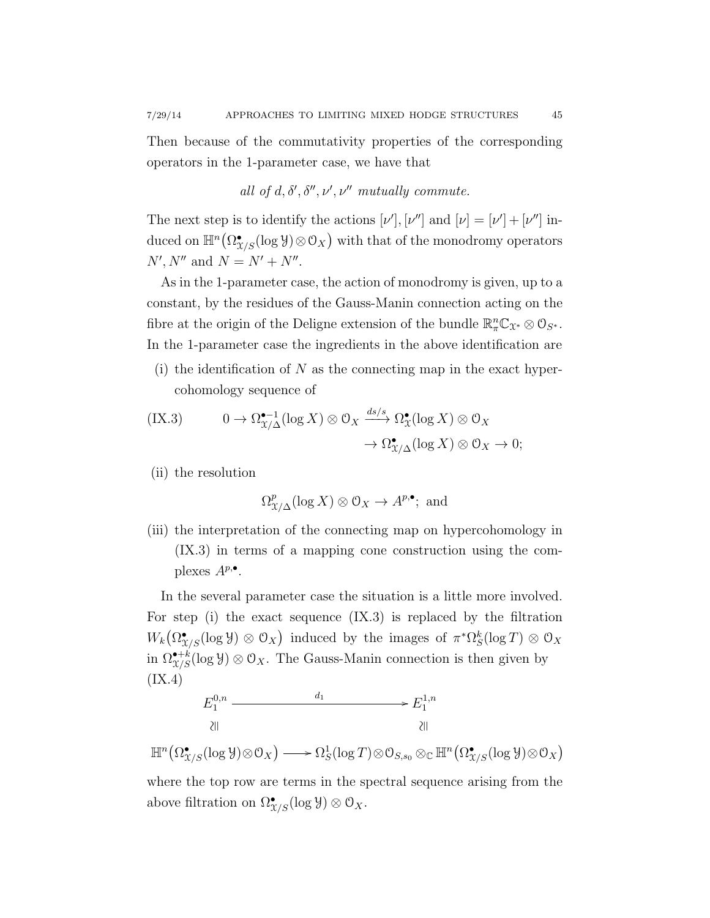Then because of the commutativity properties of the corresponding operators in the 1-parameter case, we have that

$$\textit{all of } d, \delta', \delta'', \nu', \nu'' \textit{ mutually commute.}$$

The next step is to identify the actions $[\nu'], [\nu'']$ and $[\nu] = [\nu'] + [\nu'']$ induced on $\mathbb{H}^n\big(\Omega^\bullet_{\mathcal{X}/S}(\log \mathcal{Y}) \otimes \mathcal{O}_X\big)$ with that of the monodromy operators $N', N''$ and $N = N' + N''$.

As in the 1-parameter case, the action of monodromy is given, up to a constant, by the residues of the Gauss-Manin connection acting on the fibre at the origin of the Deligne extension of the bundle $\mathbb{R}^n_\pi \mathbb{C}_{\mathcal{X}^*} \otimes \mathcal{O}_{S^*}$. In the 1-parameter case the ingredients in the above identification are

(i) the identification of $N$ as the connecting map in the exact hypercohomology sequence of

$$\text{(IX.3)} \qquad 0 \to \Omega^{\bullet -1}_{\mathcal{X}/\Delta}(\log X) \otimes \mathcal{O}_X \xrightarrow{ds/s} \Omega^\bullet_{\mathcal{X}}(\log X) \otimes \mathcal{O}_X \to \Omega^\bullet_{\mathcal{X}/\Delta}(\log X) \otimes \mathcal{O}_X \to 0;$$

(ii) the resolution

$$\Omega^p_{\mathcal{X}/\Delta}(\log X) \otimes \mathcal{O}_X \to A^{p,\bullet}; \text{ and}$$

(iii) the interpretation of the connecting map on hypercohomology in (IX.3) in terms of a mapping cone construction using the complexes $A^{p,\bullet}$.

In the several parameter case the situation is a little more involved. For step (i) the exact sequence (IX.3) is replaced by the filtration $W_k\big(\Omega^\bullet_{\mathcal{X}/S}(\log \mathcal{Y}) \otimes \mathcal{O}_X\big)$ induced by the images of $\pi^*\Omega^k_S(\log T) \otimes \mathcal{O}_X$ in $\Omega^{\bullet+k}_{\mathcal{X}/S}(\log \mathcal{Y}) \otimes \mathcal{O}_X$. The Gauss-Manin connection is then given by (IX.4)

$$\begin{array}{ccc} E_1^{0,n} & \xrightarrow{\quad d_1 \quad} & E_1^{1,n} \\ \wr\Vert & & \wr\Vert \\ \mathbb{H}^n\big(\Omega^\bullet_{\mathcal{X}/S}(\log \mathcal{Y}) \otimes \mathcal{O}_X\big) & \longrightarrow & \Omega^1_S(\log T) \otimes \mathcal{O}_{S,s_0} \otimes_{\mathbb{C}} \mathbb{H}^n\big(\Omega^\bullet_{\mathcal{X}/S}(\log \mathcal{Y}) \otimes \mathcal{O}_X\big) \end{array}$$

where the top row are terms in the spectral sequence arising from the above filtration on $\Omega^\bullet_{\mathcal{X}/S}(\log \mathcal{Y}) \otimes \mathcal{O}_X$.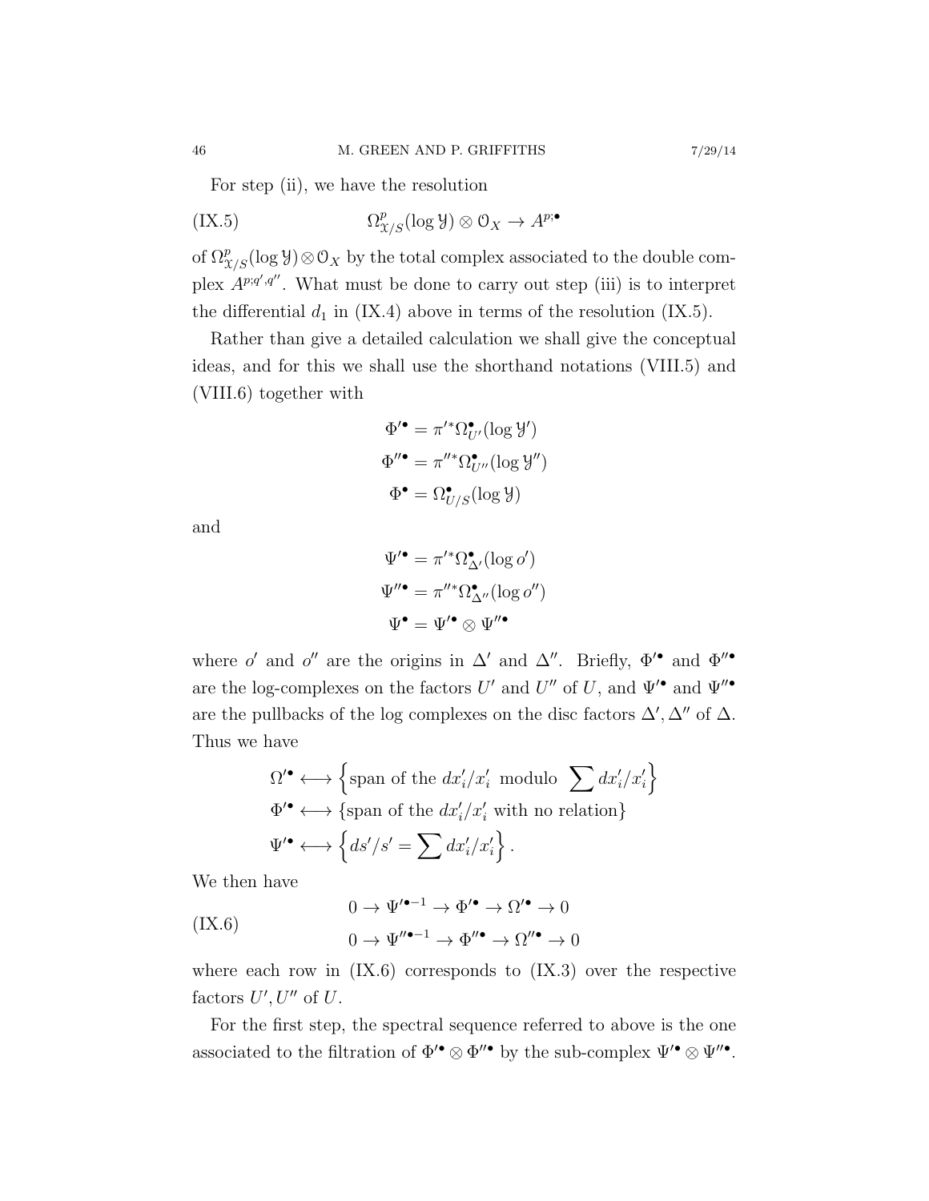For step (ii), we have the resolution

$$\Omega^p_{\mathcal{X}/S}(\log \mathcal{Y}) \otimes \mathcal{O}_X \to A^{p;\bullet} \tag{IX.5}$$

of $\Omega^p_{\mathcal{X}/S}(\log \mathcal{Y}) \otimes \mathcal{O}_X$ by the total complex associated to the double complex $A^{p;q',q''}$. What must be done to carry out step (iii) is to interpret the differential $d_1$ in (IX.4) above in terms of the resolution (IX.5).

Rather than give a detailed calculation we shall give the conceptual ideas, and for this we shall use the shorthand notations (VIII.5) and (VIII.6) together with

$$\begin{aligned}
\Phi'^{\bullet} &= \pi'^{*}\Omega^{\bullet}_{U'}(\log \mathcal{Y}') \\
\Phi''^{\bullet} &= \pi''^{*}\Omega^{\bullet}_{U''}(\log \mathcal{Y}'') \\
\Phi^{\bullet} &= \Omega^{\bullet}_{U/S}(\log \mathcal{Y})
\end{aligned}$$

and

$$\begin{aligned}
\Psi'^{\bullet} &= \pi'^{*}\Omega^{\bullet}_{\Delta'}(\log o') \\
\Psi''^{\bullet} &= \pi''^{*}\Omega^{\bullet}_{\Delta''}(\log o'') \\
\Psi^{\bullet} &= \Psi'^{\bullet} \otimes \Psi''^{\bullet}
\end{aligned}$$

where $o'$ and $o''$ are the origins in $\Delta'$ and $\Delta''$. Briefly, $\Phi'^{\bullet}$ and $\Phi''^{\bullet}$ are the log-complexes on the factors $U'$ and $U''$ of $U$, and $\Psi'^{\bullet}$ and $\Psi''^{\bullet}$ are the pullbacks of the log complexes on the disc factors $\Delta', \Delta''$ of $\Delta$. Thus we have

$$\begin{aligned}
\Omega'^{\bullet} &\longleftrightarrow \left\{ \text{span of the } dx'_i/x'_i \text{ modulo } \sum dx'_i/x'_i \right\} \\
\Phi'^{\bullet} &\longleftrightarrow \left\{ \text{span of the } dx'_i/x'_i \text{ with no relation} \right\} \\
\Psi'^{\bullet} &\longleftrightarrow \left\{ ds'/s' = \sum dx'_i/x'_i \right\}.
\end{aligned}$$

We then have

$$\begin{aligned}
0 \to \Psi'^{\bullet -1} \to \Phi'^{\bullet} \to \Omega'^{\bullet} \to 0 \\
0 \to \Psi''^{\bullet -1} \to \Phi''^{\bullet} \to \Omega''^{\bullet} \to 0
\end{aligned} \tag{IX.6}$$

where each row in (IX.6) corresponds to (IX.3) over the respective factors $U', U''$ of $U$.

For the first step, the spectral sequence referred to above is the one associated to the filtration of $\Phi'^{\bullet} \otimes \Phi''^{\bullet}$ by the sub-complex $\Psi'^{\bullet} \otimes \Psi''^{\bullet}$.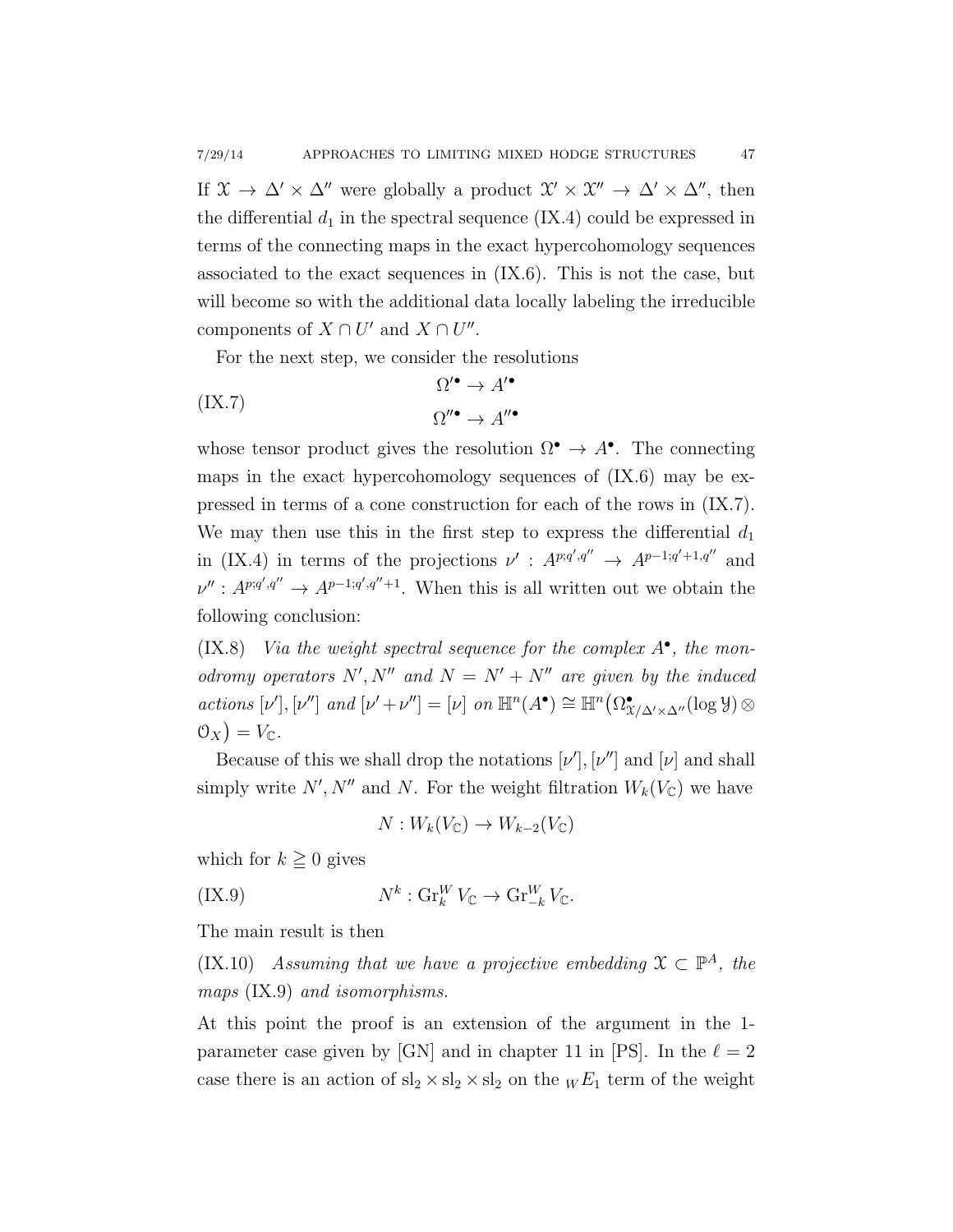If $\mathcal{X} \to \Delta' \times \Delta''$ were globally a product $\mathcal{X}' \times \mathcal{X}'' \to \Delta' \times \Delta''$, then the differential $d_1$ in the spectral sequence (IX.4) could be expressed in terms of the connecting maps in the exact hypercohomology sequences associated to the exact sequences in (IX.6). This is not the case, but will become so with the additional data locally labeling the irreducible components of $X \cap U'$ and $X \cap U''$.

For the next step, we consider the resolutions

$$
\text{(IX.7)} \qquad \begin{aligned} \Omega'^{\bullet} &\to A'^{\bullet} \\ \Omega''^{\bullet} &\to A''^{\bullet} \end{aligned}
$$

whose tensor product gives the resolution $\Omega^{\bullet} \to A^{\bullet}$. The connecting maps in the exact hypercohomology sequences of (IX.6) may be expressed in terms of a cone construction for each of the rows in (IX.7). We may then use this in the first step to express the differential $d_1$ in (IX.4) in terms of the projections $\nu' : A^{p;q',q''} \to A^{p-1;q'+1,q''}$ and $\nu'' : A^{p;q',q''} \to A^{p-1;q',q''+1}$. When this is all written out we obtain the following conclusion:

(IX.8) *Via the weight spectral sequence for the complex $A^{\bullet}$, the monodromy operators $N', N''$ and $N = N' + N''$ are given by the induced actions $[\nu'], [\nu'']$ and $[\nu' + \nu''] = [\nu]$ on $\mathbb{H}^n(A^{\bullet}) \cong \mathbb{H}^n\big(\Omega^{\bullet}_{\mathcal{X}/\Delta' \times \Delta''}(\log \mathcal{Y}) \otimes \mathcal{O}_X\big) = V_{\mathbb{C}}$.*

Because of this we shall drop the notations $[\nu'], [\nu'']$ and $[\nu]$ and shall simply write $N', N''$ and $N$. For the weight filtration $W_k(V_{\mathbb{C}})$ we have

$$
N : W_k(V_{\mathbb{C}}) \to W_{k-2}(V_{\mathbb{C}})
$$

which for $k \geqq 0$ gives

$$
\text{(IX.9)} \qquad N^k : \operatorname{Gr}^W_k V_{\mathbb{C}} \to \operatorname{Gr}^W_{-k} V_{\mathbb{C}}.
$$

The main result is then

(IX.10) *Assuming that we have a projective embedding $\mathcal{X} \subset \mathbb{P}^A$, the maps* (IX.9) *and isomorphisms.*

At this point the proof is an extension of the argument in the 1-parameter case given by [GN] and in chapter 11 in [PS]. In the $\ell = 2$ case there is an action of $\mathrm{sl}_2 \times \mathrm{sl}_2 \times \mathrm{sl}_2$ on the ${}_W E_1$ term of the weight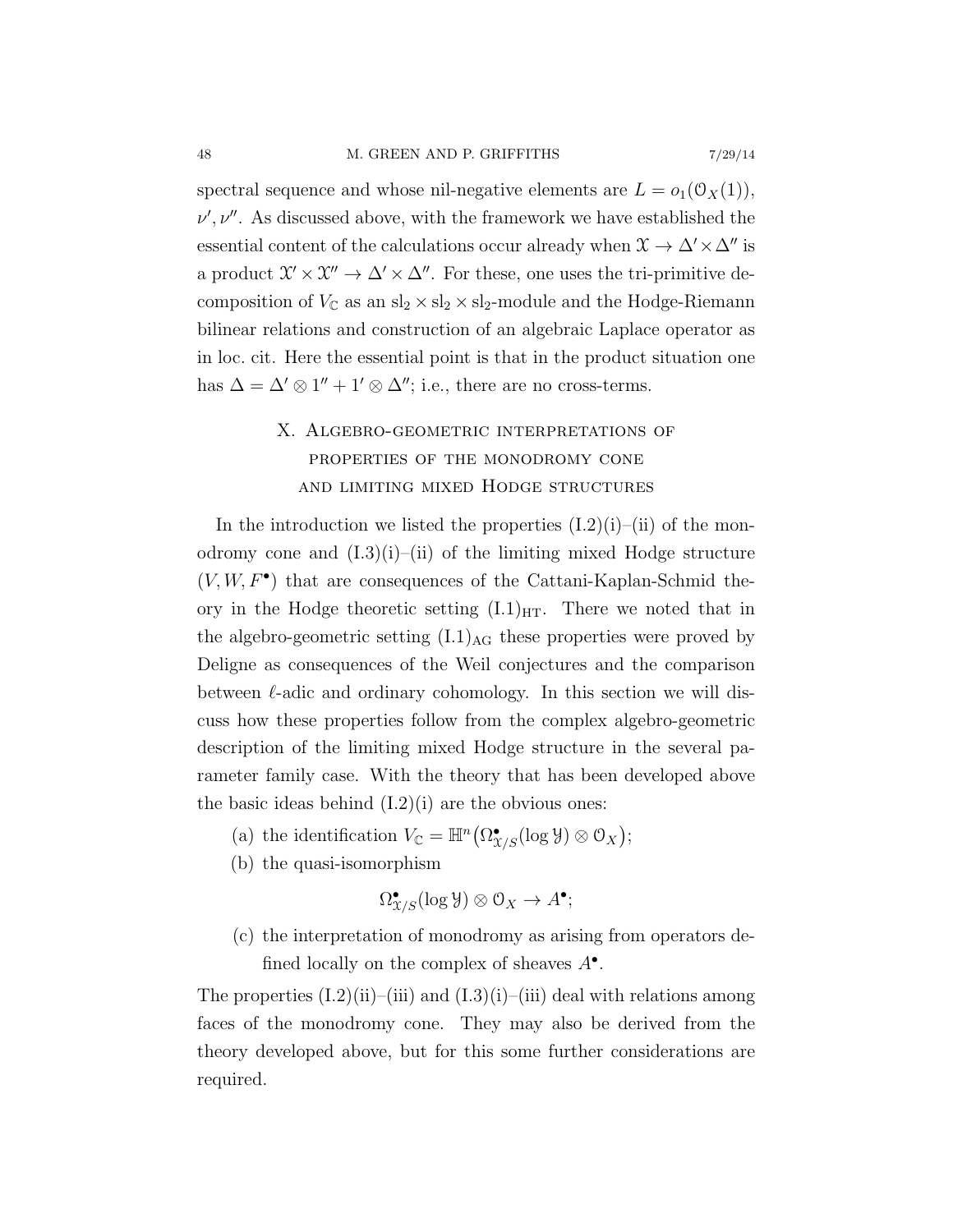spectral sequence and whose nil-negative elements are $L = o_1(\mathcal{O}_X(1))$, $\nu', \nu''$. As discussed above, with the framework we have established the essential content of the calculations occur already when $\mathcal{X} \to \Delta' \times \Delta''$ is a product $\mathcal{X}' \times \mathcal{X}'' \to \Delta' \times \Delta''$. For these, one uses the tri-primitive decomposition of $V_{\mathbb{C}}$ as an $\mathrm{sl}_2 \times \mathrm{sl}_2 \times \mathrm{sl}_2$-module and the Hodge-Riemann bilinear relations and construction of an algebraic Laplace operator as in loc. cit. Here the essential point is that in the product situation one has $\Delta = \Delta' \otimes 1'' + 1' \otimes \Delta''$; i.e., there are no cross-terms.

## X. Algebro-geometric interpretations of properties of the monodromy cone and limiting mixed Hodge structures

In the introduction we listed the properties (I.2)(i)–(ii) of the monodromy cone and (I.3)(i)–(ii) of the limiting mixed Hodge structure $(V, W, F^\bullet)$ that are consequences of the Cattani-Kaplan-Schmid theory in the Hodge theoretic setting $(\mathrm{I.1})_{\mathrm{HT}}$. There we noted that in the algebro-geometric setting $(\mathrm{I.1})_{\mathrm{AG}}$ these properties were proved by Deligne as consequences of the Weil conjectures and the comparison between $\ell$-adic and ordinary cohomology. In this section we will discuss how these properties follow from the complex algebro-geometric description of the limiting mixed Hodge structure in the several parameter family case. With the theory that has been developed above the basic ideas behind (I.2)(i) are the obvious ones:

(a) the identification $V_{\mathbb{C}} = \mathbb{H}^n\big(\Omega^\bullet_{\mathcal{X}/S}(\log \mathcal{Y}) \otimes \mathcal{O}_X\big)$;

(b) the quasi-isomorphism
$$\Omega^\bullet_{\mathcal{X}/S}(\log \mathcal{Y}) \otimes \mathcal{O}_X \to A^\bullet;$$

(c) the interpretation of monodromy as arising from operators defined locally on the complex of sheaves $A^\bullet$.

The properties (I.2)(ii)–(iii) and (I.3)(i)–(iii) deal with relations among faces of the monodromy cone. They may also be derived from the theory developed above, but for this some further considerations are required.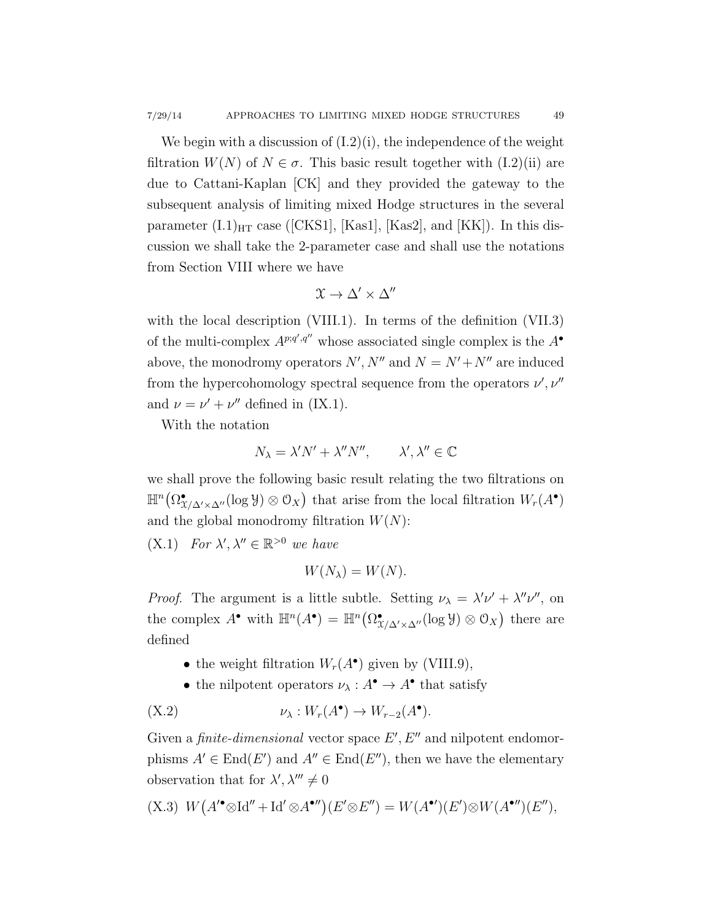We begin with a discussion of (I.2)(i), the independence of the weight filtration $W(N)$ of $N \in \sigma$. This basic result together with (I.2)(ii) are due to Cattani-Kaplan [CK] and they provided the gateway to the subsequent analysis of limiting mixed Hodge structures in the several parameter $(\mathrm{I.1})_{\mathrm{HT}}$ case ([CKS1], [Kas1], [Kas2], and [KK]). In this discussion we shall take the 2-parameter case and shall use the notations from Section VIII where we have

$$\mathcal{X} \to \Delta' \times \Delta''$$

with the local description (VIII.1). In terms of the definition (VII.3) of the multi-complex $A^{p;q',q''}$ whose associated single complex is the $A^\bullet$ above, the monodromy operators $N', N''$ and $N = N' + N''$ are induced from the hypercohomology spectral sequence from the operators $\nu', \nu''$ and $\nu = \nu' + \nu''$ defined in (IX.1).

With the notation

$$N_\lambda = \lambda' N' + \lambda'' N'', \qquad \lambda', \lambda'' \in \mathbb{C}$$

we shall prove the following basic result relating the two filtrations on $\mathbb{H}^n\big(\Omega^\bullet_{\mathcal{X}/\Delta'\times\Delta''}(\log \mathcal{Y}) \otimes \mathcal{O}_X\big)$ that arise from the local filtration $W_r(A^\bullet)$ and the global monodromy filtration $W(N)$:

(X.1) *For $\lambda', \lambda'' \in \mathbb{R}^{>0}$ we have*

$$W(N_\lambda) = W(N).$$

*Proof.* The argument is a little subtle. Setting $\nu_\lambda = \lambda'\nu' + \lambda''\nu''$, on the complex $A^\bullet$ with $\mathbb{H}^n(A^\bullet) = \mathbb{H}^n\big(\Omega^\bullet_{\mathcal{X}/\Delta'\times\Delta''}(\log \mathcal{Y}) \otimes \mathcal{O}_X\big)$ there are defined

- the weight filtration $W_r(A^\bullet)$ given by (VIII.9),
- the nilpotent operators $\nu_\lambda : A^\bullet \to A^\bullet$ that satisfy

$$\nu_\lambda : W_r(A^\bullet) \to W_{r-2}(A^\bullet). \tag{X.2}$$

Given a *finite-dimensional* vector space $E', E''$ and nilpotent endomorphisms $A' \in \mathrm{End}(E')$ and $A'' \in \mathrm{End}(E'')$, then we have the elementary observation that for $\lambda', \lambda''' \neq 0$

$$W\big(A'^\bullet \otimes \mathrm{Id}'' + \mathrm{Id}' \otimes A^{\bullet\prime\prime}\big)(E' \otimes E'') = W(A^{\bullet\prime})(E') \otimes W(A^{\bullet\prime\prime})(E''), \tag{X.3}$$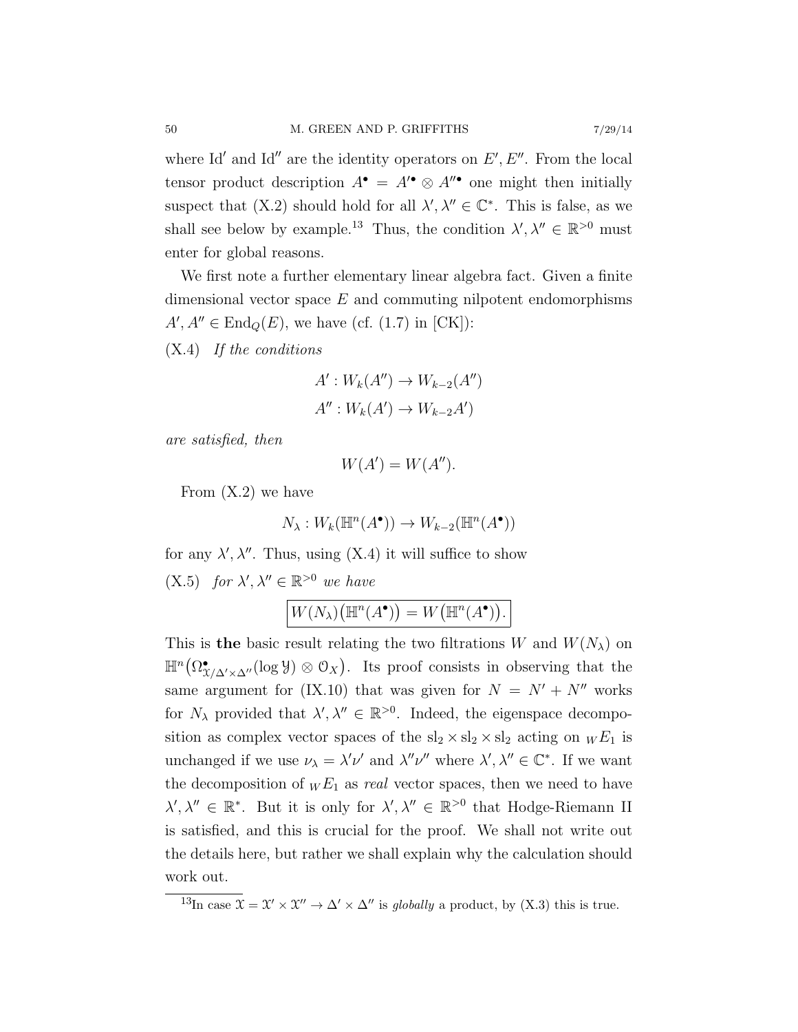where $\mathrm{Id}'$ and $\mathrm{Id}''$ are the identity operators on $E', E''$. From the local tensor product description $A^\bullet = A'^\bullet \otimes A''^\bullet$ one might then initially suspect that (X.2) should hold for all $\lambda', \lambda'' \in \mathbb{C}^*$. This is false, as we shall see below by example.[13] Thus, the condition $\lambda', \lambda'' \in \mathbb{R}^{>0}$ must enter for global reasons.

We first note a further elementary linear algebra fact. Given a finite dimensional vector space $E$ and commuting nilpotent endomorphisms $A', A'' \in \mathrm{End}_Q(E)$, we have (cf. (1.7) in [CK]):

(X.4) *If the conditions*

$$A' : W_k(A'') \to W_{k-2}(A'')$$
$$A'' : W_k(A') \to W_{k-2}A')$$

*are satisfied, then*

$$W(A') = W(A'').$$

From (X.2) we have

$$N_\lambda : W_k(\mathbb{H}^n(A^\bullet)) \to W_{k-2}(\mathbb{H}^n(A^\bullet))$$

for any $\lambda', \lambda''$. Thus, using (X.4) it will suffice to show

(X.5) *for* $\lambda', \lambda'' \in \mathbb{R}^{>0}$ *we have*

$$\boxed{W(N_\lambda)\big(\mathbb{H}^n(A^\bullet)\big) = W\big(\mathbb{H}^n(A^\bullet)\big).}$$

This is **the** basic result relating the two filtrations $W$ and $W(N_\lambda)$ on $\mathbb{H}^n\big(\Omega^\bullet_{\mathcal{X}/\Delta'\times\Delta''}(\log \mathcal{Y}) \otimes \mathcal{O}_X\big)$. Its proof consists in observing that the same argument for (IX.10) that was given for $N = N' + N''$ works for $N_\lambda$ provided that $\lambda', \lambda'' \in \mathbb{R}^{>0}$. Indeed, the eigenspace decomposition as complex vector spaces of the $\mathrm{sl}_2 \times \mathrm{sl}_2 \times \mathrm{sl}_2$ acting on ${}_W E_1$ is unchanged if we use $\nu_\lambda = \lambda'\nu'$ and $\lambda''\nu''$ where $\lambda', \lambda'' \in \mathbb{C}^*$. If we want the decomposition of ${}_W E_1$ as *real* vector spaces, then we need to have $\lambda', \lambda'' \in \mathbb{R}^*$. But it is only for $\lambda', \lambda'' \in \mathbb{R}^{>0}$ that Hodge-Riemann II is satisfied, and this is crucial for the proof. We shall not write out the details here, but rather we shall explain why the calculation should work out.

[13] In case $\mathcal{X} = \mathcal{X}' \times \mathcal{X}'' \to \Delta' \times \Delta''$ is *globally* a product, by (X.3) this is true.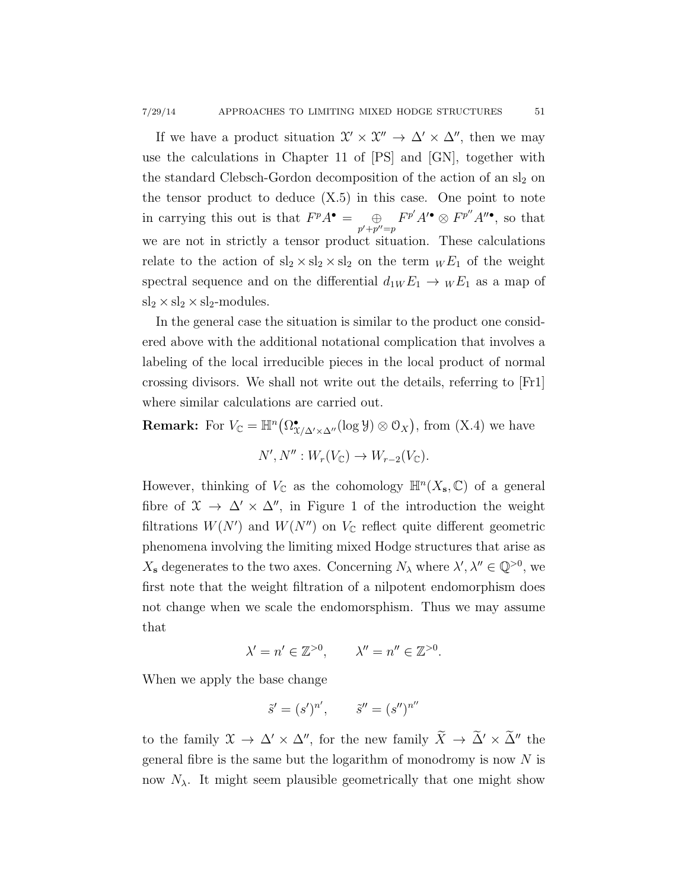If we have a product situation $\mathfrak{X}' \times \mathfrak{X}'' \to \Delta' \times \Delta''$, then we may use the calculations in Chapter 11 of [PS] and [GN], together with the standard Clebsch-Gordon decomposition of the action of an $\mathrm{sl}_2$ on the tensor product to deduce (X.5) in this case. One point to note in carrying this out is that $F^p A^\bullet = \underset{p'+p''=p}{\oplus} F^{p'} A'^\bullet \otimes F^{p''} A''^\bullet$, so that we are not in strictly a tensor product situation. These calculations relate to the action of $\mathrm{sl}_2 \times \mathrm{sl}_2 \times \mathrm{sl}_2$ on the term ${}_W E_1$ of the weight spectral sequence and on the differential $d_1 {}_W E_1 \to {}_W E_1$ as a map of $\mathrm{sl}_2 \times \mathrm{sl}_2 \times \mathrm{sl}_2$-modules.

In the general case the situation is similar to the product one considered above with the additional notational complication that involves a labeling of the local irreducible pieces in the local product of normal crossing divisors. We shall not write out the details, referring to [Fr1] where similar calculations are carried out.

**Remark:** For $V_{\mathbb{C}} = \mathbb{H}^n\big(\Omega^\bullet_{\mathfrak{X}/\Delta'\times\Delta''}(\log \mathcal{Y}) \otimes \mathcal{O}_X\big)$, from (X.4) we have

$$N', N'' : W_r(V_{\mathbb{C}}) \to W_{r-2}(V_{\mathbb{C}}).$$

However, thinking of $V_{\mathbb{C}}$ as the cohomology $\mathbb{H}^n(X_{\mathbf{s}}, \mathbb{C})$ of a general fibre of $\mathfrak{X} \to \Delta' \times \Delta''$, in Figure 1 of the introduction the weight filtrations $W(N')$ and $W(N'')$ on $V_{\mathbb{C}}$ reflect quite different geometric phenomena involving the limiting mixed Hodge structures that arise as $X_{\mathbf{s}}$ degenerates to the two axes. Concerning $N_\lambda$ where $\lambda', \lambda'' \in \mathbb{Q}^{>0}$, we first note that the weight filtration of a nilpotent endomorphism does not change when we scale the endomorsphism. Thus we may assume that

$$\lambda' = n' \in \mathbb{Z}^{>0}, \qquad \lambda'' = n'' \in \mathbb{Z}^{>0}.$$

When we apply the base change

$$\tilde{s}' = (s')^{n'}, \qquad \tilde{s}'' = (s'')^{n''}$$

to the family $\mathfrak{X} \to \Delta' \times \Delta''$, for the new family $\widetilde{X} \to \widetilde{\Delta}' \times \widetilde{\Delta}''$ the general fibre is the same but the logarithm of monodromy is now $N$ is now $N_\lambda$. It might seem plausible geometrically that one might show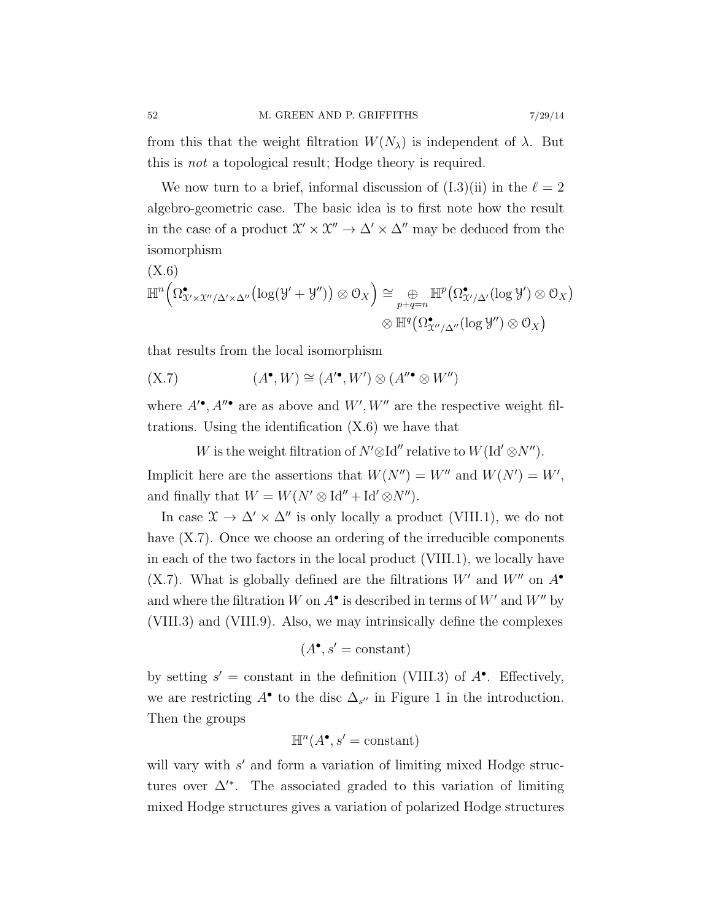from this that the weight filtration $W(N_\lambda)$ is independent of $\lambda$. But this is *not* a topological result; Hodge theory is required.

We now turn to a brief, informal discussion of (I.3)(ii) in the $\ell = 2$ algebro-geometric case. The basic idea is to first note how the result in the case of a product $\mathcal{X}' \times \mathcal{X}'' \to \Delta' \times \Delta''$ may be deduced from the isomorphism

(X.6)
$$\mathbb{H}^n\Big(\Omega^\bullet_{\mathcal{X}'\times\mathcal{X}''/\Delta'\times\Delta''}\big(\log(\mathcal{Y}' + \mathcal{Y}'')\big) \otimes \mathcal{O}_X\Big) \cong \underset{p+q=n}{\oplus} \mathbb{H}^p\big(\Omega^\bullet_{\mathcal{X}'/\Delta'}(\log \mathcal{Y}') \otimes \mathcal{O}_X\big) \otimes \mathbb{H}^q\big(\Omega^\bullet_{\mathcal{X}''/\Delta''}(\log \mathcal{Y}'') \otimes \mathcal{O}_X\big)$$

that results from the local isomorphism

$$(A^\bullet, W) \cong (A'^\bullet, W') \otimes (A''^\bullet \otimes W'') \tag{X.7}$$

where $A'^\bullet, A''^\bullet$ are as above and $W', W''$ are the respective weight filtrations. Using the identification (X.6) we have that

$$W \text{ is the weight filtration of } N' \otimes \mathrm{Id}'' \text{ relative to } W(\mathrm{Id}' \otimes N'').$$

Implicit here are the assertions that $W(N'') = W''$ and $W(N') = W'$, and finally that $W = W(N' \otimes \mathrm{Id}'' + \mathrm{Id}' \otimes N'')$.

In case $\mathcal{X} \to \Delta' \times \Delta''$ is only locally a product (VIII.1), we do not have (X.7). Once we choose an ordering of the irreducible components in each of the two factors in the local product (VIII.1), we locally have (X.7). What is globally defined are the filtrations $W'$ and $W''$ on $A^\bullet$ and where the filtration $W$ on $A^\bullet$ is described in terms of $W'$ and $W''$ by (VIII.3) and (VIII.9). Also, we may intrinsically define the complexes

$$(A^\bullet, s' = \text{constant})$$

by setting $s' = $ constant in the definition (VIII.3) of $A^\bullet$. Effectively, we are restricting $A^\bullet$ to the disc $\Delta_{s''}$ in Figure 1 in the introduction. Then the groups

$$\mathbb{H}^n(A^\bullet, s' = \text{constant})$$

will vary with $s'$ and form a variation of limiting mixed Hodge structures over $\Delta'^*$. The associated graded to this variation of limiting mixed Hodge structures gives a variation of polarized Hodge structures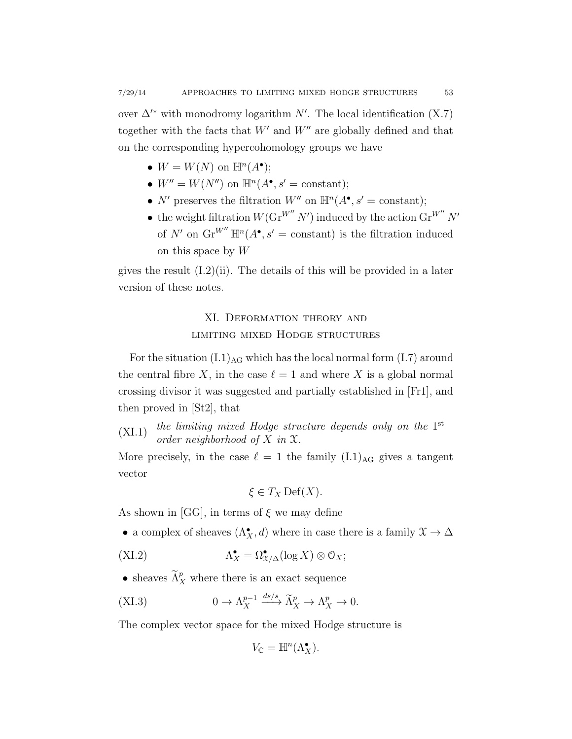over $\Delta'^*$ with monodromy logarithm $N'$. The local identification (X.7) together with the facts that $W'$ and $W''$ are globally defined and that on the corresponding hypercohomology groups we have

- $W = W(N)$ on $\mathbb{H}^n(A^\bullet)$;
- $W'' = W(N'')$ on $\mathbb{H}^n(A^\bullet, s' = \text{constant})$;
- $N'$ preserves the filtration $W''$ on $\mathbb{H}^n(A^\bullet, s' = \text{constant})$;
- the weight filtration $W(\operatorname{Gr}^{W''} N')$ induced by the action $\operatorname{Gr}^{W''} N'$ of $N'$ on $\operatorname{Gr}^{W''} \mathbb{H}^n(A^\bullet, s' = \text{constant})$ is the filtration induced on this space by $W$

gives the result (I.2)(ii). The details of this will be provided in a later version of these notes.

## XI. Deformation theory and limiting mixed Hodge structures

For the situation $(\text{I.1})_{\text{AG}}$ which has the local normal form (I.7) around the central fibre $X$, in the case $\ell = 1$ and where $X$ is a global normal crossing divisor it was suggested and partially established in [Fr1], and then proved in [St2], that

(XI.1) *the limiting mixed Hodge structure depends only on the* $1^{\text{st}}$ *order neighborhood of* $X$ *in* $\mathcal{X}$.

More precisely, in the case $\ell = 1$ the family $(\text{I.1})_{\text{AG}}$ gives a tangent vector

$$\xi \in T_X \operatorname{Def}(X).$$

As shown in [GG], in terms of $\xi$ we may define

- a complex of sheaves $(\Lambda_X^\bullet, d)$ where in case there is a family $\mathcal{X} \to \Delta$

$$\Lambda_X^\bullet = \Omega^\bullet_{\mathcal{X}/\Delta}(\log X) \otimes \mathcal{O}_X; \tag{XI.2}$$

- sheaves $\widetilde{\Lambda}_X^p$ where there is an exact sequence

$$0 \to \Lambda_X^{p-1} \xrightarrow{ds/s} \widetilde{\Lambda}_X^p \to \Lambda_X^p \to 0. \tag{XI.3}$$

The complex vector space for the mixed Hodge structure is

$$V_{\mathbb{C}} = \mathbb{H}^n(\Lambda_X^\bullet).$$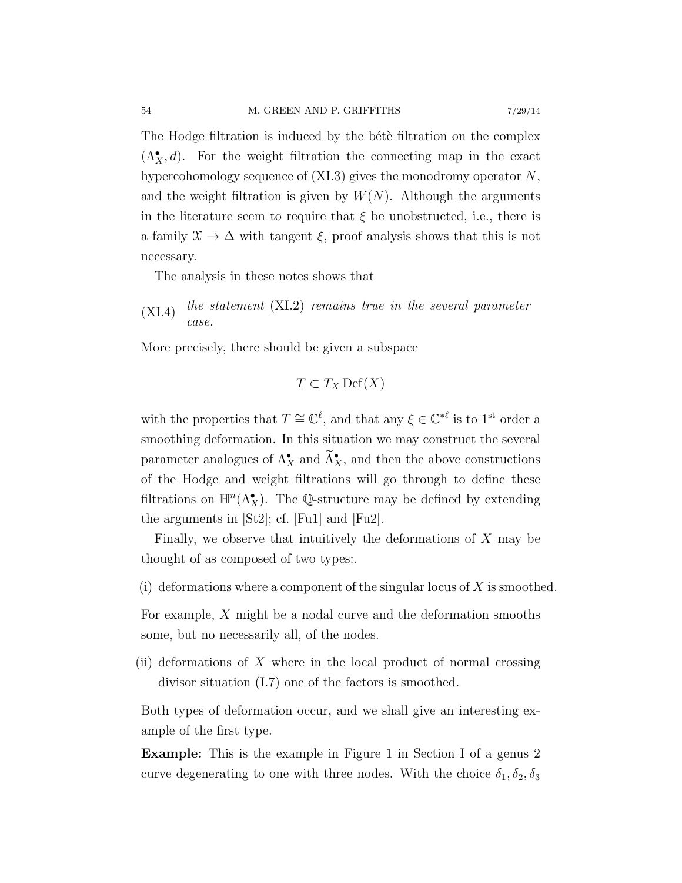The Hodge filtration is induced by the bétè filtration on the complex $(\Lambda^\bullet_X, d)$. For the weight filtration the connecting map in the exact hypercohomology sequence of (XI.3) gives the monodromy operator $N$, and the weight filtration is given by $W(N)$. Although the arguments in the literature seem to require that $\xi$ be unobstructed, i.e., there is a family $\mathcal{X} \to \Delta$ with tangent $\xi$, proof analysis shows that this is not necessary.

The analysis in these notes shows that

(XI.4) *the statement* (XI.2) *remains true in the several parameter case.*

More precisely, there should be given a subspace

$$T \subset T_X \operatorname{Def}(X)$$

with the properties that $T \cong \mathbb{C}^\ell$, and that any $\xi \in \mathbb{C}^{*\ell}$ is to 1st order a smoothing deformation. In this situation we may construct the several parameter analogues of $\Lambda^\bullet_X$ and $\widetilde{\Lambda}^\bullet_X$, and then the above constructions of the Hodge and weight filtrations will go through to define these filtrations on $\mathbb{H}^n(\Lambda^\bullet_X)$. The $\mathbb{Q}$-structure may be defined by extending the arguments in [St2]; cf. [Fu1] and [Fu2].

Finally, we observe that intuitively the deformations of $X$ may be thought of as composed of two types:.

(i) deformations where a component of the singular locus of $X$ is smoothed.

For example, $X$ might be a nodal curve and the deformation smooths some, but no necessarily all, of the nodes.

(ii) deformations of $X$ where in the local product of normal crossing divisor situation (I.7) one of the factors is smoothed.

Both types of deformation occur, and we shall give an interesting example of the first type.

**Example:** This is the example in Figure 1 in Section I of a genus 2 curve degenerating to one with three nodes. With the choice $\delta_1, \delta_2, \delta_3$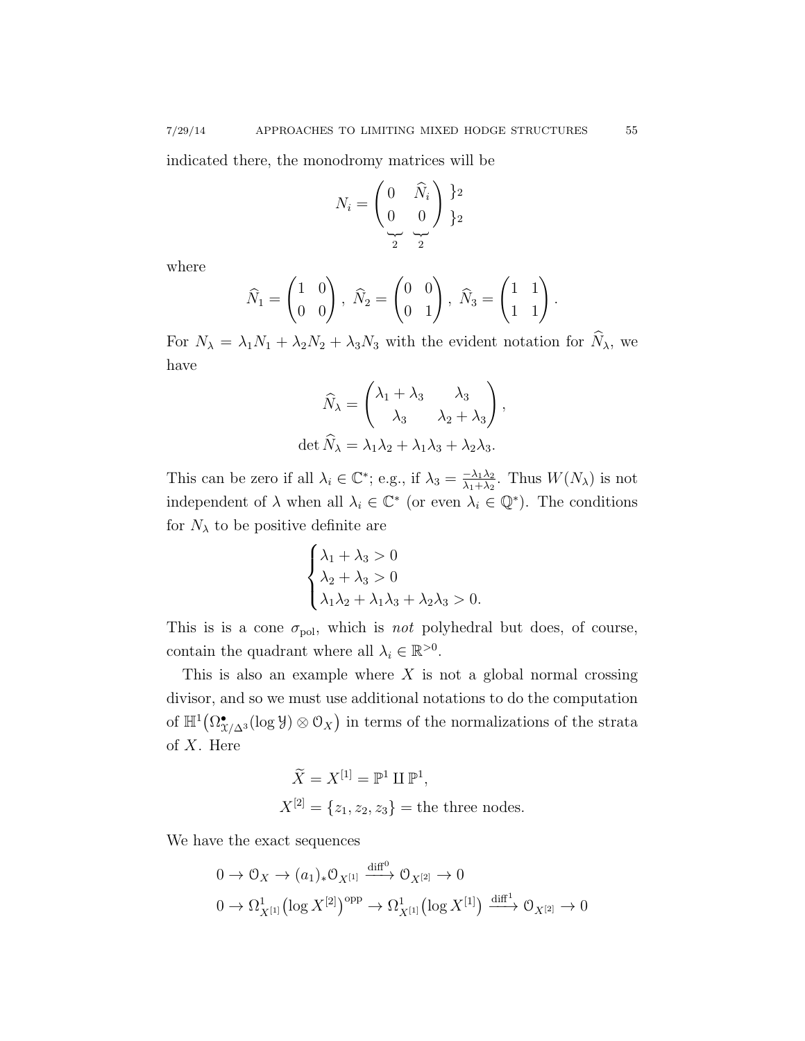indicated there, the monodromy matrices will be

$$N_i = \begin{pmatrix} 0 & \widehat{N}_i \\ 0 & 0 \end{pmatrix} \begin{matrix} \}2 \\ \}2 \end{matrix}$$

with both column blocks of size 2 (indicated by underbraces labeled 2 beneath each column)

where

$$\widehat{N}_1 = \begin{pmatrix} 1 & 0 \\ 0 & 0 \end{pmatrix},\ \widehat{N}_2 = \begin{pmatrix} 0 & 0 \\ 0 & 1 \end{pmatrix},\ \widehat{N}_3 = \begin{pmatrix} 1 & 1 \\ 1 & 1 \end{pmatrix}.$$

For $N_\lambda = \lambda_1 N_1 + \lambda_2 N_2 + \lambda_3 N_3$ with the evident notation for $\widehat{N}_\lambda$, we have

$$\widehat{N}_\lambda = \begin{pmatrix} \lambda_1 + \lambda_3 & \lambda_3 \\ \lambda_3 & \lambda_2 + \lambda_3 \end{pmatrix},$$

$$\det \widehat{N}_\lambda = \lambda_1\lambda_2 + \lambda_1\lambda_3 + \lambda_2\lambda_3.$$

This can be zero if all $\lambda_i \in \mathbb{C}^*$; e.g., if $\lambda_3 = \frac{-\lambda_1\lambda_2}{\lambda_1+\lambda_2}$. Thus $W(N_\lambda)$ is not independent of $\lambda$ when all $\lambda_i \in \mathbb{C}^*$ (or even $\lambda_i \in \mathbb{Q}^*$). The conditions for $N_\lambda$ to be positive definite are

$$\begin{cases} \lambda_1 + \lambda_3 > 0 \\ \lambda_2 + \lambda_3 > 0 \\ \lambda_1\lambda_2 + \lambda_1\lambda_3 + \lambda_2\lambda_3 > 0. \end{cases}$$

This is is a cone $\sigma_{\mathrm{pol}}$, which is *not* polyhedral but does, of course, contain the quadrant where all $\lambda_i \in \mathbb{R}^{>0}$.

This is also an example where $X$ is not a global normal crossing divisor, and so we must use additional notations to do the computation of $\mathbb{H}^1\big(\Omega^\bullet_{\mathcal{X}/\Delta^3}(\log \mathcal{Y}) \otimes \mathcal{O}_X\big)$ in terms of the normalizations of the strata of $X$. Here

$$\widetilde{X} = X^{[1]} = \mathbb{P}^1 \amalg \mathbb{P}^1,$$
$$X^{[2]} = \{z_1, z_2, z_3\} = \text{the three nodes}.$$

We have the exact sequences

$$0 \to \mathcal{O}_X \to (a_1)_*\mathcal{O}_{X^{[1]}} \xrightarrow{\mathrm{diff}^0} \mathcal{O}_{X^{[2]}} \to 0$$
$$0 \to \Omega^1_{X^{[1]}}\big(\log X^{[2]}\big)^{\mathrm{opp}} \to \Omega^1_{X^{[1]}}\big(\log X^{[1]}\big) \xrightarrow{\mathrm{diff}^1} \mathcal{O}_{X^{[2]}} \to 0$$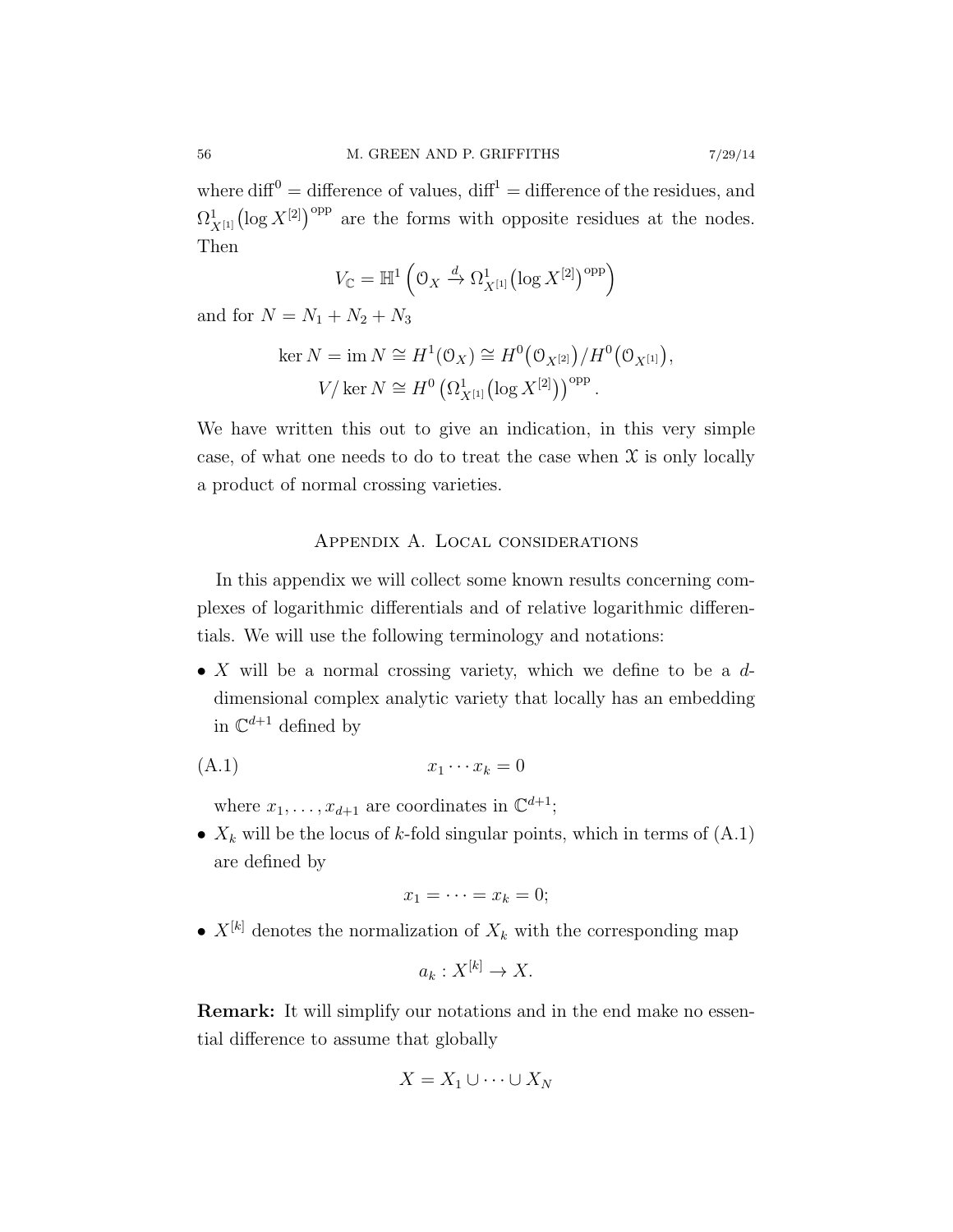where $\mathrm{diff}^0$ = difference of values, $\mathrm{diff}^1$ = difference of the residues, and $\Omega^1_{X^{[1]}}\big(\log X^{[2]}\big)^{\mathrm{opp}}$ are the forms with opposite residues at the nodes. Then

$$V_{\mathbb{C}} = \mathbb{H}^1\left(\mathcal{O}_X \xrightarrow{d} \Omega^1_{X^{[1]}}\big(\log X^{[2]}\big)^{\mathrm{opp}}\right)$$

and for $N = N_1 + N_2 + N_3$

$$\begin{aligned}
\ker N = \operatorname{im} N &\cong H^1(\mathcal{O}_X) \cong H^0\big(\mathcal{O}_{X^{[2]}}\big)/H^0\big(\mathcal{O}_{X^{[1]}}\big), \\
V/\ker N &\cong H^0\left(\Omega^1_{X^{[1]}}\big(\log X^{[2]}\big)\right)^{\mathrm{opp}}.
\end{aligned}$$

We have written this out to give an indication, in this very simple case, of what one needs to do to treat the case when $\mathcal{X}$ is only locally a product of normal crossing varieties.

## Appendix A. Local considerations

In this appendix we will collect some known results concerning complexes of logarithmic differentials and of relative logarithmic differentials. We will use the following terminology and notations:

- $X$ will be a normal crossing variety, which we define to be a $d$-dimensional complex analytic variety that locally has an embedding in $\mathbb{C}^{d+1}$ defined by

$$x_1 \cdots x_k = 0 \tag{A.1}$$

  where $x_1, \dots, x_{d+1}$ are coordinates in $\mathbb{C}^{d+1}$;
- $X_k$ will be the locus of $k$-fold singular points, which in terms of (A.1) are defined by

$$x_1 = \cdots = x_k = 0;$$

- $X^{[k]}$ denotes the normalization of $X_k$ with the corresponding map

$$a_k : X^{[k]} \to X.$$

**Remark:** It will simplify our notations and in the end make no essential difference to assume that globally

$$X = X_1 \cup \cdots \cup X_N$$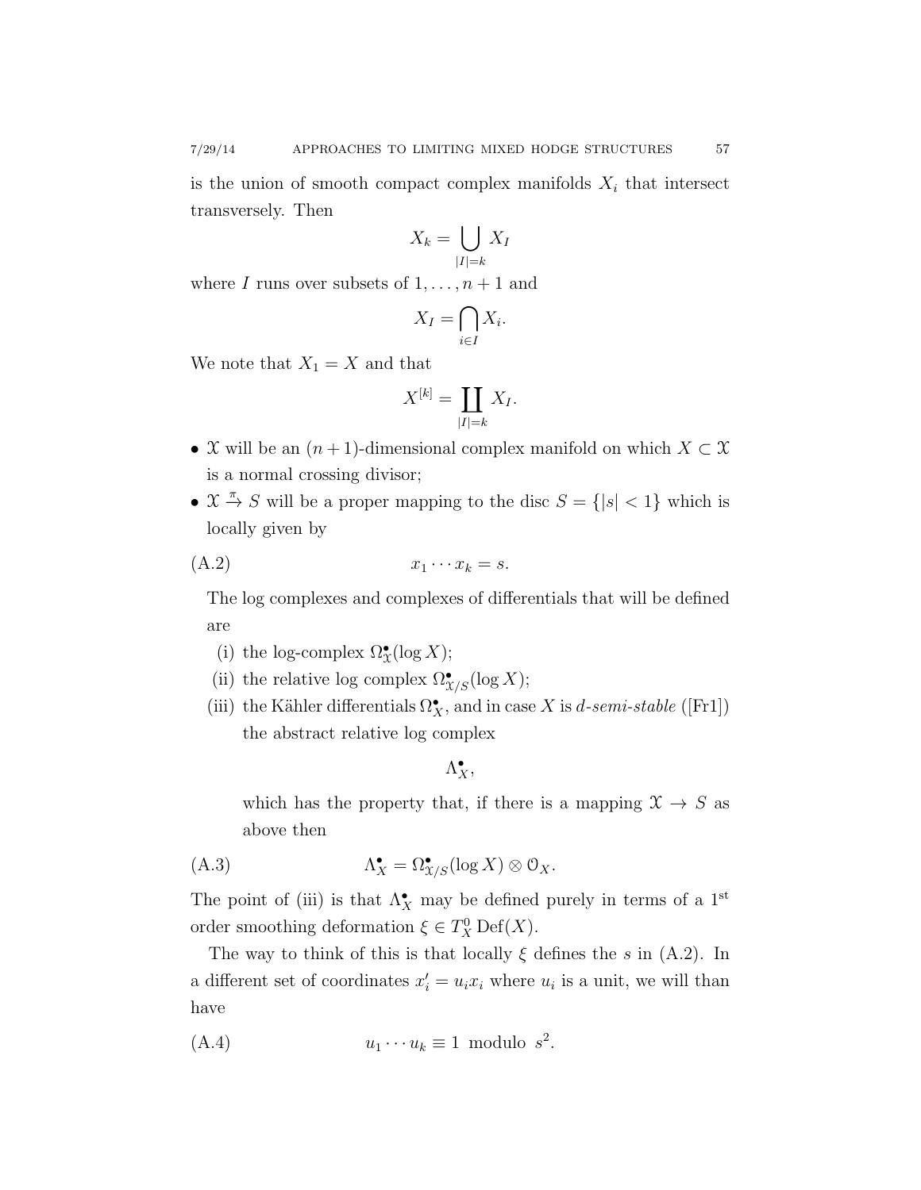is the union of smooth compact complex manifolds $X_i$ that intersect transversely. Then

$$X_k = \bigcup_{|I|=k} X_I$$

where $I$ runs over subsets of $1, \dots, n+1$ and

$$X_I = \bigcap_{i \in I} X_i.$$

We note that $X_1 = X$ and that

$$X^{[k]} = \coprod_{|I|=k} X_I.$$

- $\mathfrak{X}$ will be an $(n+1)$-dimensional complex manifold on which $X \subset \mathfrak{X}$ is a normal crossing divisor;
- $\mathfrak{X} \xrightarrow{\pi} S$ will be a proper mapping to the disc $S = \{|s| < 1\}$ which is locally given by

$$x_1 \cdots x_k = s. \tag{A.2}$$

The log complexes and complexes of differentials that will be defined are

(i) the log-complex $\Omega^\bullet_{\mathfrak{X}}(\log X)$;

(ii) the relative log complex $\Omega^\bullet_{\mathfrak{X}/S}(\log X)$;

(iii) the Kähler differentials $\Omega^\bullet_X$, and in case $X$ is *d-semi-stable* ([Fr1]) the abstract relative log complex

$$\Lambda^\bullet_X,$$

which has the property that, if there is a mapping $\mathfrak{X} \to S$ as above then

$$\Lambda^\bullet_X = \Omega^\bullet_{\mathfrak{X}/S}(\log X) \otimes \mathcal{O}_X. \tag{A.3}$$

The point of (iii) is that $\Lambda^\bullet_X$ may be defined purely in terms of a 1st order smoothing deformation $\xi \in T^0_X \operatorname{Def}(X)$.

The way to think of this is that locally $\xi$ defines the $s$ in (A.2). In a different set of coordinates $x'_i = u_i x_i$ where $u_i$ is a unit, we will than have

$$u_1 \cdots u_k \equiv 1 \text{ modulo } s^2. \tag{A.4}$$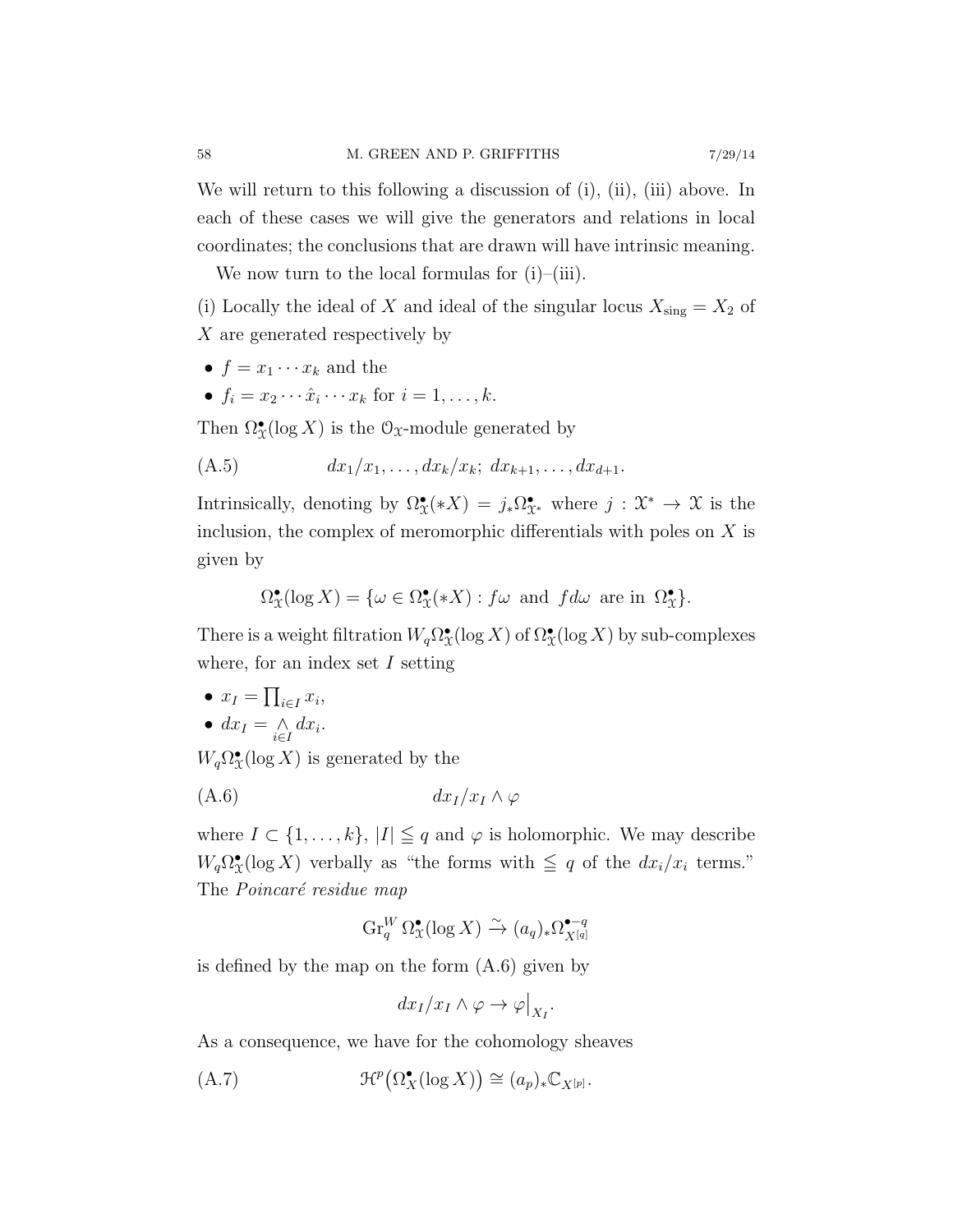We will return to this following a discussion of (i), (ii), (iii) above. In each of these cases we will give the generators and relations in local coordinates; the conclusions that are drawn will have intrinsic meaning.

We now turn to the local formulas for (i)–(iii).

(i) Locally the ideal of $X$ and ideal of the singular locus $X_{\text{sing}} = X_2$ of $X$ are generated respectively by

- $f = x_1 \cdots x_k$ and the
- $f_i = x_2 \cdots \hat{x}_i \cdots x_k$ for $i = 1, \dots, k$.

Then $\Omega^\bullet_{\mathcal{X}}(\log X)$ is the $\mathcal{O}_{\mathcal{X}}$-module generated by

$$dx_1/x_1, \dots, dx_k/x_k;\ dx_{k+1}, \dots, dx_{d+1}. \tag{A.5}$$

Intrinsically, denoting by $\Omega^\bullet_{\mathcal{X}}(*X) = j_*\Omega^\bullet_{\mathcal{X}^*}$ where $j : \mathcal{X}^* \to \mathcal{X}$ is the inclusion, the complex of meromorphic differentials with poles on $X$ is given by

$$\Omega^\bullet_{\mathcal{X}}(\log X) = \{\omega \in \Omega^\bullet_{\mathcal{X}}(*X) : f\omega \text{ and } fd\omega \text{ are in } \Omega^\bullet_{\mathcal{X}}\}.$$

There is a weight filtration $W_q\Omega^\bullet_{\mathcal{X}}(\log X)$ of $\Omega^\bullet_{\mathcal{X}}(\log X)$ by sub-complexes where, for an index set $I$ setting

- $x_I = \prod_{i\in I} x_i$,
- $dx_I = \underset{i\in I}{\wedge}\, dx_i$.

$W_q\Omega^\bullet_{\mathcal{X}}(\log X)$ is generated by the

$$dx_I/x_I \wedge \varphi \tag{A.6}$$

where $I \subset \{1, \dots, k\}$, $|I| \leqq q$ and $\varphi$ is holomorphic. We may describe $W_q\Omega^\bullet_{\mathcal{X}}(\log X)$ verbally as "the forms with $\leqq q$ of the $dx_i/x_i$ terms." The *Poincaré residue map*

$$\operatorname{Gr}^W_q \Omega^\bullet_{\mathcal{X}}(\log X) \xrightarrow{\sim} (a_q)_*\Omega^{\bullet - q}_{X^{[q]}}$$

is defined by the map on the form (A.6) given by

$$dx_I/x_I \wedge \varphi \to \varphi\big|_{X_I}.$$

As a consequence, we have for the cohomology sheaves

$$\mathcal{H}^p\big(\Omega^\bullet_X(\log X)\big) \cong (a_p)_*\mathbb{C}_{X^{[p]}}. \tag{A.7}$$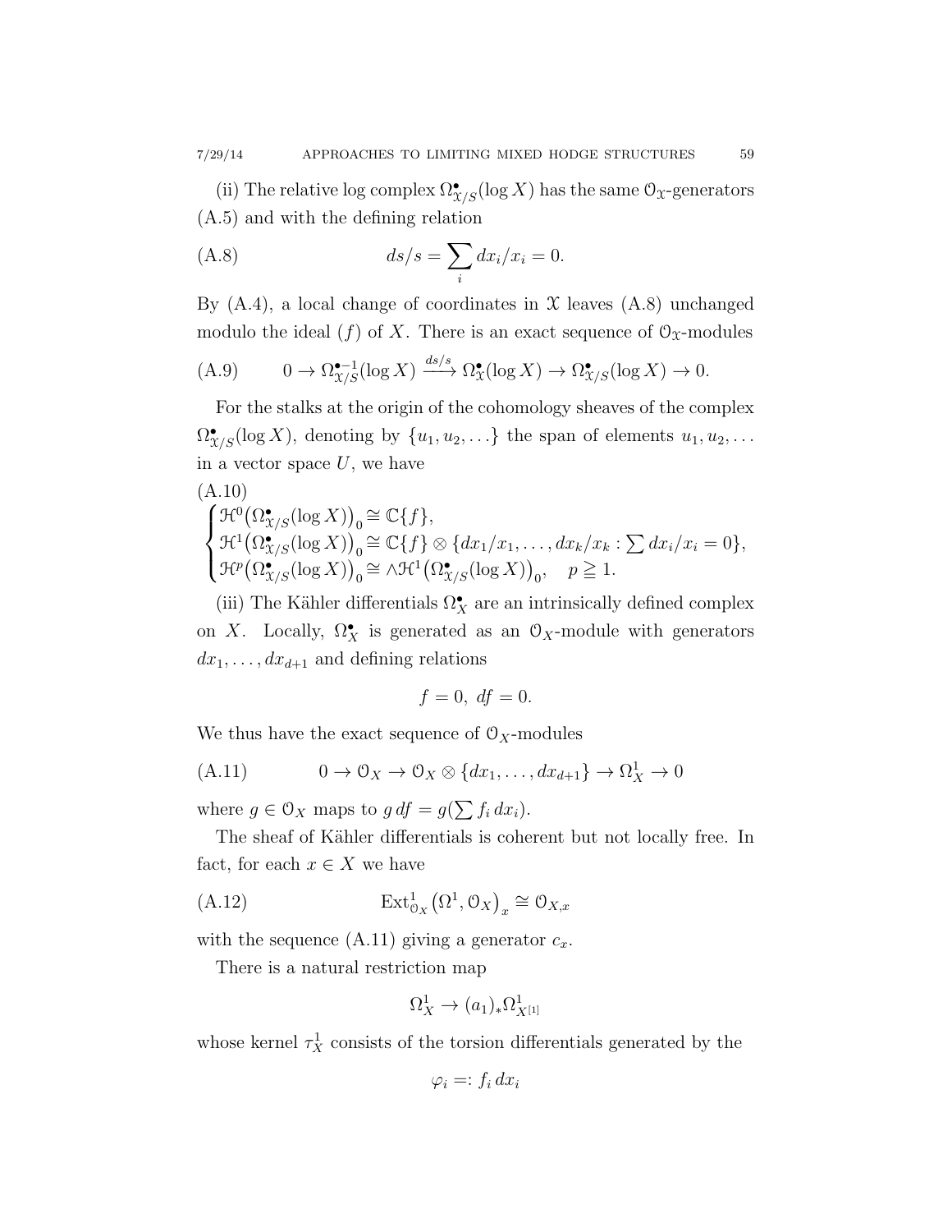(ii) The relative log complex $\Omega^\bullet_{\mathcal{X}/S}(\log X)$ has the same $\mathcal{O}_{\mathcal{X}}$-generators (A.5) and with the defining relation

$$ds/s = \sum_i dx_i/x_i = 0. \tag{A.8}$$

By (A.4), a local change of coordinates in $\mathcal{X}$ leaves (A.8) unchanged modulo the ideal $(f)$ of $X$. There is an exact sequence of $\mathcal{O}_{\mathcal{X}}$-modules

$$0 \to \Omega^{\bullet-1}_{\mathcal{X}/S}(\log X) \xrightarrow{ds/s} \Omega^\bullet_{\mathcal{X}}(\log X) \to \Omega^\bullet_{\mathcal{X}/S}(\log X) \to 0. \tag{A.9}$$

For the stalks at the origin of the cohomology sheaves of the complex $\Omega^\bullet_{\mathcal{X}/S}(\log X)$, denoting by $\{u_1, u_2, \ldots\}$ the span of elements $u_1, u_2, \ldots$ in a vector space $U$, we have

(A.10)
$$\begin{cases} \mathcal{H}^0\big(\Omega^\bullet_{\mathcal{X}/S}(\log X)\big)_0 \cong \mathbb{C}\{f\}, \\ \mathcal{H}^1\big(\Omega^\bullet_{\mathcal{X}/S}(\log X)\big)_0 \cong \mathbb{C}\{f\} \otimes \{dx_1/x_1, \ldots, dx_k/x_k : \sum dx_i/x_i = 0\}, \\ \mathcal{H}^p\big(\Omega^\bullet_{\mathcal{X}/S}(\log X)\big)_0 \cong \wedge \mathcal{H}^1\big(\Omega^\bullet_{\mathcal{X}/S}(\log X)\big)_0, \quad p \geqq 1. \end{cases}$$

(iii) The Kähler differentials $\Omega^\bullet_X$ are an intrinsically defined complex on $X$. Locally, $\Omega^\bullet_X$ is generated as an $\mathcal{O}_X$-module with generators $dx_1, \ldots, dx_{d+1}$ and defining relations

$$f = 0, \ df = 0.$$

We thus have the exact sequence of $\mathcal{O}_X$-modules

$$0 \to \mathcal{O}_X \to \mathcal{O}_X \otimes \{dx_1, \ldots, dx_{d+1}\} \to \Omega^1_X \to 0 \tag{A.11}$$

where $g \in \mathcal{O}_X$ maps to $g\, df = g(\sum f_i\, dx_i)$.

The sheaf of Kähler differentials is coherent but not locally free. In fact, for each $x \in X$ we have

$$\operatorname{Ext}^1_{\mathcal{O}_X}\big(\Omega^1, \mathcal{O}_X\big)_x \cong \mathcal{O}_{X,x} \tag{A.12}$$

with the sequence (A.11) giving a generator $c_x$.

There is a natural restriction map

$$\Omega^1_X \to (a_1)_* \Omega^1_{X^{[1]}}$$

whose kernel $\tau^1_X$ consists of the torsion differentials generated by the

$$\varphi_i =: f_i\, dx_i$$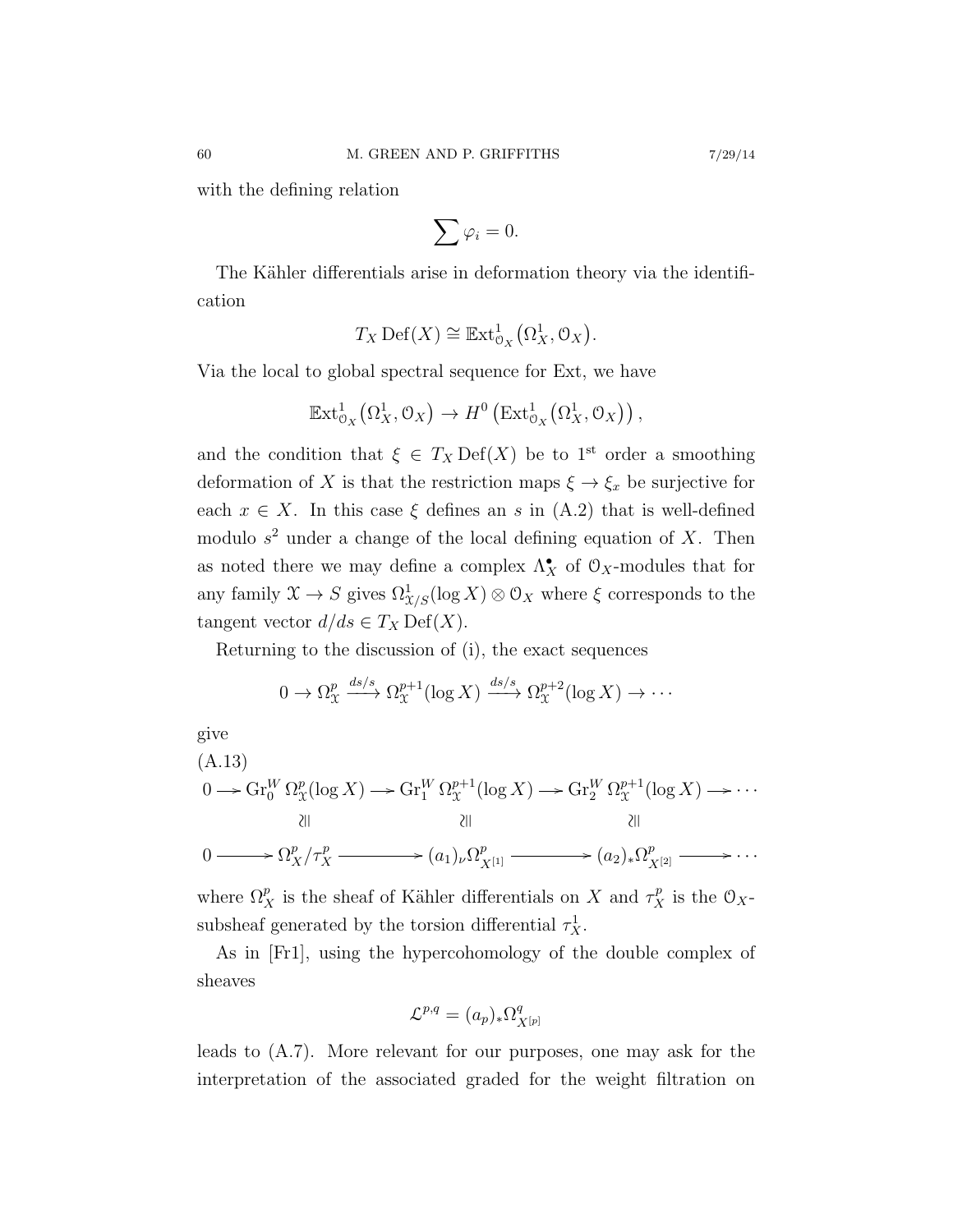with the defining relation

$$\sum \varphi_i = 0.$$

The Kähler differentials arise in deformation theory via the identification

$$T_X \operatorname{Def}(X) \cong \mathbb{E}\mathrm{xt}^1_{\mathcal{O}_X}\big(\Omega^1_X, \mathcal{O}_X\big).$$

Via the local to global spectral sequence for Ext, we have

$$\mathbb{E}\mathrm{xt}^1_{\mathcal{O}_X}\big(\Omega^1_X, \mathcal{O}_X\big) \to H^0\left(\mathrm{Ext}^1_{\mathcal{O}_X}\big(\Omega^1_X, \mathcal{O}_X\big)\right),$$

and the condition that $\xi \in T_X \operatorname{Def}(X)$ be to 1st order a smoothing deformation of $X$ is that the restriction maps $\xi \to \xi_x$ be surjective for each $x \in X$. In this case $\xi$ defines an $s$ in (A.2) that is well-defined modulo $s^2$ under a change of the local defining equation of $X$. Then as noted there we may define a complex $\Lambda^\bullet_X$ of $\mathcal{O}_X$-modules that for any family $\mathcal{X} \to S$ gives $\Omega^1_{\mathcal{X}/S}(\log X) \otimes \mathcal{O}_X$ where $\xi$ corresponds to the tangent vector $d/ds \in T_X \operatorname{Def}(X)$.

Returning to the discussion of (i), the exact sequences

$$0 \to \Omega^p_{\mathcal{X}} \xrightarrow{ds/s} \Omega^{p+1}_{\mathcal{X}}(\log X) \xrightarrow{ds/s} \Omega^{p+2}_{\mathcal{X}}(\log X) \to \cdots$$

give

(A.13)

$$\begin{array}{ccccccccc}
0 \longrightarrow & \mathrm{Gr}^W_0 \, \Omega^p_{\mathcal{X}}(\log X) & \longrightarrow & \mathrm{Gr}^W_1 \, \Omega^{p+1}_{\mathcal{X}}(\log X) & \longrightarrow & \mathrm{Gr}^W_2 \, \Omega^{p+1}_{\mathcal{X}}(\log X) & \longrightarrow \cdots \\
& \wr\| & & \wr\| & & \wr\| & \\
0 \longrightarrow & \Omega^p_X/\tau^p_X & \longrightarrow & (a_1)_\nu \Omega^p_{X^{[1]}} & \longrightarrow & (a_2)_* \Omega^p_{X^{[2]}} & \longrightarrow \cdots
\end{array}$$

where $\Omega^p_X$ is the sheaf of Kähler differentials on $X$ and $\tau^p_X$ is the $\mathcal{O}_X$-subsheaf generated by the torsion differential $\tau^1_X$.

As in [Fr1], using the hypercohomology of the double complex of sheaves

$$\mathcal{L}^{p,q} = (a_p)_* \Omega^q_{X^{[p]}}$$

leads to (A.7). More relevant for our purposes, one may ask for the interpretation of the associated graded for the weight filtration on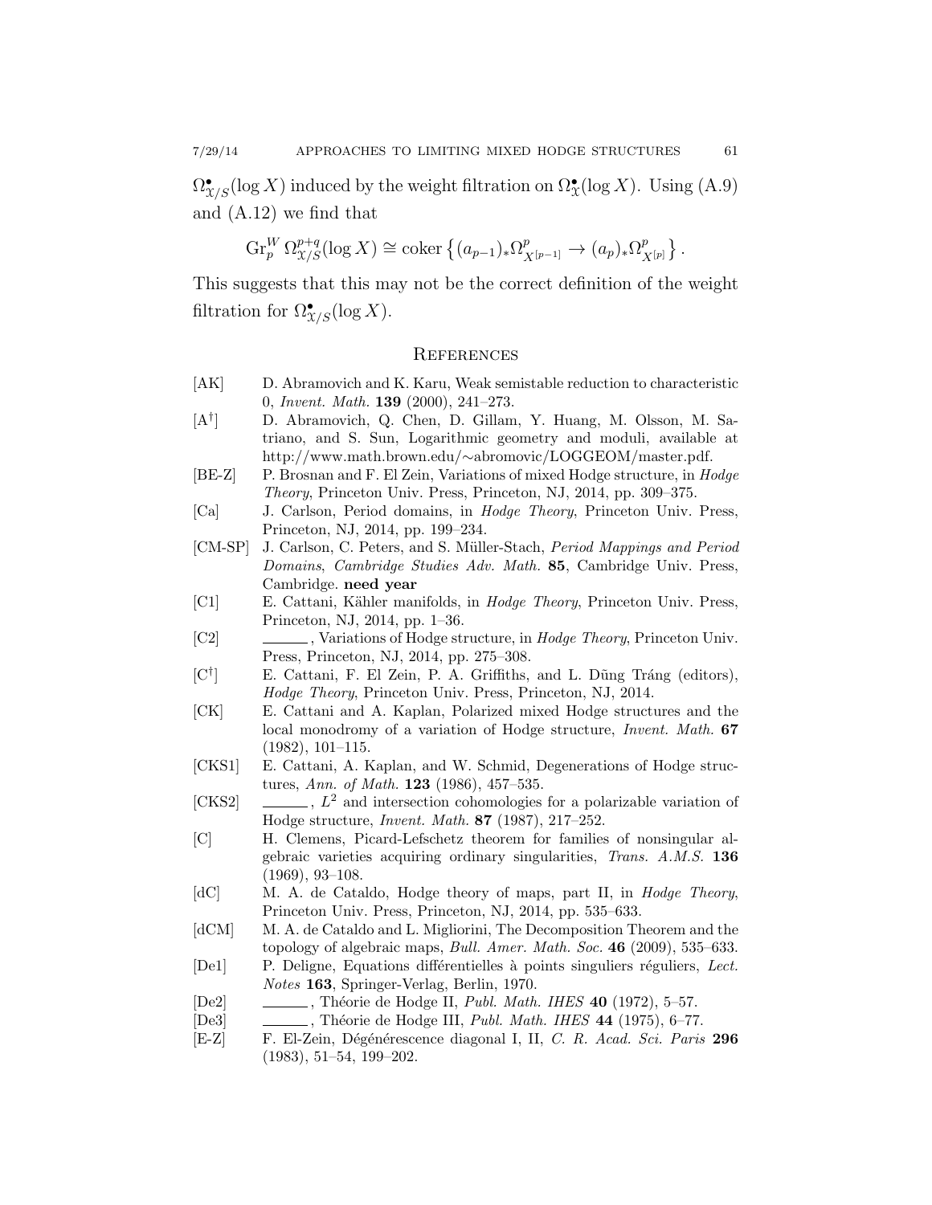$\Omega^\bullet_{\mathcal{X}/S}(\log X)$ induced by the weight filtration on $\Omega^\bullet_{\mathcal{X}}(\log X)$. Using (A.9) and (A.12) we find that

$$\mathrm{Gr}^W_p \, \Omega^{p+q}_{\mathcal{X}/S}(\log X) \cong \operatorname{coker}\left\{ (a_{p-1})_* \Omega^p_{X^{[p-1]}} \to (a_p)_* \Omega^p_{X^{[p]}} \right\}.$$

This suggests that this may not be the correct definition of the weight filtration for $\Omega^\bullet_{\mathcal{X}/S}(\log X)$.

## References

- [AK] D. Abramovich and K. Karu, Weak semistable reduction to characteristic 0, *Invent. Math.* **139** (2000), 241–273.
- [A$^\dagger$] D. Abramovich, Q. Chen, D. Gillam, Y. Huang, M. Olsson, M. Satriano, and S. Sun, Logarithmic geometry and moduli, available at http://www.math.brown.edu/∼abromovic/LOGGEOM/master.pdf.
- [BE-Z] P. Brosnan and F. El Zein, Variations of mixed Hodge structure, in *Hodge Theory*, Princeton Univ. Press, Princeton, NJ, 2014, pp. 309–375.
- [Ca] J. Carlson, Period domains, in *Hodge Theory*, Princeton Univ. Press, Princeton, NJ, 2014, pp. 199–234.
- [CM-SP] J. Carlson, C. Peters, and S. Müller-Stach, *Period Mappings and Period Domains*, *Cambridge Studies Adv. Math.* **85**, Cambridge Univ. Press, Cambridge. **need year**
- [C1] E. Cattani, Kähler manifolds, in *Hodge Theory*, Princeton Univ. Press, Princeton, NJ, 2014, pp. 1–36.
- [C2] ______, Variations of Hodge structure, in *Hodge Theory*, Princeton Univ. Press, Princeton, NJ, 2014, pp. 275–308.
- [C$^\dagger$] E. Cattani, F. El Zein, P. A. Griffiths, and L. Dũng Tráng (editors), *Hodge Theory*, Princeton Univ. Press, Princeton, NJ, 2014.
- [CK] E. Cattani and A. Kaplan, Polarized mixed Hodge structures and the local monodromy of a variation of Hodge structure, *Invent. Math.* **67** (1982), 101–115.
- [CKS1] E. Cattani, A. Kaplan, and W. Schmid, Degenerations of Hodge structures, *Ann. of Math.* **123** (1986), 457–535.
- [CKS2] ______, $L^2$ and intersection cohomologies for a polarizable variation of Hodge structure, *Invent. Math.* **87** (1987), 217–252.
- [C] H. Clemens, Picard-Lefschetz theorem for families of nonsingular algebraic varieties acquiring ordinary singularities, *Trans. A.M.S.* **136** (1969), 93–108.
- [dC] M. A. de Cataldo, Hodge theory of maps, part II, in *Hodge Theory*, Princeton Univ. Press, Princeton, NJ, 2014, pp. 535–633.
- [dCM] M. A. de Cataldo and L. Migliorini, The Decomposition Theorem and the topology of algebraic maps, *Bull. Amer. Math. Soc.* **46** (2009), 535–633.
- [De1] P. Deligne, Equations différentielles à points singuliers réguliers, *Lect. Notes* **163**, Springer-Verlag, Berlin, 1970.
- [De2] ______, Théorie de Hodge II, *Publ. Math. IHES* **40** (1972), 5–57.
- [De3] ______, Théorie de Hodge III, *Publ. Math. IHES* **44** (1975), 6–77.
- [E-Z] F. El-Zein, Dégénérescence diagonal I, II, *C. R. Acad. Sci. Paris* **296** (1983), 51–54, 199–202.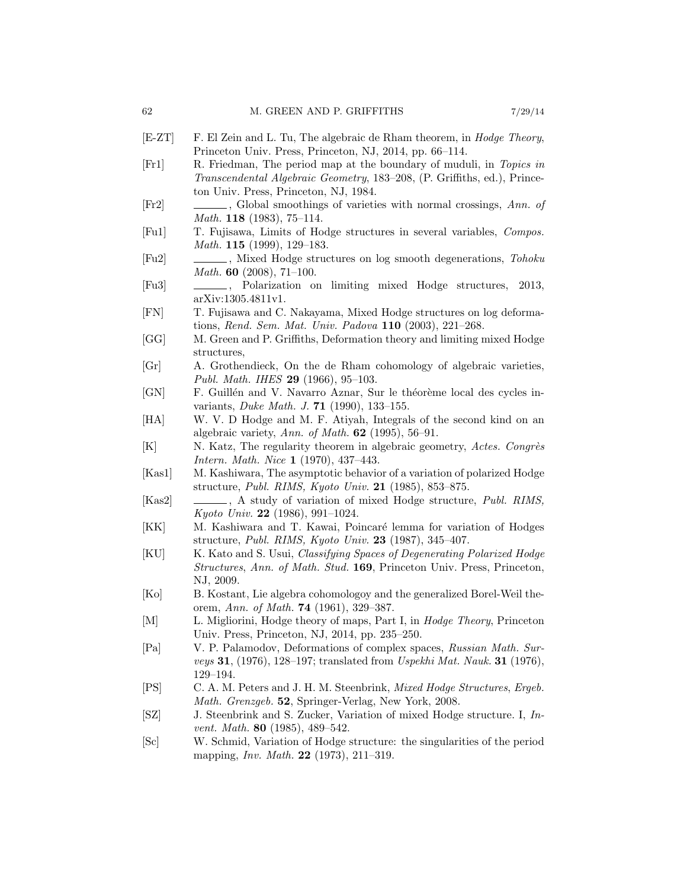[E-ZT] F. El Zein and L. Tu, The algebraic de Rham theorem, in *Hodge Theory*, Princeton Univ. Press, Princeton, NJ, 2014, pp. 66–114.

[Fr1] R. Friedman, The period map at the boundary of muduli, in *Topics in Transcendental Algebraic Geometry*, 183–208, (P. Griffiths, ed.), Princeton Univ. Press, Princeton, NJ, 1984.

[Fr2] ______, Global smoothings of varieties with normal crossings, *Ann. of Math.* **118** (1983), 75–114.

[Fu1] T. Fujisawa, Limits of Hodge structures in several variables, *Compos. Math.* **115** (1999), 129–183.

[Fu2] ______, Mixed Hodge structures on log smooth degenerations, *Tohoku Math.* **60** (2008), 71–100.

[Fu3] ______, Polarization on limiting mixed Hodge structures, 2013, arXiv:1305.4811v1.

[FN] T. Fujisawa and C. Nakayama, Mixed Hodge structures on log deformations, *Rend. Sem. Mat. Univ. Padova* **110** (2003), 221–268.

[GG] M. Green and P. Griffiths, Deformation theory and limiting mixed Hodge structures,

[Gr] A. Grothendieck, On the de Rham cohomology of algebraic varieties, *Publ. Math. IHES* **29** (1966), 95–103.

[GN] F. Guillén and V. Navarro Aznar, Sur le théorème local des cycles invariants, *Duke Math. J.* **71** (1990), 133–155.

[HA] W. V. D Hodge and M. F. Atiyah, Integrals of the second kind on an algebraic variety, *Ann. of Math.* **62** (1995), 56–91.

[K] N. Katz, The regularity theorem in algebraic geometry, *Actes. Congrès Intern. Math. Nice* **1** (1970), 437–443.

[Kas1] M. Kashiwara, The asymptotic behavior of a variation of polarized Hodge structure, *Publ. RIMS, Kyoto Univ.* **21** (1985), 853–875.

[Kas2] ______, A study of variation of mixed Hodge structure, *Publ. RIMS, Kyoto Univ.* **22** (1986), 991–1024.

[KK] M. Kashiwara and T. Kawai, Poincaré lemma for variation of Hodges structure, *Publ. RIMS, Kyoto Univ.* **23** (1987), 345–407.

[KU] K. Kato and S. Usui, *Classifying Spaces of Degenerating Polarized Hodge Structures*, *Ann. of Math. Stud.* **169**, Princeton Univ. Press, Princeton, NJ, 2009.

[Ko] B. Kostant, Lie algebra cohomologoy and the generalized Borel-Weil theorem, *Ann. of Math.* **74** (1961), 329–387.

[M] L. Migliorini, Hodge theory of maps, Part I, in *Hodge Theory*, Princeton Univ. Press, Princeton, NJ, 2014, pp. 235–250.

[Pa] V. P. Palamodov, Deformations of complex spaces, *Russian Math. Surveys* **31**, (1976), 128–197; translated from *Uspekhi Mat. Nauk.* **31** (1976), 129–194.

[PS] C. A. M. Peters and J. H. M. Steenbrink, *Mixed Hodge Structures*, *Ergeb. Math. Grenzgeb.* **52**, Springer-Verlag, New York, 2008.

[SZ] J. Steenbrink and S. Zucker, Variation of mixed Hodge structure. I, *Invent. Math.* **80** (1985), 489–542.

[Sc] W. Schmid, Variation of Hodge structure: the singularities of the period mapping, *Inv. Math.* **22** (1973), 211–319.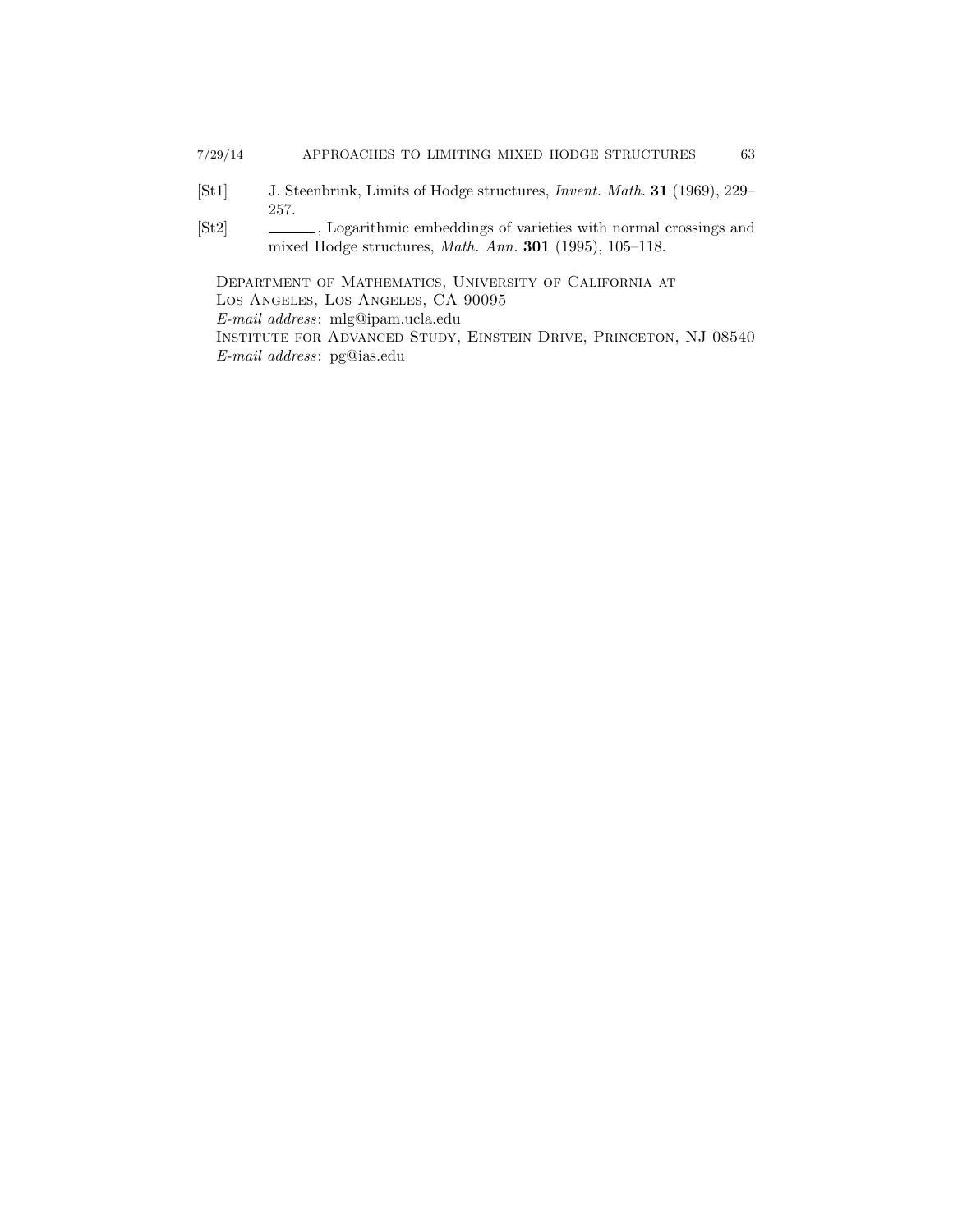[St1] J. Steenbrink, Limits of Hodge structures, *Invent. Math.* **31** (1969), 229–257.

[St2] ______, Logarithmic embeddings of varieties with normal crossings and mixed Hodge structures, *Math. Ann.* **301** (1995), 105–118.

Department of Mathematics, University of California at Los Angeles, Los Angeles, CA 90095
*E-mail address*: mlg@ipam.ucla.edu

Institute for Advanced Study, Einstein Drive, Princeton, NJ 08540
*E-mail address*: pg@ias.edu